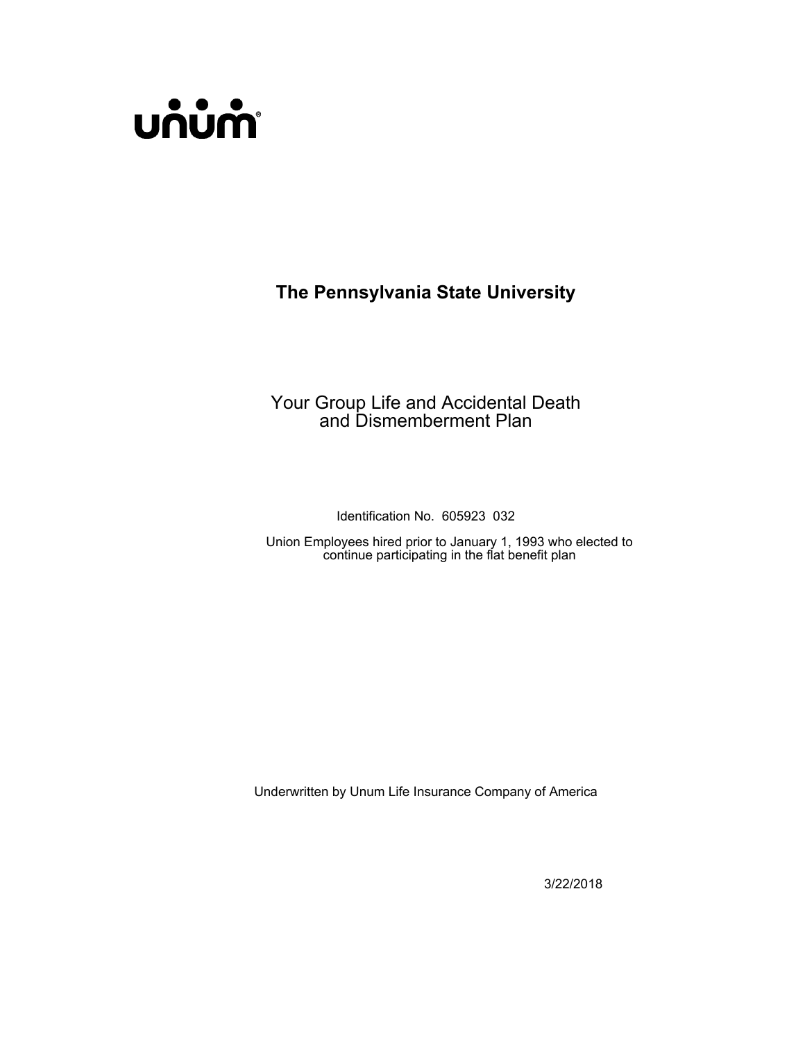unum®

# The Pennsylvania State University

## Your Group Life and Accidental Death and Dismemberment Plan

Identification No. 605923 032

Union Employees hired prior to January 1, 1993 who elected to continue participating in the flat benefit plan

Underwritten by Unum Life Insurance Company of America

3/22/2018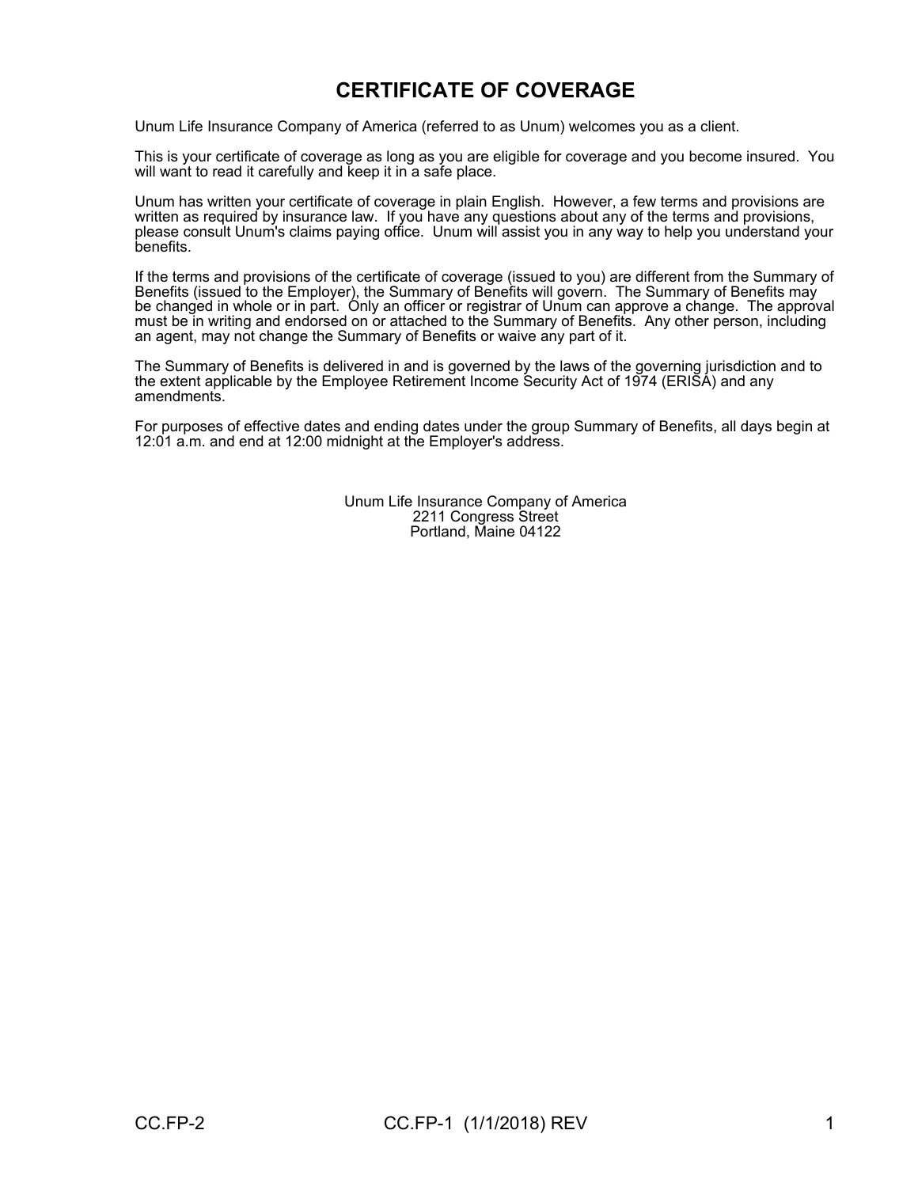# CERTIFICATE OF COVERAGE

Unum Life Insurance Company of America (referred to as Unum) welcomes you as a client.

This is your certificate of coverage as long as you are eligible for coverage and you become insured. You will want to read it carefully and keep it in a safe place.

Unum has written your certificate of coverage in plain English. However, a few terms and provisions are written as required by insurance law. If you have any questions about any of the terms and provisions, please consult Unum's claims paying office. Unum will assist you in any way to help you understand your benefits.

If the terms and provisions of the certificate of coverage (issued to you) are different from the Summary of Benefits (issued to the Employer), the Summary of Benefits will govern. The Summary of Benefits may be changed in whole or in part. Only an officer or registrar of Unum can approve a change. The approval must be in writing and endorsed on or attached to the Summary of Benefits. Any other person, including an agent, may not change the Summary of Benefits or waive any part of it.

The Summary of Benefits is delivered in and is governed by the laws of the governing jurisdiction and to the extent applicable by the Employee Retirement Income Security Act of 1974 (ERISA) and any amendments.

For purposes of effective dates and ending dates under the group Summary of Benefits, all days begin at 12:01 a.m. and end at 12:00 midnight at the Employer's address.

Unum Life Insurance Company of America
2211 Congress Street
Portland, Maine 04122

CC.FP-2 CC.FP-1 (1/1/2018) REV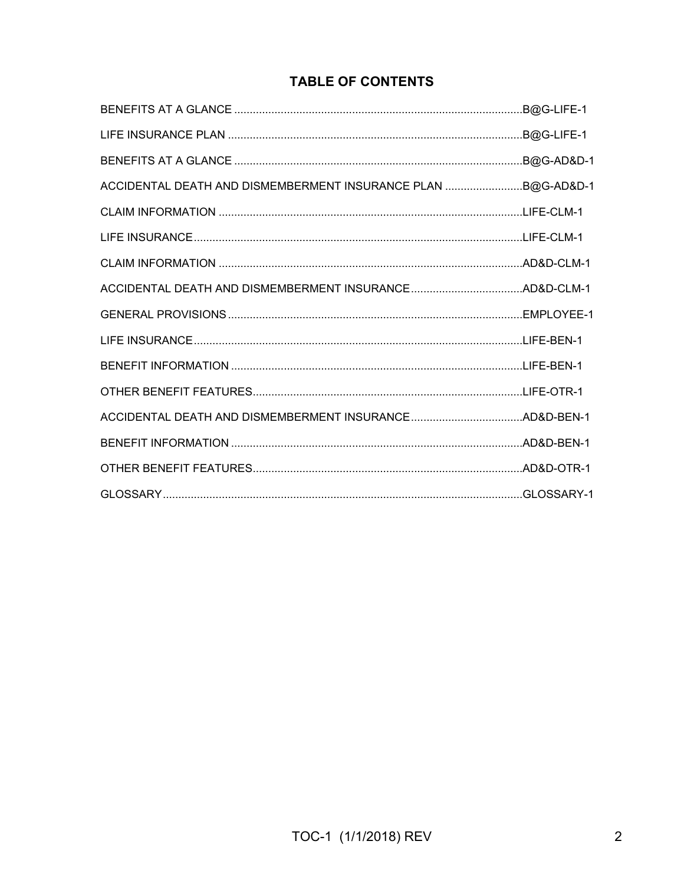# TABLE OF CONTENTS

| Section | Page |
|---|---|
| BENEFITS AT A GLANCE | B@G-LIFE-1 |
| LIFE INSURANCE PLAN | B@G-LIFE-1 |
| BENEFITS AT A GLANCE | B@G-AD&D-1 |
| ACCIDENTAL DEATH AND DISMEMBERMENT INSURANCE PLAN | B@G-AD&D-1 |
| CLAIM INFORMATION | LIFE-CLM-1 |
| LIFE INSURANCE | LIFE-CLM-1 |
| CLAIM INFORMATION | AD&D-CLM-1 |
| ACCIDENTAL DEATH AND DISMEMBERMENT INSURANCE | AD&D-CLM-1 |
| GENERAL PROVISIONS | EMPLOYEE-1 |
| LIFE INSURANCE | LIFE-BEN-1 |
| BENEFIT INFORMATION | LIFE-BEN-1 |
| OTHER BENEFIT FEATURES | LIFE-OTR-1 |
| ACCIDENTAL DEATH AND DISMEMBERMENT INSURANCE | AD&D-BEN-1 |
| BENEFIT INFORMATION | AD&D-BEN-1 |
| OTHER BENEFIT FEATURES | AD&D-OTR-1 |
| GLOSSARY | GLOSSARY-1 |

TOC-1 (1/1/2018) REV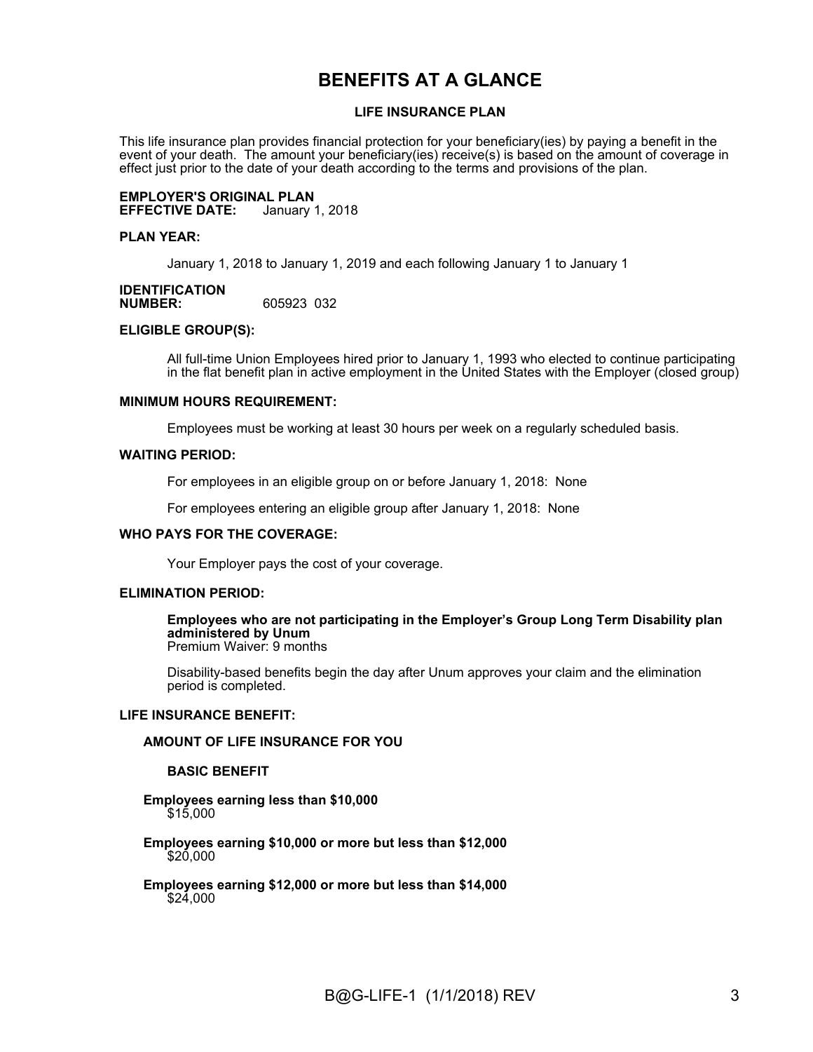# BENEFITS AT A GLANCE

## LIFE INSURANCE PLAN

This life insurance plan provides financial protection for your beneficiary(ies) by paying a benefit in the event of your death. The amount your beneficiary(ies) receive(s) is based on the amount of coverage in effect just prior to the date of your death according to the terms and provisions of the plan.

**EMPLOYER'S ORIGINAL PLAN EFFECTIVE DATE:** January 1, 2018

**PLAN YEAR:**

January 1, 2018 to January 1, 2019 and each following January 1 to January 1

**IDENTIFICATION NUMBER:** 605923 032

**ELIGIBLE GROUP(S):**

All full-time Union Employees hired prior to January 1, 1993 who elected to continue participating in the flat benefit plan in active employment in the United States with the Employer (closed group)

**MINIMUM HOURS REQUIREMENT:**

Employees must be working at least 30 hours per week on a regularly scheduled basis.

**WAITING PERIOD:**

For employees in an eligible group on or before January 1, 2018: None

For employees entering an eligible group after January 1, 2018: None

**WHO PAYS FOR THE COVERAGE:**

Your Employer pays the cost of your coverage.

**ELIMINATION PERIOD:**

**Employees who are not participating in the Employer's Group Long Term Disability plan administered by Unum**
Premium Waiver: 9 months

Disability-based benefits begin the day after Unum approves your claim and the elimination period is completed.

**LIFE INSURANCE BENEFIT:**

**AMOUNT OF LIFE INSURANCE FOR YOU**

**BASIC BENEFIT**

**Employees earning less than $10,000**
$15,000

**Employees earning $10,000 or more but less than $12,000**
$20,000

**Employees earning $12,000 or more but less than $14,000**
$24,000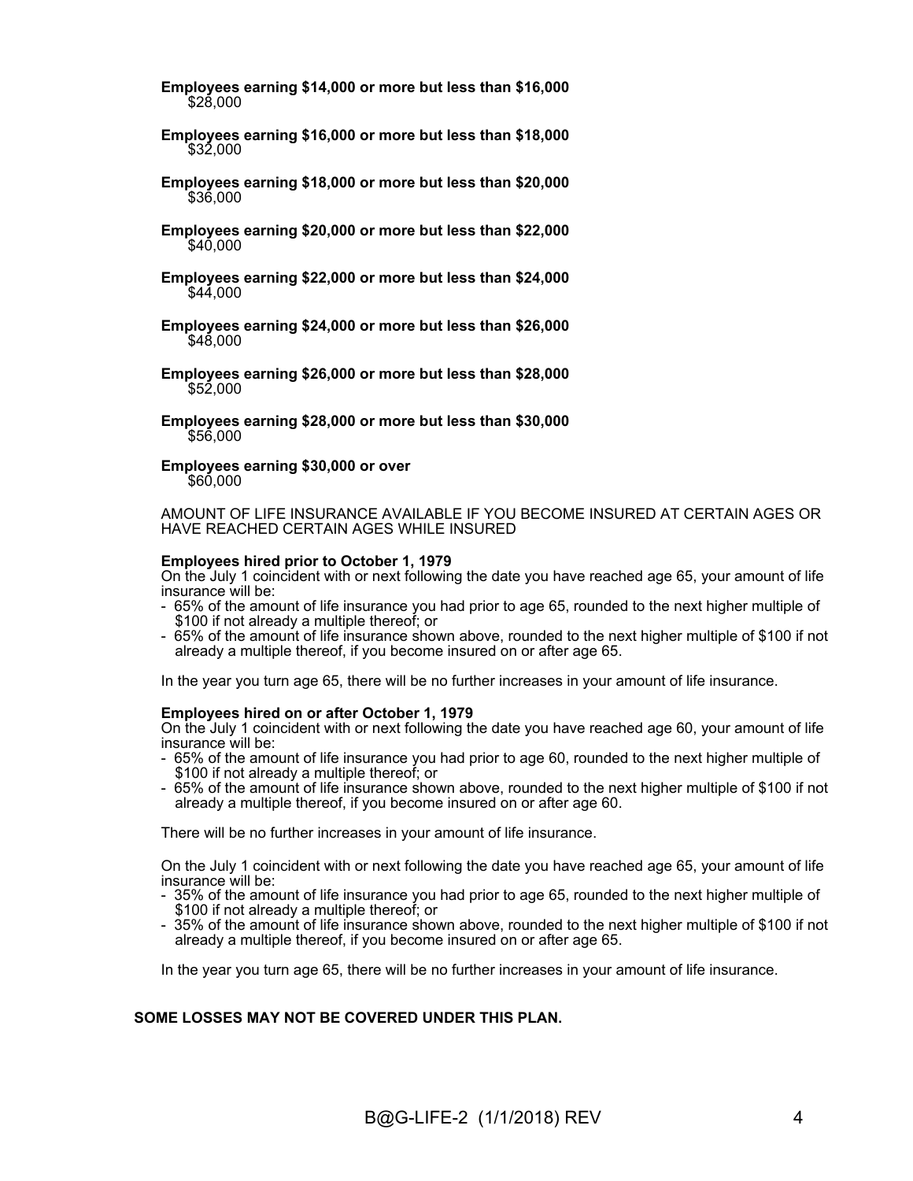**Employees earning $14,000 or more but less than $16,000**
$28,000

**Employees earning $16,000 or more but less than $18,000**
$32,000

**Employees earning $18,000 or more but less than $20,000**
$36,000

**Employees earning $20,000 or more but less than $22,000**
$40,000

**Employees earning $22,000 or more but less than $24,000**
$44,000

**Employees earning $24,000 or more but less than $26,000**
$48,000

**Employees earning $26,000 or more but less than $28,000**
$52,000

**Employees earning $28,000 or more but less than $30,000**
$56,000

**Employees earning $30,000 or over**
$60,000

AMOUNT OF LIFE INSURANCE AVAILABLE IF YOU BECOME INSURED AT CERTAIN AGES OR HAVE REACHED CERTAIN AGES WHILE INSURED

**Employees hired prior to October 1, 1979**
On the July 1 coincident with or next following the date you have reached age 65, your amount of life insurance will be:

- 65% of the amount of life insurance you had prior to age 65, rounded to the next higher multiple of $100 if not already a multiple thereof; or
- 65% of the amount of life insurance shown above, rounded to the next higher multiple of $100 if not already a multiple thereof, if you become insured on or after age 65.

In the year you turn age 65, there will be no further increases in your amount of life insurance.

**Employees hired on or after October 1, 1979**
On the July 1 coincident with or next following the date you have reached age 60, your amount of life insurance will be:

- 65% of the amount of life insurance you had prior to age 60, rounded to the next higher multiple of $100 if not already a multiple thereof; or
- 65% of the amount of life insurance shown above, rounded to the next higher multiple of $100 if not already a multiple thereof, if you become insured on or after age 60.

There will be no further increases in your amount of life insurance.

On the July 1 coincident with or next following the date you have reached age 65, your amount of life insurance will be:

- 35% of the amount of life insurance you had prior to age 65, rounded to the next higher multiple of $100 if not already a multiple thereof; or
- 35% of the amount of life insurance shown above, rounded to the next higher multiple of $100 if not already a multiple thereof, if you become insured on or after age 65.

In the year you turn age 65, there will be no further increases in your amount of life insurance.

**SOME LOSSES MAY NOT BE COVERED UNDER THIS PLAN.**

B@G-LIFE-2 (1/1/2018) REV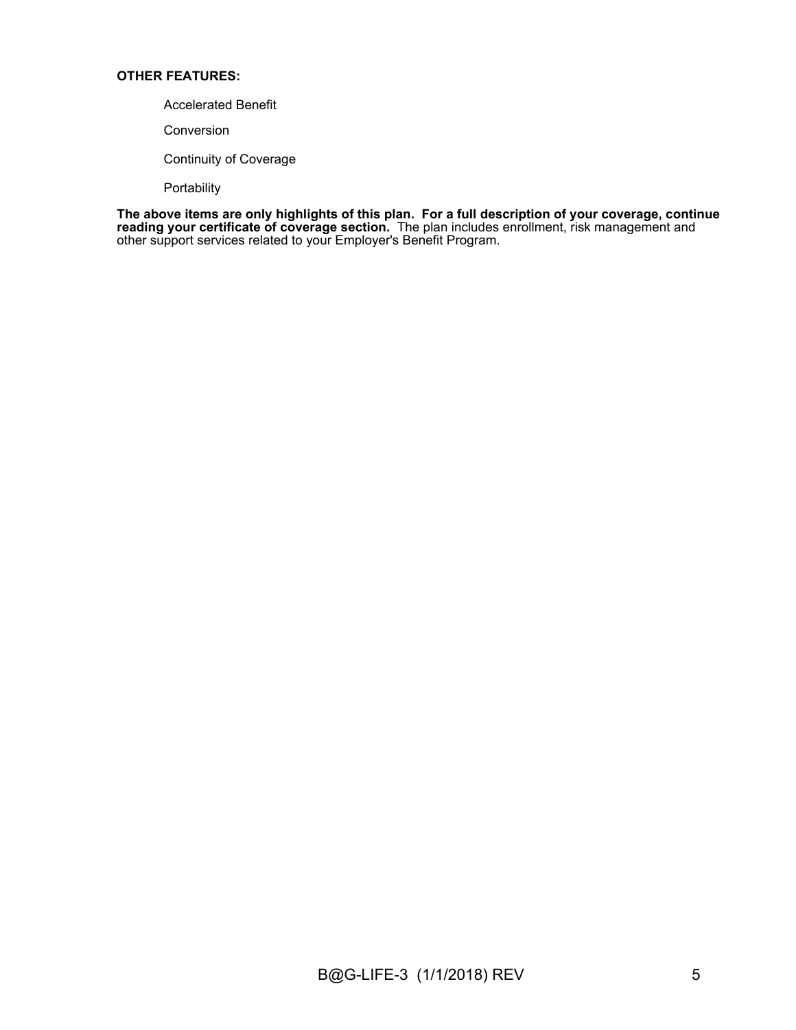**OTHER FEATURES:**

Accelerated Benefit

Conversion

Continuity of Coverage

Portability

**The above items are only highlights of this plan. For a full description of your coverage, continue reading your certificate of coverage section.** The plan includes enrollment, risk management and other support services related to your Employer's Benefit Program.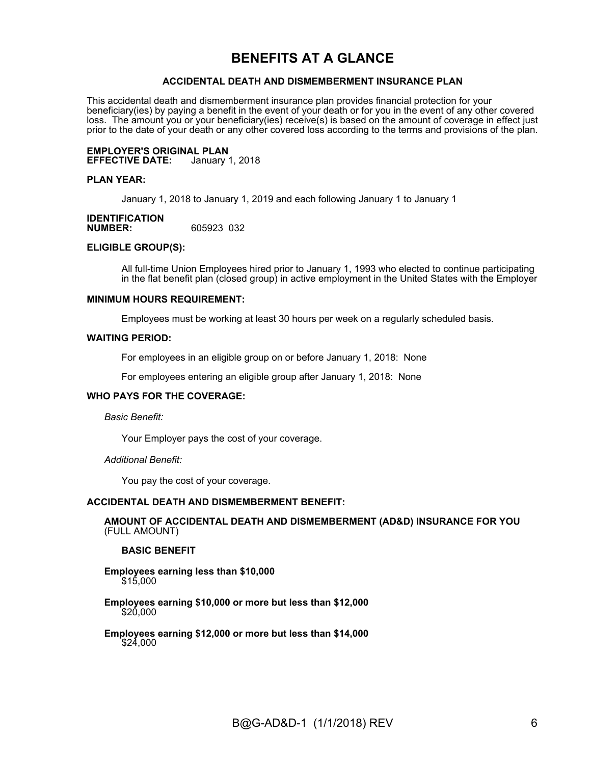# BENEFITS AT A GLANCE

### ACCIDENTAL DEATH AND DISMEMBERMENT INSURANCE PLAN

This accidental death and dismemberment insurance plan provides financial protection for your beneficiary(ies) by paying a benefit in the event of your death or for you in the event of any other covered loss. The amount you or your beneficiary(ies) receive(s) is based on the amount of coverage in effect just prior to the date of your death or any other covered loss according to the terms and provisions of the plan.

**EMPLOYER'S ORIGINAL PLAN EFFECTIVE DATE:** January 1, 2018

**PLAN YEAR:**

January 1, 2018 to January 1, 2019 and each following January 1 to January 1

**IDENTIFICATION NUMBER:** 605923 032

**ELIGIBLE GROUP(S):**

All full-time Union Employees hired prior to January 1, 1993 who elected to continue participating in the flat benefit plan (closed group) in active employment in the United States with the Employer

**MINIMUM HOURS REQUIREMENT:**

Employees must be working at least 30 hours per week on a regularly scheduled basis.

**WAITING PERIOD:**

For employees in an eligible group on or before January 1, 2018: None

For employees entering an eligible group after January 1, 2018: None

**WHO PAYS FOR THE COVERAGE:**

*Basic Benefit:*

Your Employer pays the cost of your coverage.

*Additional Benefit:*

You pay the cost of your coverage.

**ACCIDENTAL DEATH AND DISMEMBERMENT BENEFIT:**

**AMOUNT OF ACCIDENTAL DEATH AND DISMEMBERMENT (AD&D) INSURANCE FOR YOU** (FULL AMOUNT)

**BASIC BENEFIT**

**Employees earning less than $10,000**
$15,000

**Employees earning $10,000 or more but less than $12,000**
$20,000

**Employees earning $12,000 or more but less than $14,000**
$24,000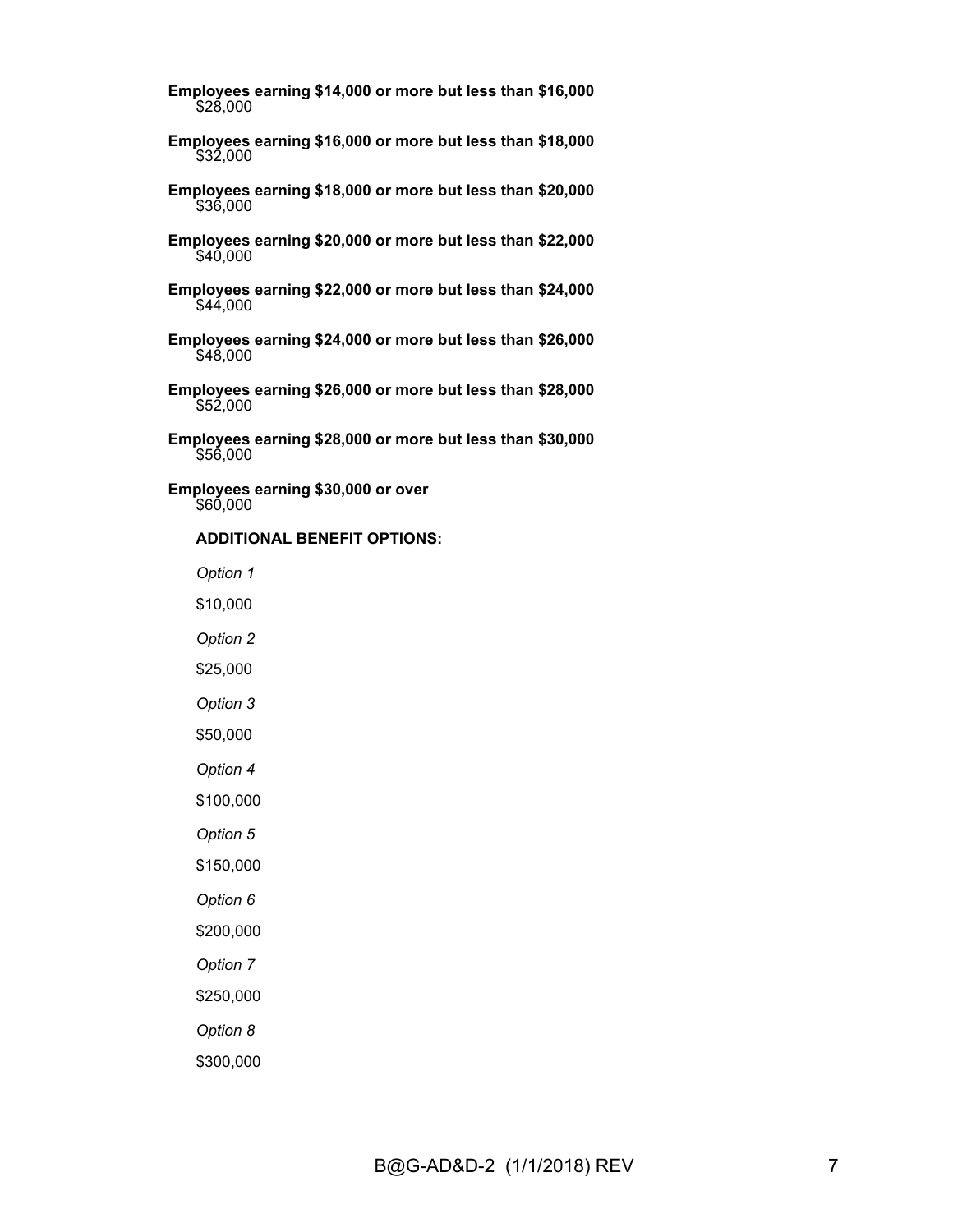**Employees earning $14,000 or more but less than $16,000**
$28,000

**Employees earning $16,000 or more but less than $18,000**
$32,000

**Employees earning $18,000 or more but less than $20,000**
$36,000

**Employees earning $20,000 or more but less than $22,000**
$40,000

**Employees earning $22,000 or more but less than $24,000**
$44,000

**Employees earning $24,000 or more but less than $26,000**
$48,000

**Employees earning $26,000 or more but less than $28,000**
$52,000

**Employees earning $28,000 or more but less than $30,000**
$56,000

**Employees earning $30,000 or over**
$60,000

**ADDITIONAL BENEFIT OPTIONS:**

*Option 1*

$10,000

*Option 2*

$25,000

*Option 3*

$50,000

*Option 4*

$100,000

*Option 5*

$150,000

*Option 6*

$200,000

*Option 7*

$250,000

*Option 8*

$300,000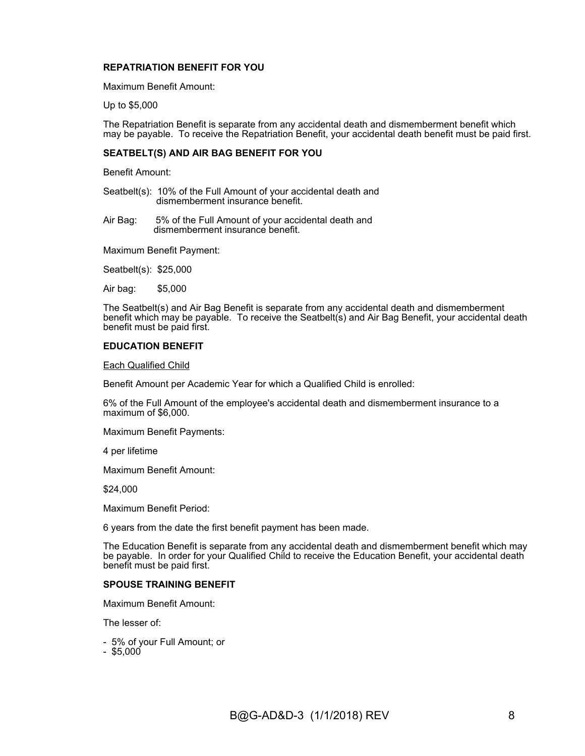**REPATRIATION BENEFIT FOR YOU**

Maximum Benefit Amount:

Up to $5,000

The Repatriation Benefit is separate from any accidental death and dismemberment benefit which may be payable. To receive the Repatriation Benefit, your accidental death benefit must be paid first.

**SEATBELT(S) AND AIR BAG BENEFIT FOR YOU**

Benefit Amount:

Seatbelt(s): 10% of the Full Amount of your accidental death and dismemberment insurance benefit.

Air Bag: 5% of the Full Amount of your accidental death and dismemberment insurance benefit.

Maximum Benefit Payment:

Seatbelt(s): $25,000

Air bag: $5,000

The Seatbelt(s) and Air Bag Benefit is separate from any accidental death and dismemberment benefit which may be payable. To receive the Seatbelt(s) and Air Bag Benefit, your accidental death benefit must be paid first.

**EDUCATION BENEFIT**

Each Qualified Child

Benefit Amount per Academic Year for which a Qualified Child is enrolled:

6% of the Full Amount of the employee's accidental death and dismemberment insurance to a maximum of $6,000.

Maximum Benefit Payments:

4 per lifetime

Maximum Benefit Amount:

$24,000

Maximum Benefit Period:

6 years from the date the first benefit payment has been made.

The Education Benefit is separate from any accidental death and dismemberment benefit which may be payable. In order for your Qualified Child to receive the Education Benefit, your accidental death benefit must be paid first.

**SPOUSE TRAINING BENEFIT**

Maximum Benefit Amount:

The lesser of:

- 5% of your Full Amount; or
- $5,000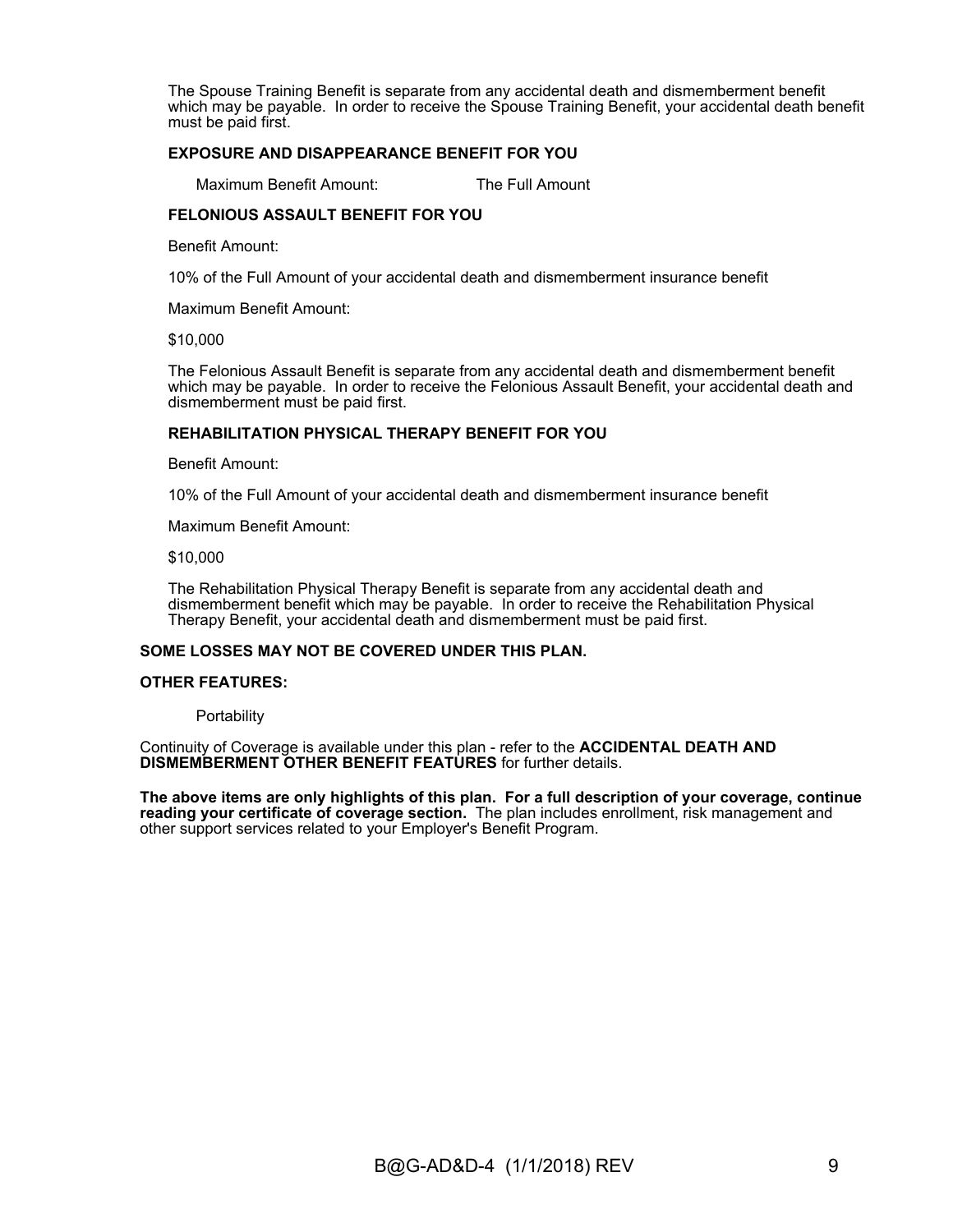The Spouse Training Benefit is separate from any accidental death and dismemberment benefit which may be payable. In order to receive the Spouse Training Benefit, your accidental death benefit must be paid first.

**EXPOSURE AND DISAPPEARANCE BENEFIT FOR YOU**

Maximum Benefit Amount: The Full Amount

**FELONIOUS ASSAULT BENEFIT FOR YOU**

Benefit Amount:

10% of the Full Amount of your accidental death and dismemberment insurance benefit

Maximum Benefit Amount:

$10,000

The Felonious Assault Benefit is separate from any accidental death and dismemberment benefit which may be payable. In order to receive the Felonious Assault Benefit, your accidental death and dismemberment must be paid first.

**REHABILITATION PHYSICAL THERAPY BENEFIT FOR YOU**

Benefit Amount:

10% of the Full Amount of your accidental death and dismemberment insurance benefit

Maximum Benefit Amount:

$10,000

The Rehabilitation Physical Therapy Benefit is separate from any accidental death and dismemberment benefit which may be payable. In order to receive the Rehabilitation Physical Therapy Benefit, your accidental death and dismemberment must be paid first.

**SOME LOSSES MAY NOT BE COVERED UNDER THIS PLAN.**

**OTHER FEATURES:**

Portability

Continuity of Coverage is available under this plan - refer to the **ACCIDENTAL DEATH AND DISMEMBERMENT OTHER BENEFIT FEATURES** for further details.

**The above items are only highlights of this plan. For a full description of your coverage, continue reading your certificate of coverage section.** The plan includes enrollment, risk management and other support services related to your Employer's Benefit Program.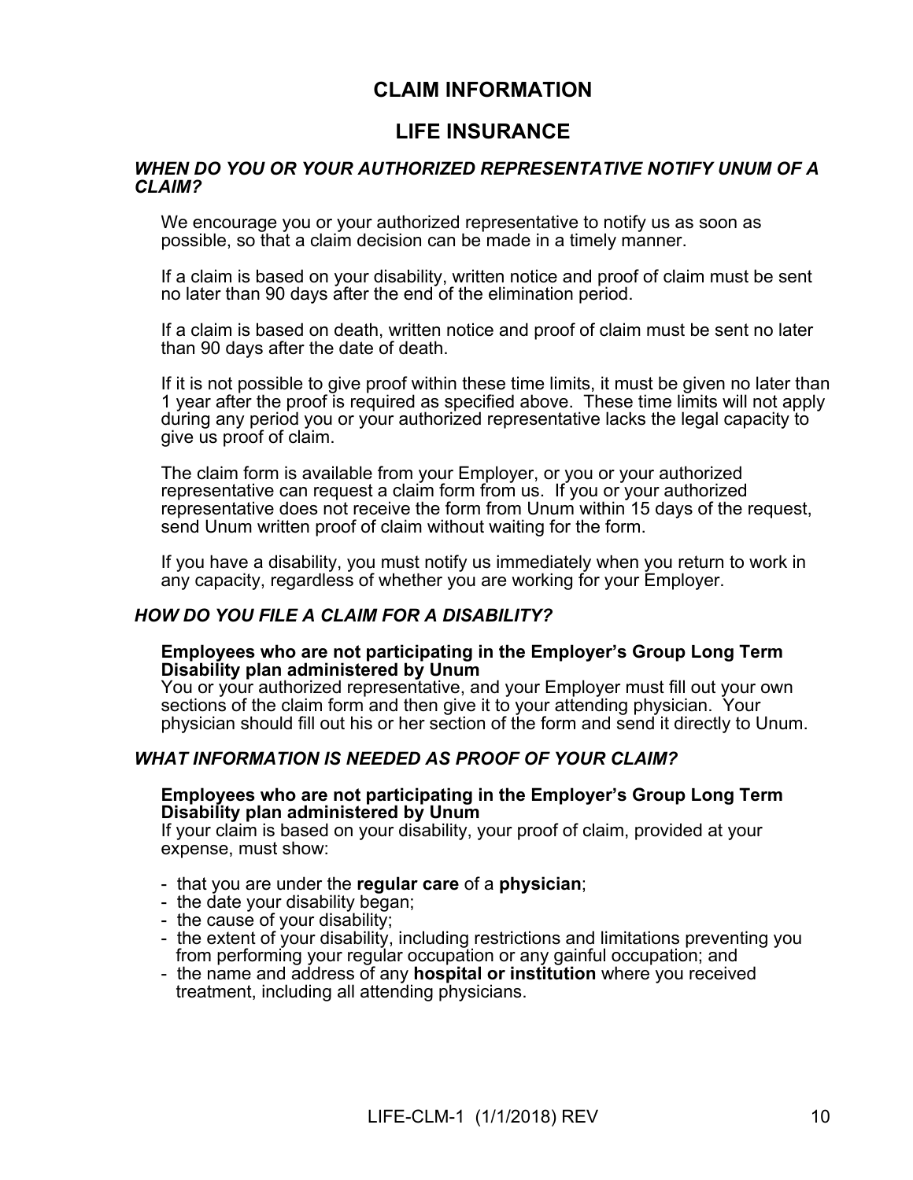# CLAIM INFORMATION

## LIFE INSURANCE

### *WHEN DO YOU OR YOUR AUTHORIZED REPRESENTATIVE NOTIFY UNUM OF A CLAIM?*

We encourage you or your authorized representative to notify us as soon as possible, so that a claim decision can be made in a timely manner.

If a claim is based on your disability, written notice and proof of claim must be sent no later than 90 days after the end of the elimination period.

If a claim is based on death, written notice and proof of claim must be sent no later than 90 days after the date of death.

If it is not possible to give proof within these time limits, it must be given no later than 1 year after the proof is required as specified above. These time limits will not apply during any period you or your authorized representative lacks the legal capacity to give us proof of claim.

The claim form is available from your Employer, or you or your authorized representative can request a claim form from us. If you or your authorized representative does not receive the form from Unum within 15 days of the request, send Unum written proof of claim without waiting for the form.

If you have a disability, you must notify us immediately when you return to work in any capacity, regardless of whether you are working for your Employer.

### *HOW DO YOU FILE A CLAIM FOR A DISABILITY?*

**Employees who are not participating in the Employer's Group Long Term Disability plan administered by Unum**
You or your authorized representative, and your Employer must fill out your own sections of the claim form and then give it to your attending physician. Your physician should fill out his or her section of the form and send it directly to Unum.

### *WHAT INFORMATION IS NEEDED AS PROOF OF YOUR CLAIM?*

**Employees who are not participating in the Employer's Group Long Term Disability plan administered by Unum**
If your claim is based on your disability, your proof of claim, provided at your expense, must show:

- that you are under the **regular care** of a **physician**;
- the date your disability began;
- the cause of your disability;
- the extent of your disability, including restrictions and limitations preventing you from performing your regular occupation or any gainful occupation; and
- the name and address of any **hospital or institution** where you received treatment, including all attending physicians.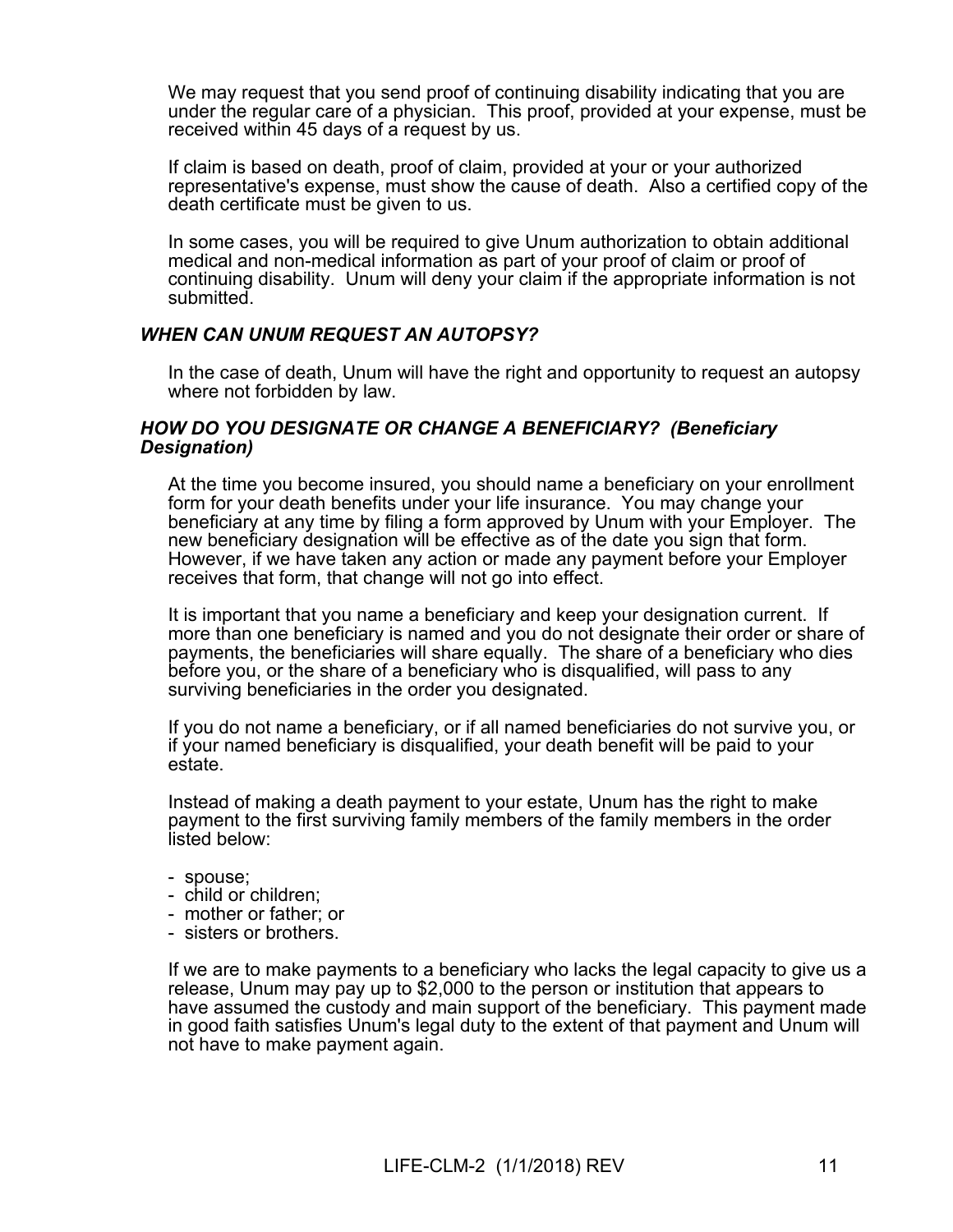We may request that you send proof of continuing disability indicating that you are under the regular care of a physician. This proof, provided at your expense, must be received within 45 days of a request by us.

If claim is based on death, proof of claim, provided at your or your authorized representative's expense, must show the cause of death. Also a certified copy of the death certificate must be given to us.

In some cases, you will be required to give Unum authorization to obtain additional medical and non-medical information as part of your proof of claim or proof of continuing disability. Unum will deny your claim if the appropriate information is not submitted.

### *WHEN CAN UNUM REQUEST AN AUTOPSY?*

In the case of death, Unum will have the right and opportunity to request an autopsy where not forbidden by law.

### *HOW DO YOU DESIGNATE OR CHANGE A BENEFICIARY? (Beneficiary Designation)*

At the time you become insured, you should name a beneficiary on your enrollment form for your death benefits under your life insurance. You may change your beneficiary at any time by filing a form approved by Unum with your Employer. The new beneficiary designation will be effective as of the date you sign that form. However, if we have taken any action or made any payment before your Employer receives that form, that change will not go into effect.

It is important that you name a beneficiary and keep your designation current. If more than one beneficiary is named and you do not designate their order or share of payments, the beneficiaries will share equally. The share of a beneficiary who dies before you, or the share of a beneficiary who is disqualified, will pass to any surviving beneficiaries in the order you designated.

If you do not name a beneficiary, or if all named beneficiaries do not survive you, or if your named beneficiary is disqualified, your death benefit will be paid to your estate.

Instead of making a death payment to your estate, Unum has the right to make payment to the first surviving family members of the family members in the order listed below:

- spouse;
- child or children;
- mother or father; or
- sisters or brothers.

If we are to make payments to a beneficiary who lacks the legal capacity to give us a release, Unum may pay up to $2,000 to the person or institution that appears to have assumed the custody and main support of the beneficiary. This payment made in good faith satisfies Unum's legal duty to the extent of that payment and Unum will not have to make payment again.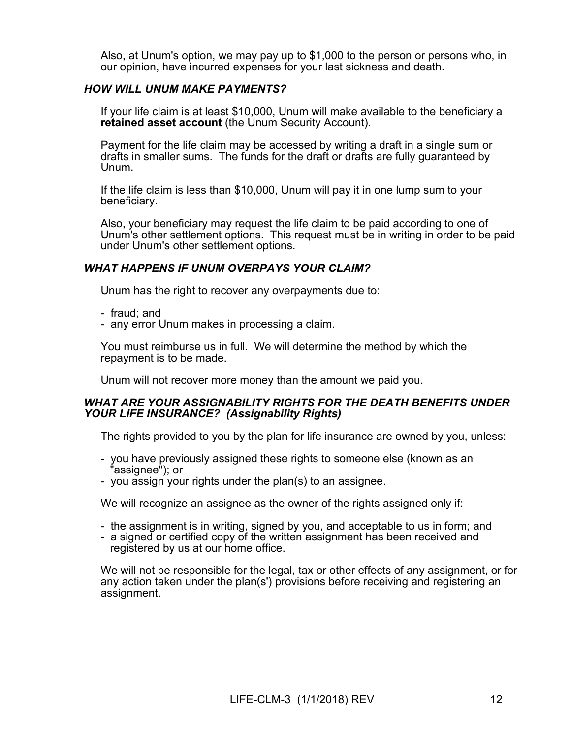Also, at Unum's option, we may pay up to $1,000 to the person or persons who, in our opinion, have incurred expenses for your last sickness and death.

***HOW WILL UNUM MAKE PAYMENTS?***

If your life claim is at least $10,000, Unum will make available to the beneficiary a **retained asset account** (the Unum Security Account).

Payment for the life claim may be accessed by writing a draft in a single sum or drafts in smaller sums. The funds for the draft or drafts are fully guaranteed by Unum.

If the life claim is less than $10,000, Unum will pay it in one lump sum to your beneficiary.

Also, your beneficiary may request the life claim to be paid according to one of Unum's other settlement options. This request must be in writing in order to be paid under Unum's other settlement options.

***WHAT HAPPENS IF UNUM OVERPAYS YOUR CLAIM?***

Unum has the right to recover any overpayments due to:

- fraud; and
- any error Unum makes in processing a claim.

You must reimburse us in full. We will determine the method by which the repayment is to be made.

Unum will not recover more money than the amount we paid you.

***WHAT ARE YOUR ASSIGNABILITY RIGHTS FOR THE DEATH BENEFITS UNDER YOUR LIFE INSURANCE? (Assignability Rights)***

The rights provided to you by the plan for life insurance are owned by you, unless:

- you have previously assigned these rights to someone else (known as an "assignee"); or
- you assign your rights under the plan(s) to an assignee.

We will recognize an assignee as the owner of the rights assigned only if:

- the assignment is in writing, signed by you, and acceptable to us in form; and
- a signed or certified copy of the written assignment has been received and registered by us at our home office.

We will not be responsible for the legal, tax or other effects of any assignment, or for any action taken under the plan(s') provisions before receiving and registering an assignment.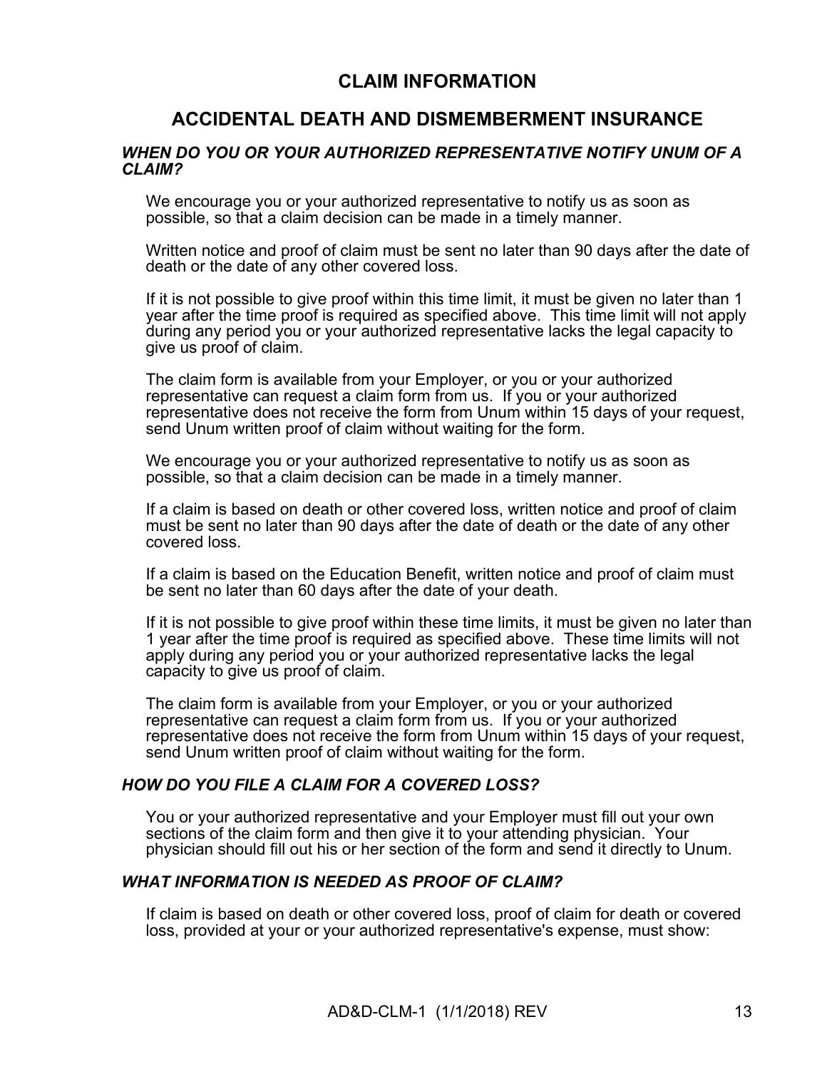# CLAIM INFORMATION

## ACCIDENTAL DEATH AND DISMEMBERMENT INSURANCE

### *WHEN DO YOU OR YOUR AUTHORIZED REPRESENTATIVE NOTIFY UNUM OF A CLAIM?*

We encourage you or your authorized representative to notify us as soon as possible, so that a claim decision can be made in a timely manner.

Written notice and proof of claim must be sent no later than 90 days after the date of death or the date of any other covered loss.

If it is not possible to give proof within this time limit, it must be given no later than 1 year after the time proof is required as specified above. This time limit will not apply during any period you or your authorized representative lacks the legal capacity to give us proof of claim.

The claim form is available from your Employer, or you or your authorized representative can request a claim form from us. If you or your authorized representative does not receive the form from Unum within 15 days of your request, send Unum written proof of claim without waiting for the form.

We encourage you or your authorized representative to notify us as soon as possible, so that a claim decision can be made in a timely manner.

If a claim is based on death or other covered loss, written notice and proof of claim must be sent no later than 90 days after the date of death or the date of any other covered loss.

If a claim is based on the Education Benefit, written notice and proof of claim must be sent no later than 60 days after the date of your death.

If it is not possible to give proof within these time limits, it must be given no later than 1 year after the time proof is required as specified above. These time limits will not apply during any period you or your authorized representative lacks the legal capacity to give us proof of claim.

The claim form is available from your Employer, or you or your authorized representative can request a claim form from us. If you or your authorized representative does not receive the form from Unum within 15 days of your request, send Unum written proof of claim without waiting for the form.

### *HOW DO YOU FILE A CLAIM FOR A COVERED LOSS?*

You or your authorized representative and your Employer must fill out your own sections of the claim form and then give it to your attending physician. Your physician should fill out his or her section of the form and send it directly to Unum.

### *WHAT INFORMATION IS NEEDED AS PROOF OF CLAIM?*

If claim is based on death or other covered loss, proof of claim for death or covered loss, provided at your or your authorized representative's expense, must show:

AD&D-CLM-1 (1/1/2018) REV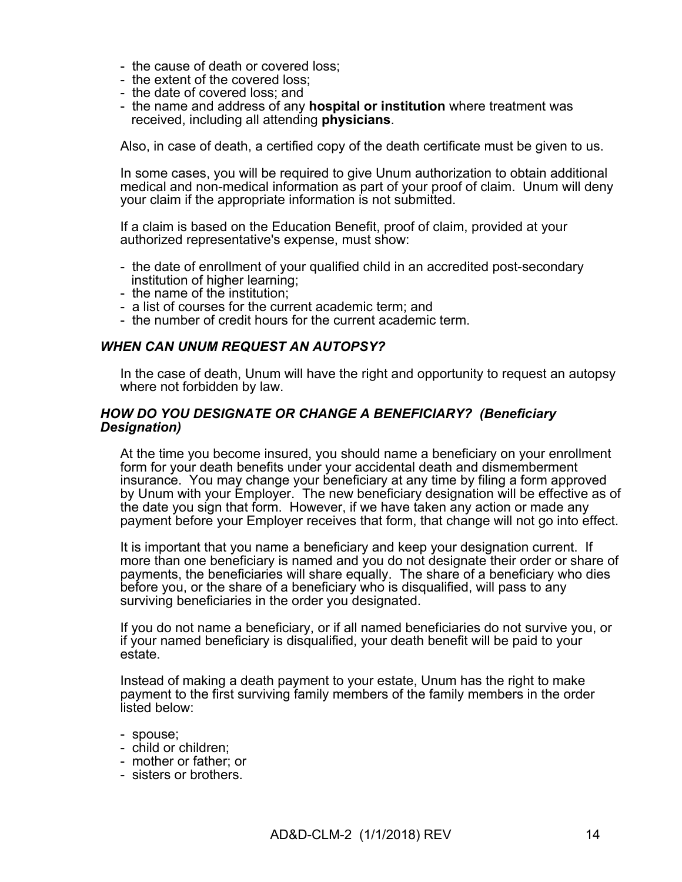- the cause of death or covered loss;
- the extent of the covered loss;
- the date of covered loss; and
- the name and address of any **hospital or institution** where treatment was received, including all attending **physicians**.

Also, in case of death, a certified copy of the death certificate must be given to us.

In some cases, you will be required to give Unum authorization to obtain additional medical and non-medical information as part of your proof of claim. Unum will deny your claim if the appropriate information is not submitted.

If a claim is based on the Education Benefit, proof of claim, provided at your authorized representative's expense, must show:

- the date of enrollment of your qualified child in an accredited post-secondary institution of higher learning;
- the name of the institution;
- a list of courses for the current academic term; and
- the number of credit hours for the current academic term.

### *WHEN CAN UNUM REQUEST AN AUTOPSY?*

In the case of death, Unum will have the right and opportunity to request an autopsy where not forbidden by law.

### *HOW DO YOU DESIGNATE OR CHANGE A BENEFICIARY? (Beneficiary Designation)*

At the time you become insured, you should name a beneficiary on your enrollment form for your death benefits under your accidental death and dismemberment insurance. You may change your beneficiary at any time by filing a form approved by Unum with your Employer. The new beneficiary designation will be effective as of the date you sign that form. However, if we have taken any action or made any payment before your Employer receives that form, that change will not go into effect.

It is important that you name a beneficiary and keep your designation current. If more than one beneficiary is named and you do not designate their order or share of payments, the beneficiaries will share equally. The share of a beneficiary who dies before you, or the share of a beneficiary who is disqualified, will pass to any surviving beneficiaries in the order you designated.

If you do not name a beneficiary, or if all named beneficiaries do not survive you, or if your named beneficiary is disqualified, your death benefit will be paid to your estate.

Instead of making a death payment to your estate, Unum has the right to make payment to the first surviving family members of the family members in the order listed below:

- spouse;
- child or children;
- mother or father; or
- sisters or brothers.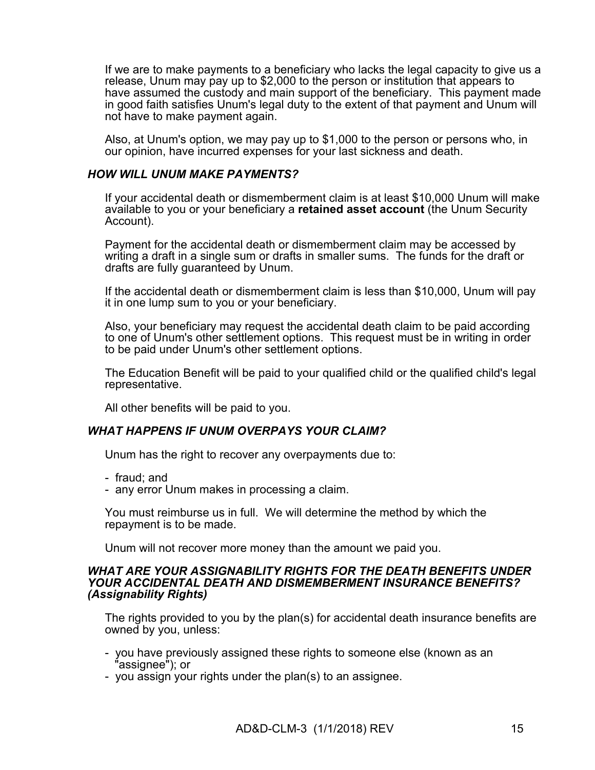If we are to make payments to a beneficiary who lacks the legal capacity to give us a release, Unum may pay up to $2,000 to the person or institution that appears to have assumed the custody and main support of the beneficiary. This payment made in good faith satisfies Unum's legal duty to the extent of that payment and Unum will not have to make payment again.

Also, at Unum's option, we may pay up to $1,000 to the person or persons who, in our opinion, have incurred expenses for your last sickness and death.

### *HOW WILL UNUM MAKE PAYMENTS?*

If your accidental death or dismemberment claim is at least $10,000 Unum will make available to you or your beneficiary a **retained asset account** (the Unum Security Account).

Payment for the accidental death or dismemberment claim may be accessed by writing a draft in a single sum or drafts in smaller sums. The funds for the draft or drafts are fully guaranteed by Unum.

If the accidental death or dismemberment claim is less than $10,000, Unum will pay it in one lump sum to you or your beneficiary.

Also, your beneficiary may request the accidental death claim to be paid according to one of Unum's other settlement options. This request must be in writing in order to be paid under Unum's other settlement options.

The Education Benefit will be paid to your qualified child or the qualified child's legal representative.

All other benefits will be paid to you.

### *WHAT HAPPENS IF UNUM OVERPAYS YOUR CLAIM?*

Unum has the right to recover any overpayments due to:

- fraud; and
- any error Unum makes in processing a claim.

You must reimburse us in full. We will determine the method by which the repayment is to be made.

Unum will not recover more money than the amount we paid you.

### *WHAT ARE YOUR ASSIGNABILITY RIGHTS FOR THE DEATH BENEFITS UNDER YOUR ACCIDENTAL DEATH AND DISMEMBERMENT INSURANCE BENEFITS? (Assignability Rights)*

The rights provided to you by the plan(s) for accidental death insurance benefits are owned by you, unless:

- you have previously assigned these rights to someone else (known as an "assignee"); or
- you assign your rights under the plan(s) to an assignee.

AD&D-CLM-3 (1/1/2018) REV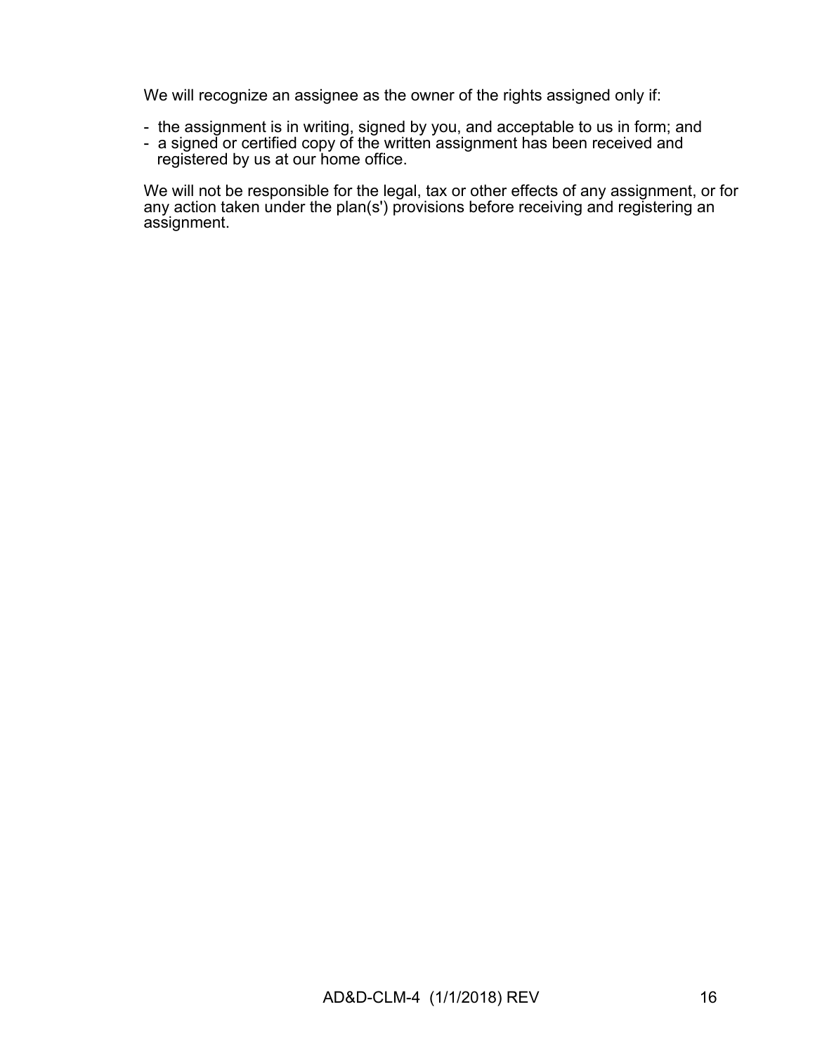We will recognize an assignee as the owner of the rights assigned only if:

- the assignment is in writing, signed by you, and acceptable to us in form; and
- a signed or certified copy of the written assignment has been received and registered by us at our home office.

We will not be responsible for the legal, tax or other effects of any assignment, or for any action taken under the plan(s') provisions before receiving and registering an assignment.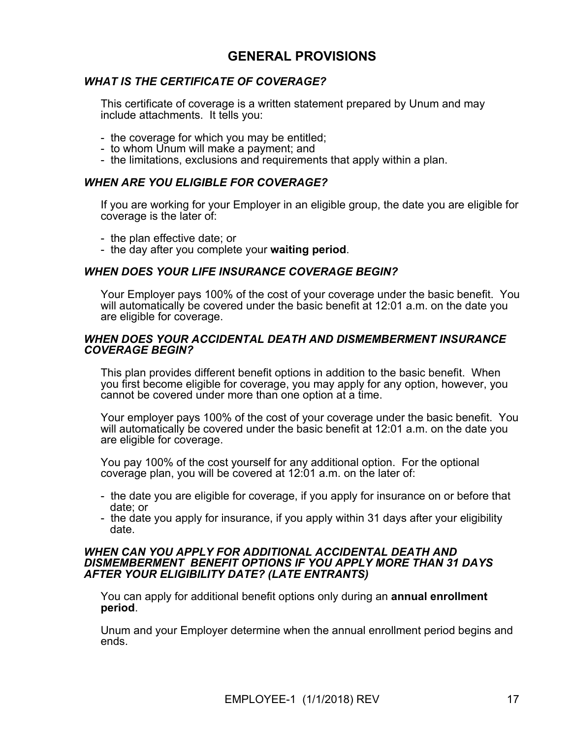# GENERAL PROVISIONS

### *WHAT IS THE CERTIFICATE OF COVERAGE?*

This certificate of coverage is a written statement prepared by Unum and may include attachments. It tells you:

- the coverage for which you may be entitled;
- to whom Unum will make a payment; and
- the limitations, exclusions and requirements that apply within a plan.

### *WHEN ARE YOU ELIGIBLE FOR COVERAGE?*

If you are working for your Employer in an eligible group, the date you are eligible for coverage is the later of:

- the plan effective date; or
- the day after you complete your **waiting period**.

### *WHEN DOES YOUR LIFE INSURANCE COVERAGE BEGIN?*

Your Employer pays 100% of the cost of your coverage under the basic benefit. You will automatically be covered under the basic benefit at 12:01 a.m. on the date you are eligible for coverage.

### *WHEN DOES YOUR ACCIDENTAL DEATH AND DISMEMBERMENT INSURANCE COVERAGE BEGIN?*

This plan provides different benefit options in addition to the basic benefit. When you first become eligible for coverage, you may apply for any option, however, you cannot be covered under more than one option at a time.

Your employer pays 100% of the cost of your coverage under the basic benefit. You will automatically be covered under the basic benefit at 12:01 a.m. on the date you are eligible for coverage.

You pay 100% of the cost yourself for any additional option. For the optional coverage plan, you will be covered at 12:01 a.m. on the later of:

- the date you are eligible for coverage, if you apply for insurance on or before that date; or
- the date you apply for insurance, if you apply within 31 days after your eligibility date.

### *WHEN CAN YOU APPLY FOR ADDITIONAL ACCIDENTAL DEATH AND DISMEMBERMENT BENEFIT OPTIONS IF YOU APPLY MORE THAN 31 DAYS AFTER YOUR ELIGIBILITY DATE? (LATE ENTRANTS)*

You can apply for additional benefit options only during an **annual enrollment period**.

Unum and your Employer determine when the annual enrollment period begins and ends.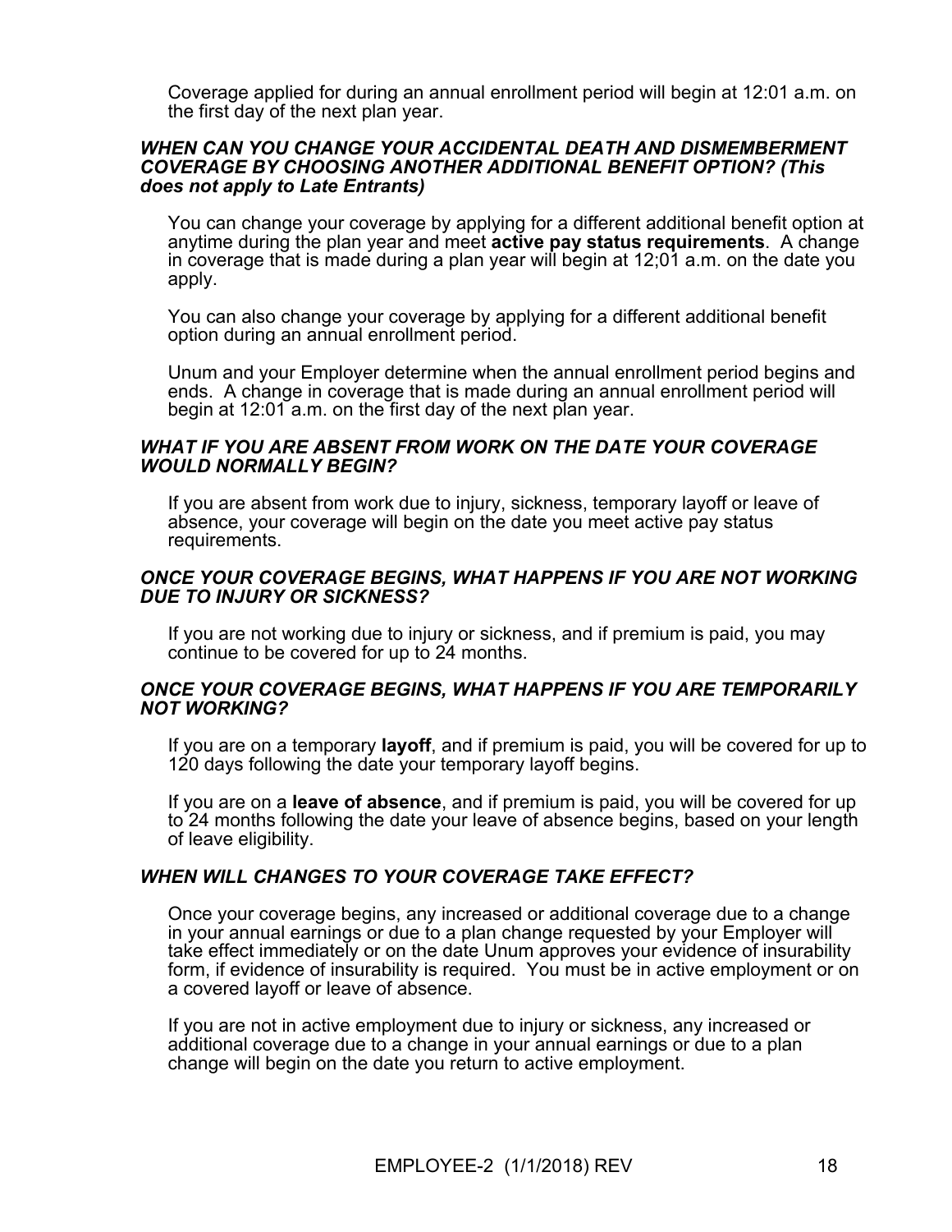Coverage applied for during an annual enrollment period will begin at 12:01 a.m. on the first day of the next plan year.

### *WHEN CAN YOU CHANGE YOUR ACCIDENTAL DEATH AND DISMEMBERMENT COVERAGE BY CHOOSING ANOTHER ADDITIONAL BENEFIT OPTION? (This does not apply to Late Entrants)*

You can change your coverage by applying for a different additional benefit option at anytime during the plan year and meet **active pay status requirements**. A change in coverage that is made during a plan year will begin at 12;01 a.m. on the date you apply.

You can also change your coverage by applying for a different additional benefit option during an annual enrollment period.

Unum and your Employer determine when the annual enrollment period begins and ends. A change in coverage that is made during an annual enrollment period will begin at 12:01 a.m. on the first day of the next plan year.

### *WHAT IF YOU ARE ABSENT FROM WORK ON THE DATE YOUR COVERAGE WOULD NORMALLY BEGIN?*

If you are absent from work due to injury, sickness, temporary layoff or leave of absence, your coverage will begin on the date you meet active pay status requirements.

### *ONCE YOUR COVERAGE BEGINS, WHAT HAPPENS IF YOU ARE NOT WORKING DUE TO INJURY OR SICKNESS?*

If you are not working due to injury or sickness, and if premium is paid, you may continue to be covered for up to 24 months.

### *ONCE YOUR COVERAGE BEGINS, WHAT HAPPENS IF YOU ARE TEMPORARILY NOT WORKING?*

If you are on a temporary **layoff**, and if premium is paid, you will be covered for up to 120 days following the date your temporary layoff begins.

If you are on a **leave of absence**, and if premium is paid, you will be covered for up to 24 months following the date your leave of absence begins, based on your length of leave eligibility.

### *WHEN WILL CHANGES TO YOUR COVERAGE TAKE EFFECT?*

Once your coverage begins, any increased or additional coverage due to a change in your annual earnings or due to a plan change requested by your Employer will take effect immediately or on the date Unum approves your evidence of insurability form, if evidence of insurability is required. You must be in active employment or on a covered layoff or leave of absence.

If you are not in active employment due to injury or sickness, any increased or additional coverage due to a change in your annual earnings or due to a plan change will begin on the date you return to active employment.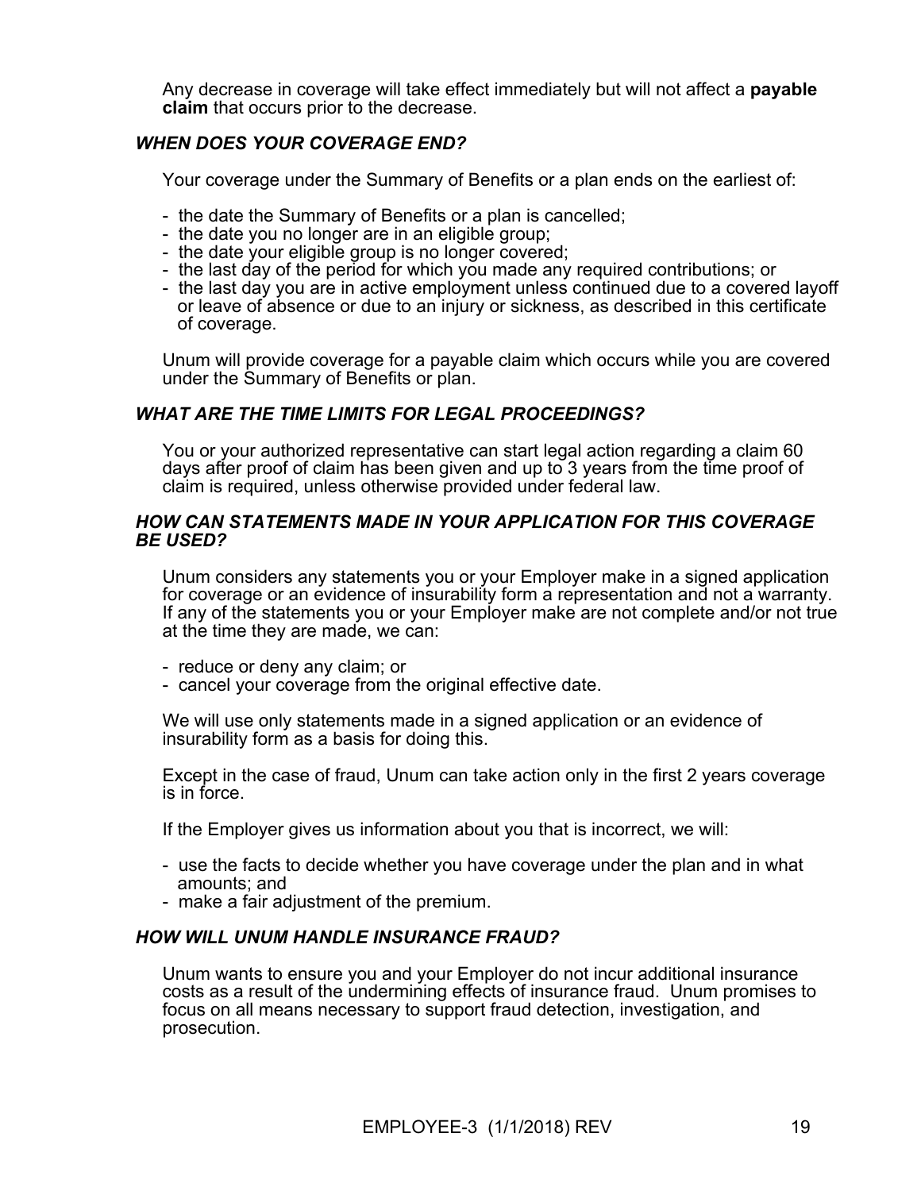Any decrease in coverage will take effect immediately but will not affect a **payable claim** that occurs prior to the decrease.

### *WHEN DOES YOUR COVERAGE END?*

Your coverage under the Summary of Benefits or a plan ends on the earliest of:

- the date the Summary of Benefits or a plan is cancelled;
- the date you no longer are in an eligible group;
- the date your eligible group is no longer covered;
- the last day of the period for which you made any required contributions; or
- the last day you are in active employment unless continued due to a covered layoff or leave of absence or due to an injury or sickness, as described in this certificate of coverage.

Unum will provide coverage for a payable claim which occurs while you are covered under the Summary of Benefits or plan.

### *WHAT ARE THE TIME LIMITS FOR LEGAL PROCEEDINGS?*

You or your authorized representative can start legal action regarding a claim 60 days after proof of claim has been given and up to 3 years from the time proof of claim is required, unless otherwise provided under federal law.

### *HOW CAN STATEMENTS MADE IN YOUR APPLICATION FOR THIS COVERAGE BE USED?*

Unum considers any statements you or your Employer make in a signed application for coverage or an evidence of insurability form a representation and not a warranty. If any of the statements you or your Employer make are not complete and/or not true at the time they are made, we can:

- reduce or deny any claim; or
- cancel your coverage from the original effective date.

We will use only statements made in a signed application or an evidence of insurability form as a basis for doing this.

Except in the case of fraud, Unum can take action only in the first 2 years coverage is in force.

If the Employer gives us information about you that is incorrect, we will:

- use the facts to decide whether you have coverage under the plan and in what amounts; and
- make a fair adjustment of the premium.

### *HOW WILL UNUM HANDLE INSURANCE FRAUD?*

Unum wants to ensure you and your Employer do not incur additional insurance costs as a result of the undermining effects of insurance fraud. Unum promises to focus on all means necessary to support fraud detection, investigation, and prosecution.

EMPLOYEE-3 (1/1/2018) REV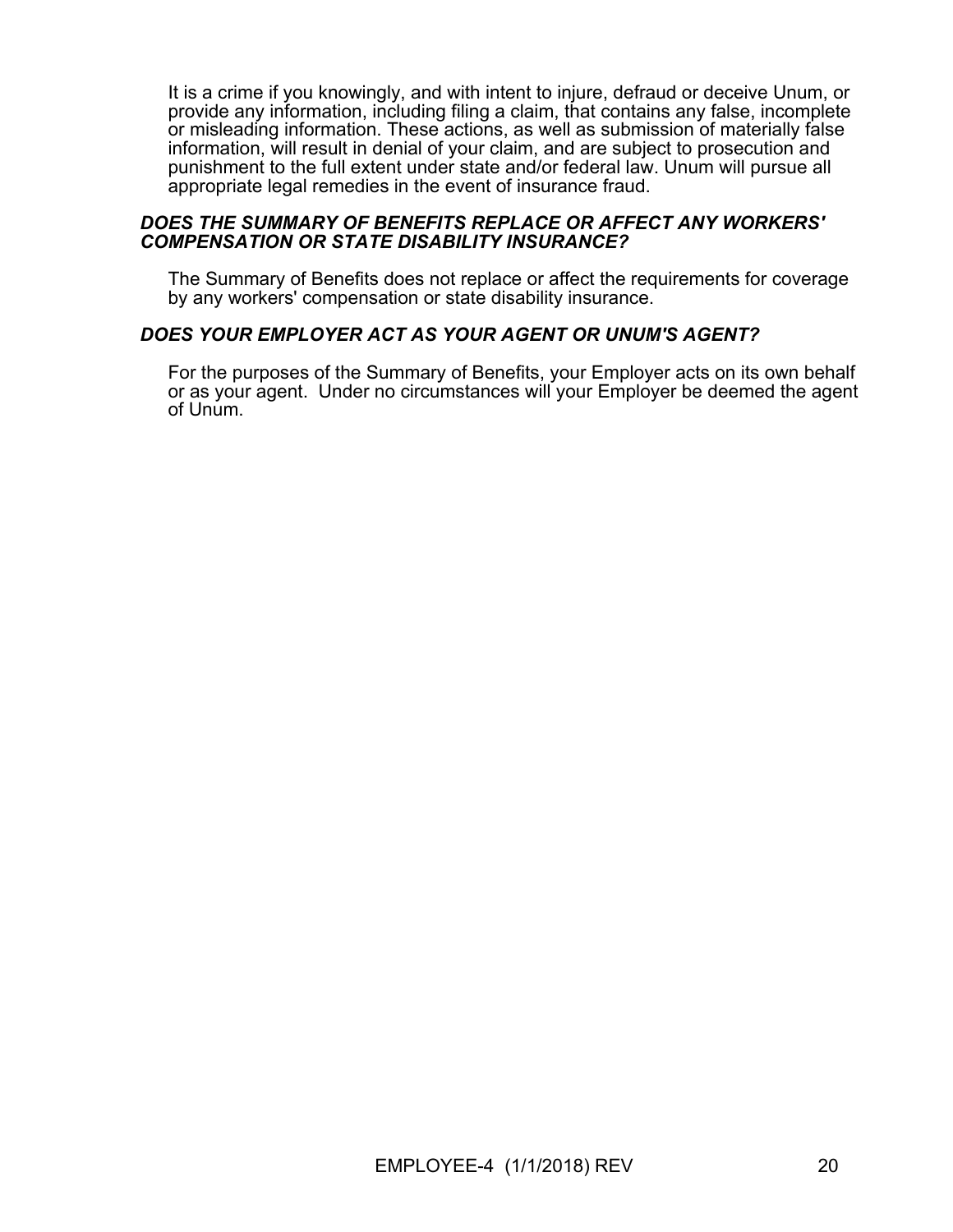It is a crime if you knowingly, and with intent to injure, defraud or deceive Unum, or provide any information, including filing a claim, that contains any false, incomplete or misleading information. These actions, as well as submission of materially false information, will result in denial of your claim, and are subject to prosecution and punishment to the full extent under state and/or federal law. Unum will pursue all appropriate legal remedies in the event of insurance fraud.

### *DOES THE SUMMARY OF BENEFITS REPLACE OR AFFECT ANY WORKERS' COMPENSATION OR STATE DISABILITY INSURANCE?*

The Summary of Benefits does not replace or affect the requirements for coverage by any workers' compensation or state disability insurance.

### *DOES YOUR EMPLOYER ACT AS YOUR AGENT OR UNUM'S AGENT?*

For the purposes of the Summary of Benefits, your Employer acts on its own behalf or as your agent. Under no circumstances will your Employer be deemed the agent of Unum.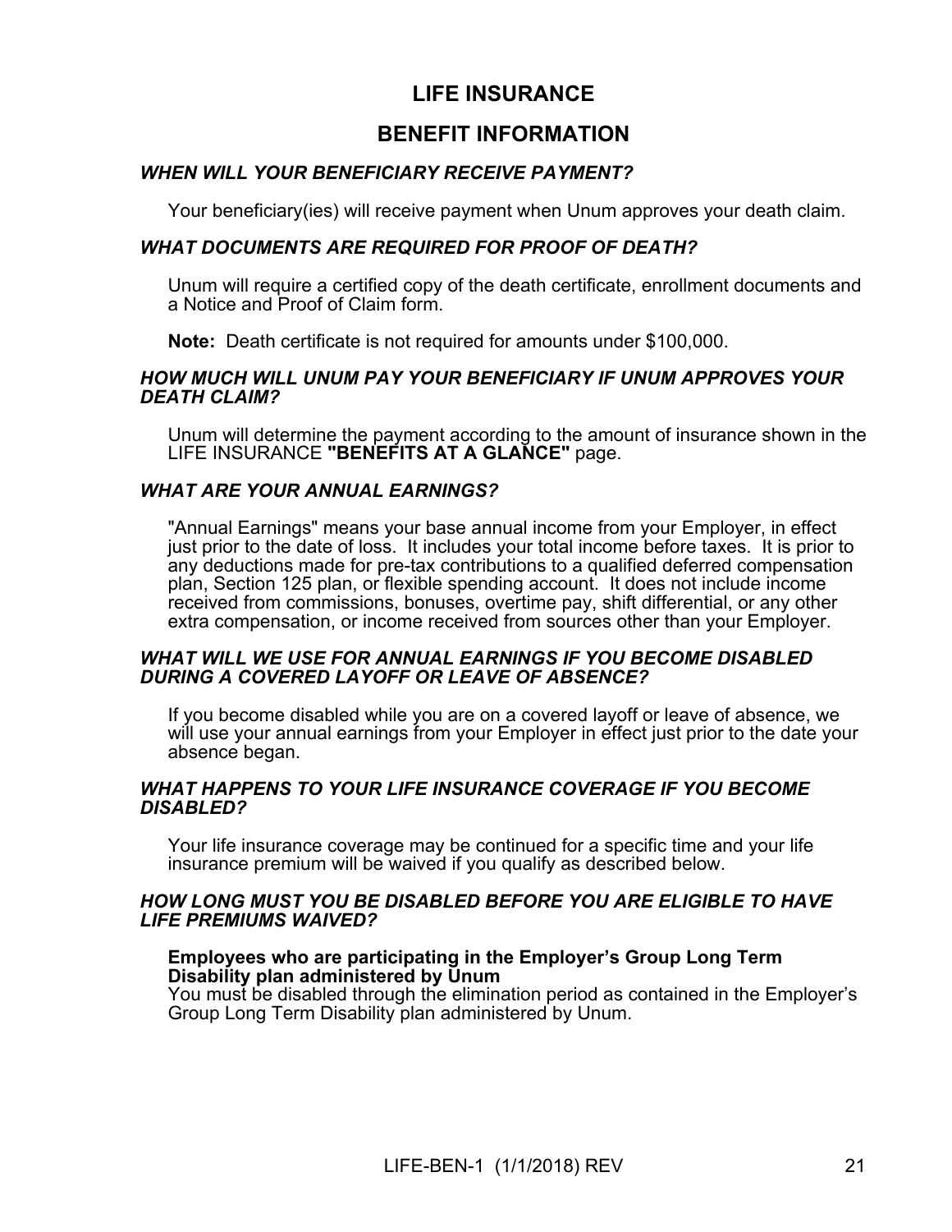# LIFE INSURANCE

## BENEFIT INFORMATION

### *WHEN WILL YOUR BENEFICIARY RECEIVE PAYMENT?*

Your beneficiary(ies) will receive payment when Unum approves your death claim.

### *WHAT DOCUMENTS ARE REQUIRED FOR PROOF OF DEATH?*

Unum will require a certified copy of the death certificate, enrollment documents and a Notice and Proof of Claim form.

**Note:** Death certificate is not required for amounts under $100,000.

### *HOW MUCH WILL UNUM PAY YOUR BENEFICIARY IF UNUM APPROVES YOUR DEATH CLAIM?*

Unum will determine the payment according to the amount of insurance shown in the LIFE INSURANCE **"BENEFITS AT A GLANCE"** page.

### *WHAT ARE YOUR ANNUAL EARNINGS?*

"Annual Earnings" means your base annual income from your Employer, in effect just prior to the date of loss. It includes your total income before taxes. It is prior to any deductions made for pre-tax contributions to a qualified deferred compensation plan, Section 125 plan, or flexible spending account. It does not include income received from commissions, bonuses, overtime pay, shift differential, or any other extra compensation, or income received from sources other than your Employer.

### *WHAT WILL WE USE FOR ANNUAL EARNINGS IF YOU BECOME DISABLED DURING A COVERED LAYOFF OR LEAVE OF ABSENCE?*

If you become disabled while you are on a covered layoff or leave of absence, we will use your annual earnings from your Employer in effect just prior to the date your absence began.

### *WHAT HAPPENS TO YOUR LIFE INSURANCE COVERAGE IF YOU BECOME DISABLED?*

Your life insurance coverage may be continued for a specific time and your life insurance premium will be waived if you qualify as described below.

### *HOW LONG MUST YOU BE DISABLED BEFORE YOU ARE ELIGIBLE TO HAVE LIFE PREMIUMS WAIVED?*

**Employees who are participating in the Employer's Group Long Term Disability plan administered by Unum**
You must be disabled through the elimination period as contained in the Employer's Group Long Term Disability plan administered by Unum.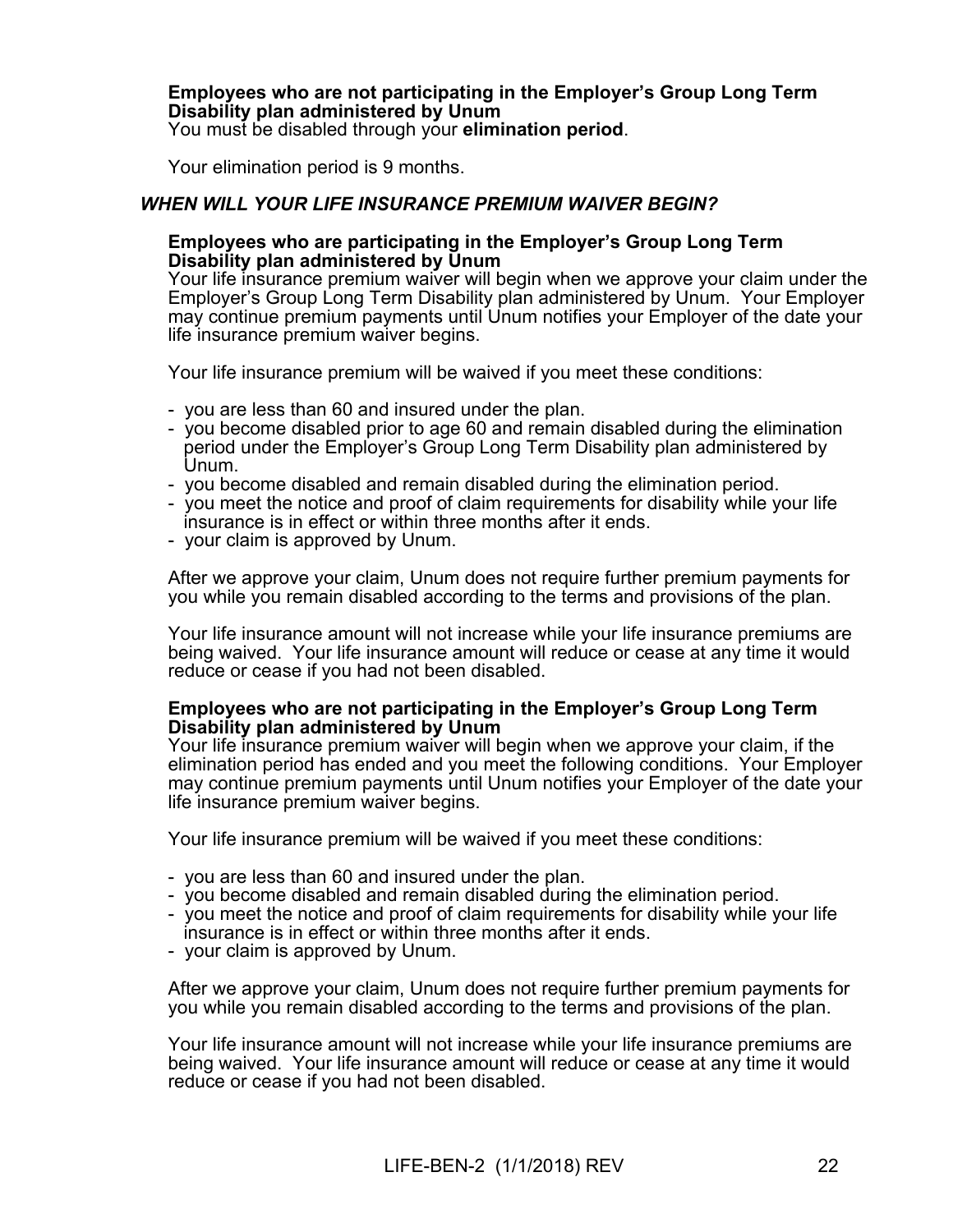**Employees who are not participating in the Employer's Group Long Term Disability plan administered by Unum**
You must be disabled through your **elimination period**.

Your elimination period is 9 months.

### *WHEN WILL YOUR LIFE INSURANCE PREMIUM WAIVER BEGIN?*

**Employees who are participating in the Employer's Group Long Term Disability plan administered by Unum**
Your life insurance premium waiver will begin when we approve your claim under the Employer's Group Long Term Disability plan administered by Unum. Your Employer may continue premium payments until Unum notifies your Employer of the date your life insurance premium waiver begins.

Your life insurance premium will be waived if you meet these conditions:

- you are less than 60 and insured under the plan.
- you become disabled prior to age 60 and remain disabled during the elimination period under the Employer's Group Long Term Disability plan administered by Unum.
- you become disabled and remain disabled during the elimination period.
- you meet the notice and proof of claim requirements for disability while your life insurance is in effect or within three months after it ends.
- your claim is approved by Unum.

After we approve your claim, Unum does not require further premium payments for you while you remain disabled according to the terms and provisions of the plan.

Your life insurance amount will not increase while your life insurance premiums are being waived. Your life insurance amount will reduce or cease at any time it would reduce or cease if you had not been disabled.

**Employees who are not participating in the Employer's Group Long Term Disability plan administered by Unum**
Your life insurance premium waiver will begin when we approve your claim, if the elimination period has ended and you meet the following conditions. Your Employer may continue premium payments until Unum notifies your Employer of the date your life insurance premium waiver begins.

Your life insurance premium will be waived if you meet these conditions:

- you are less than 60 and insured under the plan.
- you become disabled and remain disabled during the elimination period.
- you meet the notice and proof of claim requirements for disability while your life insurance is in effect or within three months after it ends.
- your claim is approved by Unum.

After we approve your claim, Unum does not require further premium payments for you while you remain disabled according to the terms and provisions of the plan.

Your life insurance amount will not increase while your life insurance premiums are being waived. Your life insurance amount will reduce or cease at any time it would reduce or cease if you had not been disabled.

LIFE-BEN-2 (1/1/2018) REV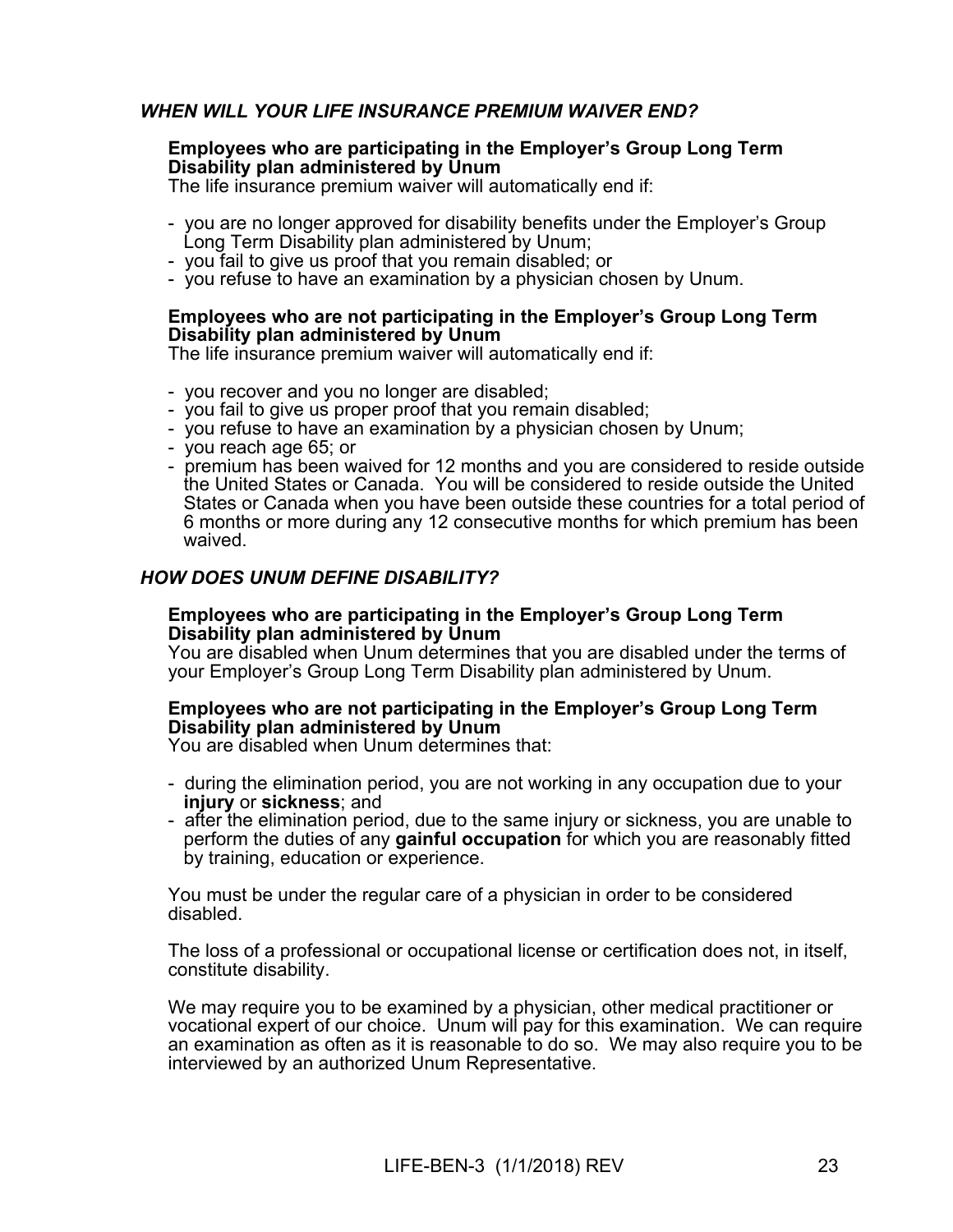## *WHEN WILL YOUR LIFE INSURANCE PREMIUM WAIVER END?*

**Employees who are participating in the Employer's Group Long Term Disability plan administered by Unum**

The life insurance premium waiver will automatically end if:

- you are no longer approved for disability benefits under the Employer's Group Long Term Disability plan administered by Unum;
- you fail to give us proof that you remain disabled; or
- you refuse to have an examination by a physician chosen by Unum.

**Employees who are not participating in the Employer's Group Long Term Disability plan administered by Unum**

The life insurance premium waiver will automatically end if:

- you recover and you no longer are disabled;
- you fail to give us proper proof that you remain disabled;
- you refuse to have an examination by a physician chosen by Unum;
- you reach age 65; or
- premium has been waived for 12 months and you are considered to reside outside the United States or Canada. You will be considered to reside outside the United States or Canada when you have been outside these countries for a total period of 6 months or more during any 12 consecutive months for which premium has been waived.

## *HOW DOES UNUM DEFINE DISABILITY?*

**Employees who are participating in the Employer's Group Long Term Disability plan administered by Unum**

You are disabled when Unum determines that you are disabled under the terms of your Employer's Group Long Term Disability plan administered by Unum.

**Employees who are not participating in the Employer's Group Long Term Disability plan administered by Unum**

You are disabled when Unum determines that:

- during the elimination period, you are not working in any occupation due to your **injury** or **sickness**; and
- after the elimination period, due to the same injury or sickness, you are unable to perform the duties of any **gainful occupation** for which you are reasonably fitted by training, education or experience.

You must be under the regular care of a physician in order to be considered disabled.

The loss of a professional or occupational license or certification does not, in itself, constitute disability.

We may require you to be examined by a physician, other medical practitioner or vocational expert of our choice. Unum will pay for this examination. We can require an examination as often as it is reasonable to do so. We may also require you to be interviewed by an authorized Unum Representative.

LIFE-BEN-3 (1/1/2018) REV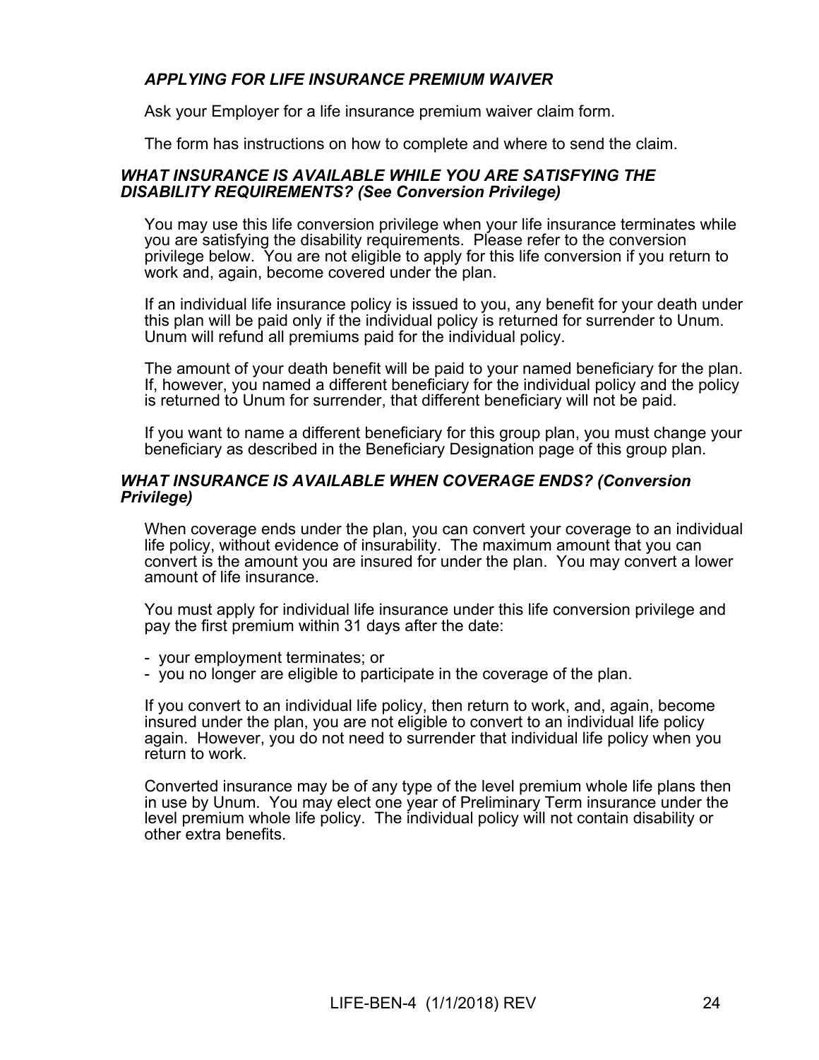### *APPLYING FOR LIFE INSURANCE PREMIUM WAIVER*

Ask your Employer for a life insurance premium waiver claim form.

The form has instructions on how to complete and where to send the claim.

### *WHAT INSURANCE IS AVAILABLE WHILE YOU ARE SATISFYING THE DISABILITY REQUIREMENTS? (See Conversion Privilege)*

You may use this life conversion privilege when your life insurance terminates while you are satisfying the disability requirements. Please refer to the conversion privilege below. You are not eligible to apply for this life conversion if you return to work and, again, become covered under the plan.

If an individual life insurance policy is issued to you, any benefit for your death under this plan will be paid only if the individual policy is returned for surrender to Unum. Unum will refund all premiums paid for the individual policy.

The amount of your death benefit will be paid to your named beneficiary for the plan. If, however, you named a different beneficiary for the individual policy and the policy is returned to Unum for surrender, that different beneficiary will not be paid.

If you want to name a different beneficiary for this group plan, you must change your beneficiary as described in the Beneficiary Designation page of this group plan.

### *WHAT INSURANCE IS AVAILABLE WHEN COVERAGE ENDS? (Conversion Privilege)*

When coverage ends under the plan, you can convert your coverage to an individual life policy, without evidence of insurability. The maximum amount that you can convert is the amount you are insured for under the plan. You may convert a lower amount of life insurance.

You must apply for individual life insurance under this life conversion privilege and pay the first premium within 31 days after the date:

- your employment terminates; or
- you no longer are eligible to participate in the coverage of the plan.

If you convert to an individual life policy, then return to work, and, again, become insured under the plan, you are not eligible to convert to an individual life policy again. However, you do not need to surrender that individual life policy when you return to work.

Converted insurance may be of any type of the level premium whole life plans then in use by Unum. You may elect one year of Preliminary Term insurance under the level premium whole life policy. The individual policy will not contain disability or other extra benefits.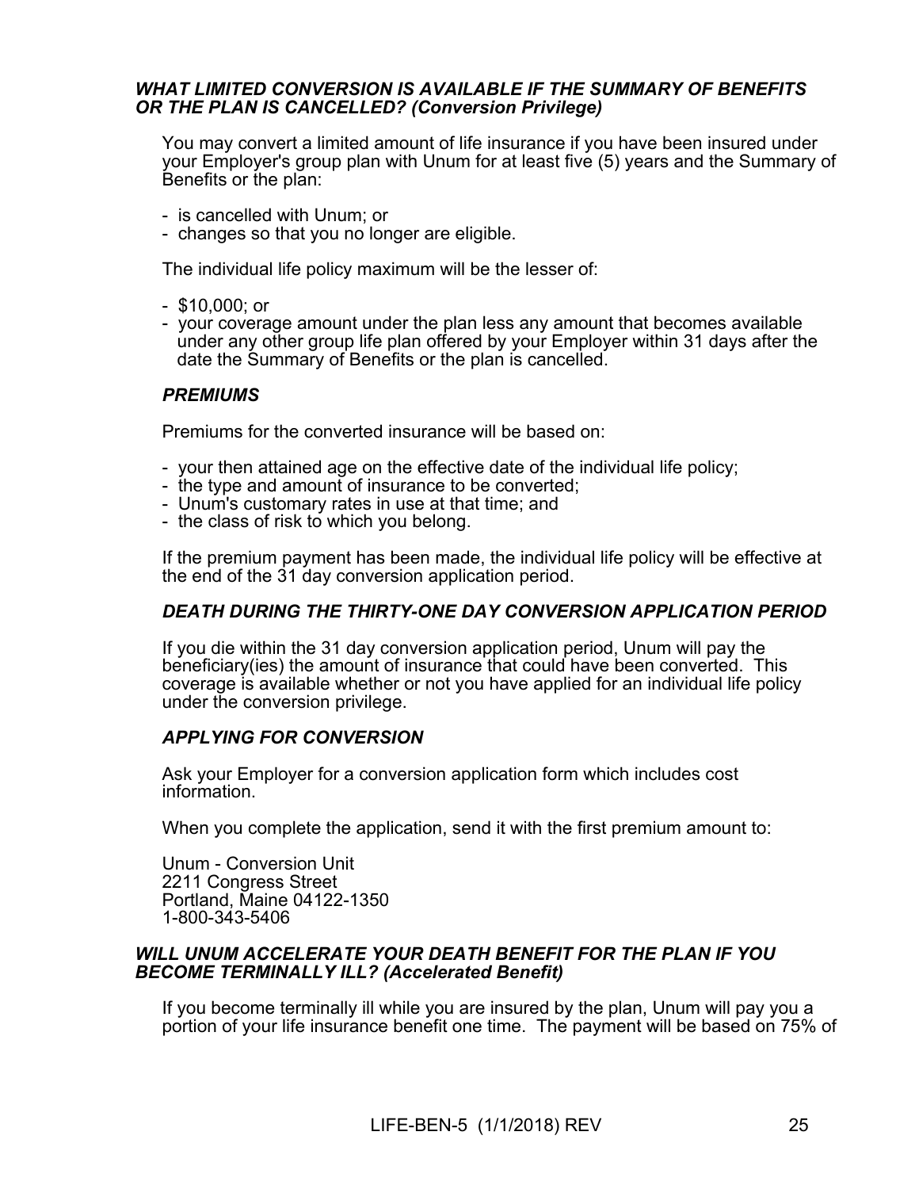### *WHAT LIMITED CONVERSION IS AVAILABLE IF THE SUMMARY OF BENEFITS OR THE PLAN IS CANCELLED? (Conversion Privilege)*

You may convert a limited amount of life insurance if you have been insured under your Employer's group plan with Unum for at least five (5) years and the Summary of Benefits or the plan:

- is cancelled with Unum; or
- changes so that you no longer are eligible.

The individual life policy maximum will be the lesser of:

- $10,000; or
- your coverage amount under the plan less any amount that becomes available under any other group life plan offered by your Employer within 31 days after the date the Summary of Benefits or the plan is cancelled.

#### *PREMIUMS*

Premiums for the converted insurance will be based on:

- your then attained age on the effective date of the individual life policy;
- the type and amount of insurance to be converted;
- Unum's customary rates in use at that time; and
- the class of risk to which you belong.

If the premium payment has been made, the individual life policy will be effective at the end of the 31 day conversion application period.

#### *DEATH DURING THE THIRTY-ONE DAY CONVERSION APPLICATION PERIOD*

If you die within the 31 day conversion application period, Unum will pay the beneficiary(ies) the amount of insurance that could have been converted. This coverage is available whether or not you have applied for an individual life policy under the conversion privilege.

#### *APPLYING FOR CONVERSION*

Ask your Employer for a conversion application form which includes cost information.

When you complete the application, send it with the first premium amount to:

Unum - Conversion Unit
2211 Congress Street
Portland, Maine 04122-1350
1-800-343-5406

### *WILL UNUM ACCELERATE YOUR DEATH BENEFIT FOR THE PLAN IF YOU BECOME TERMINALLY ILL? (Accelerated Benefit)*

If you become terminally ill while you are insured by the plan, Unum will pay you a portion of your life insurance benefit one time. The payment will be based on 75% of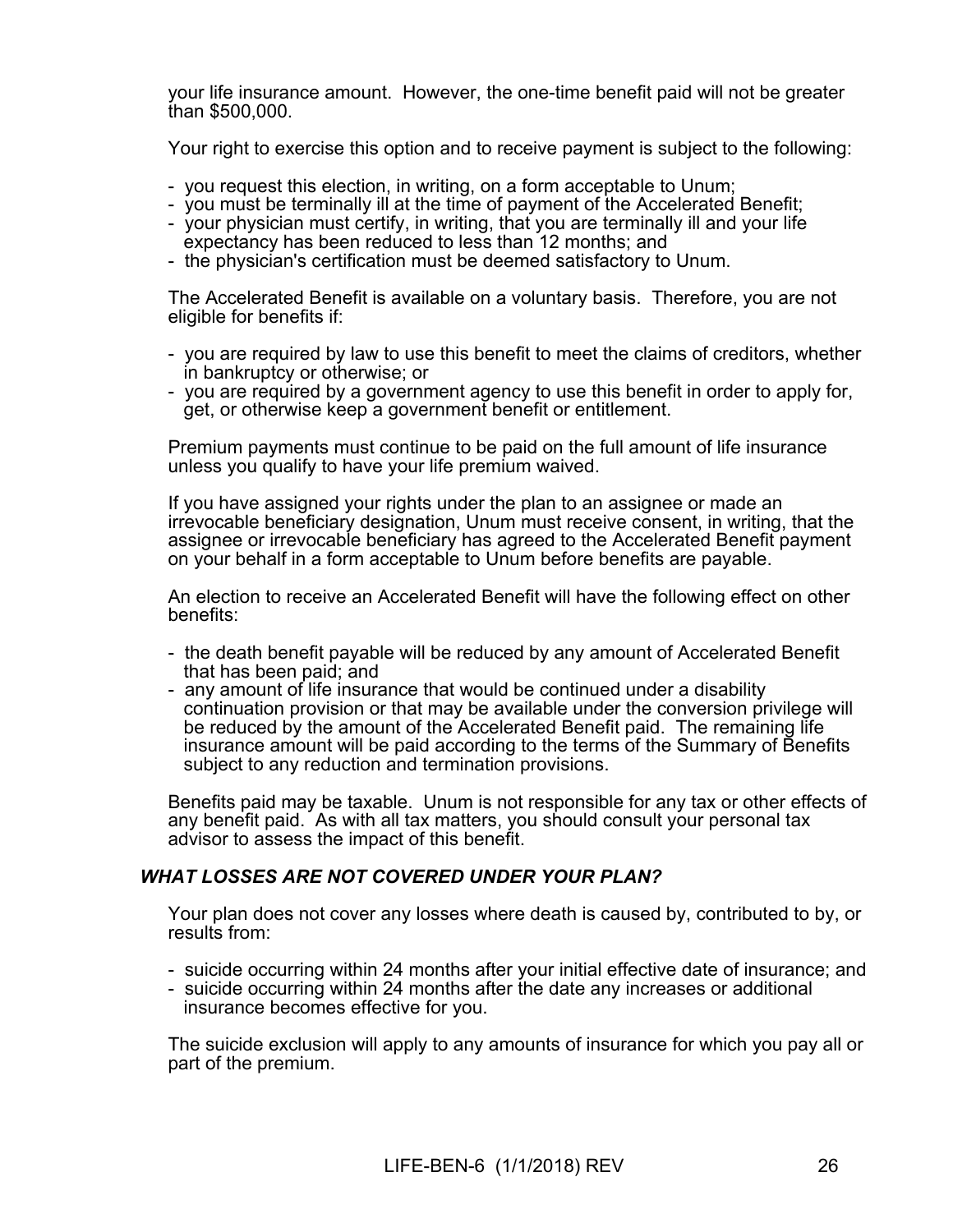your life insurance amount. However, the one-time benefit paid will not be greater than $500,000.

Your right to exercise this option and to receive payment is subject to the following:

- you request this election, in writing, on a form acceptable to Unum;
- you must be terminally ill at the time of payment of the Accelerated Benefit;
- your physician must certify, in writing, that you are terminally ill and your life expectancy has been reduced to less than 12 months; and
- the physician's certification must be deemed satisfactory to Unum.

The Accelerated Benefit is available on a voluntary basis. Therefore, you are not eligible for benefits if:

- you are required by law to use this benefit to meet the claims of creditors, whether in bankruptcy or otherwise; or
- you are required by a government agency to use this benefit in order to apply for, get, or otherwise keep a government benefit or entitlement.

Premium payments must continue to be paid on the full amount of life insurance unless you qualify to have your life premium waived.

If you have assigned your rights under the plan to an assignee or made an irrevocable beneficiary designation, Unum must receive consent, in writing, that the assignee or irrevocable beneficiary has agreed to the Accelerated Benefit payment on your behalf in a form acceptable to Unum before benefits are payable.

An election to receive an Accelerated Benefit will have the following effect on other benefits:

- the death benefit payable will be reduced by any amount of Accelerated Benefit that has been paid; and
- any amount of life insurance that would be continued under a disability continuation provision or that may be available under the conversion privilege will be reduced by the amount of the Accelerated Benefit paid. The remaining life insurance amount will be paid according to the terms of the Summary of Benefits subject to any reduction and termination provisions.

Benefits paid may be taxable. Unum is not responsible for any tax or other effects of any benefit paid. As with all tax matters, you should consult your personal tax advisor to assess the impact of this benefit.

### *WHAT LOSSES ARE NOT COVERED UNDER YOUR PLAN?*

Your plan does not cover any losses where death is caused by, contributed to by, or results from:

- suicide occurring within 24 months after your initial effective date of insurance; and
- suicide occurring within 24 months after the date any increases or additional insurance becomes effective for you.

The suicide exclusion will apply to any amounts of insurance for which you pay all or part of the premium.

LIFE-BEN-6 (1/1/2018) REV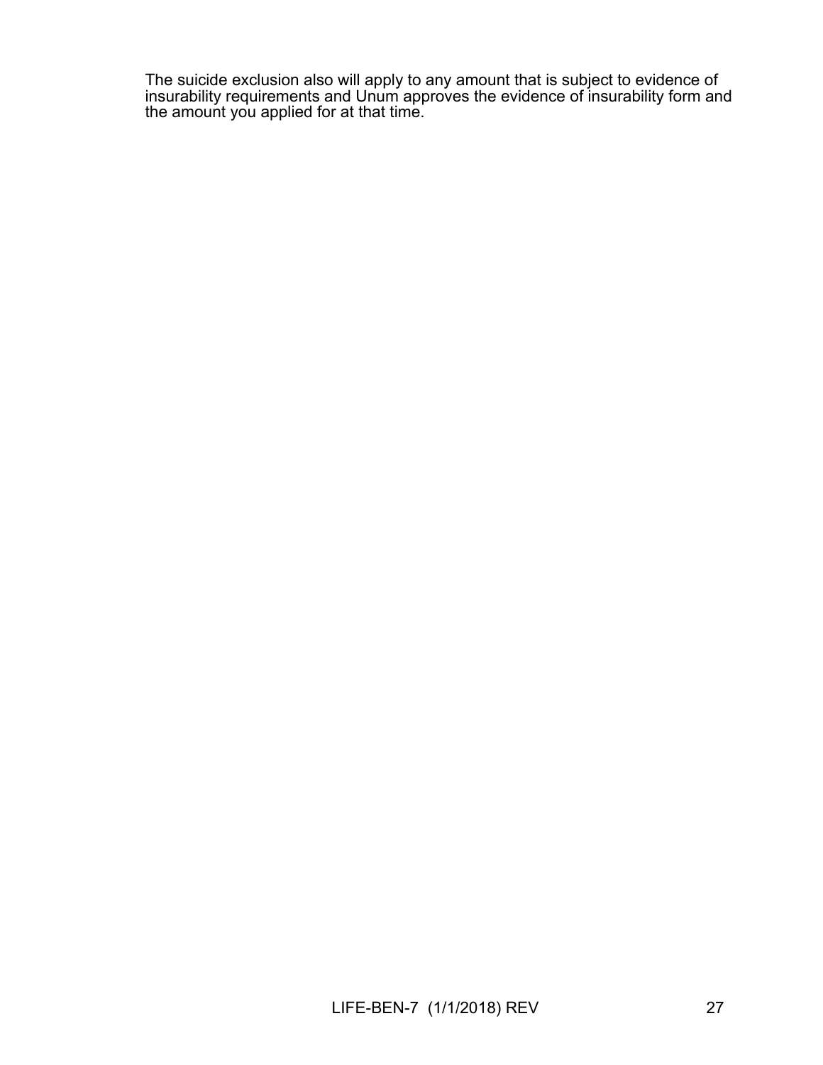The suicide exclusion also will apply to any amount that is subject to evidence of insurability requirements and Unum approves the evidence of insurability form and the amount you applied for at that time.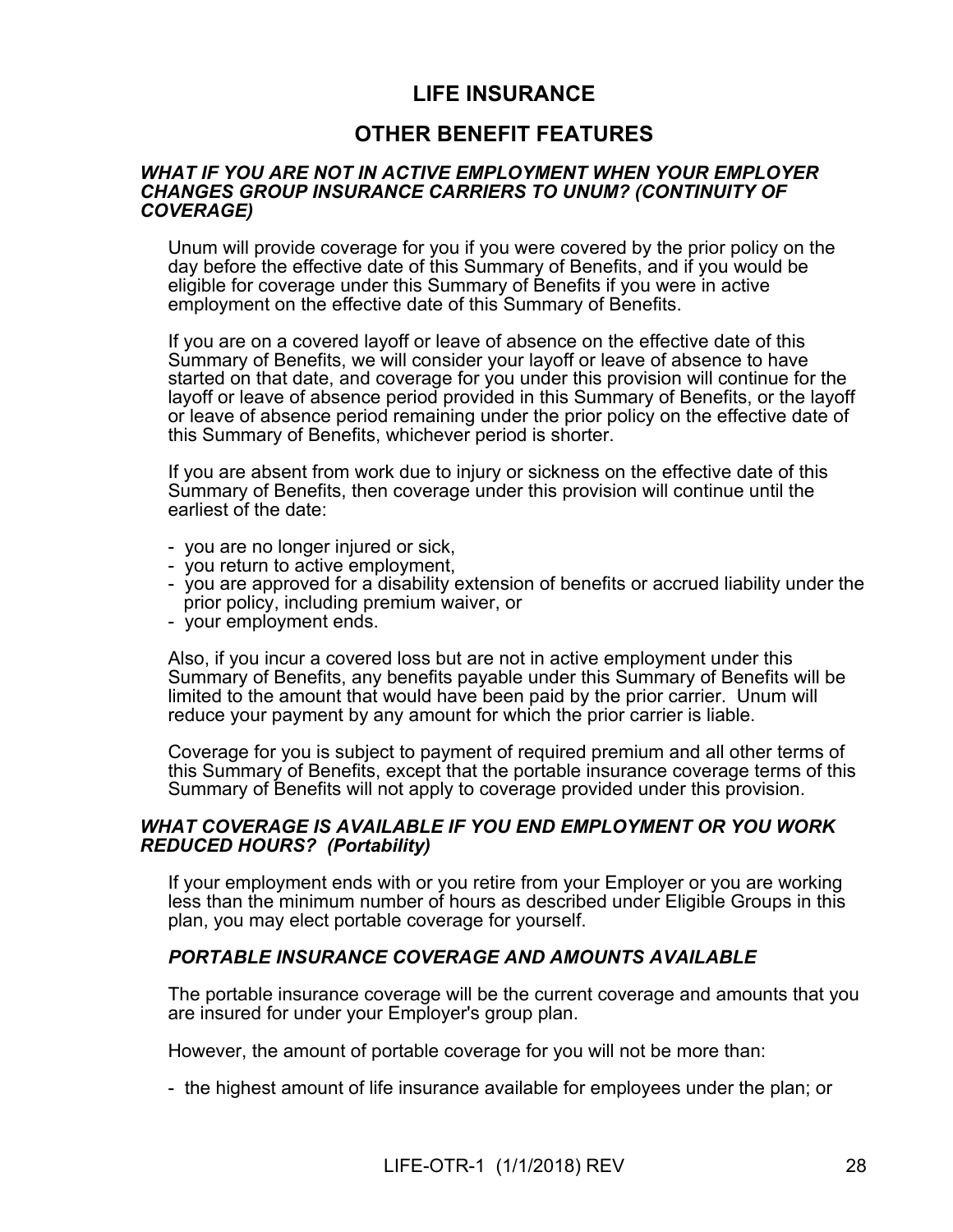# LIFE INSURANCE

## OTHER BENEFIT FEATURES

### *WHAT IF YOU ARE NOT IN ACTIVE EMPLOYMENT WHEN YOUR EMPLOYER CHANGES GROUP INSURANCE CARRIERS TO UNUM? (CONTINUITY OF COVERAGE)*

Unum will provide coverage for you if you were covered by the prior policy on the day before the effective date of this Summary of Benefits, and if you would be eligible for coverage under this Summary of Benefits if you were in active employment on the effective date of this Summary of Benefits.

If you are on a covered layoff or leave of absence on the effective date of this Summary of Benefits, we will consider your layoff or leave of absence to have started on that date, and coverage for you under this provision will continue for the layoff or leave of absence period provided in this Summary of Benefits, or the layoff or leave of absence period remaining under the prior policy on the effective date of this Summary of Benefits, whichever period is shorter.

If you are absent from work due to injury or sickness on the effective date of this Summary of Benefits, then coverage under this provision will continue until the earliest of the date:

- you are no longer injured or sick,
- you return to active employment,
- you are approved for a disability extension of benefits or accrued liability under the prior policy, including premium waiver, or
- your employment ends.

Also, if you incur a covered loss but are not in active employment under this Summary of Benefits, any benefits payable under this Summary of Benefits will be limited to the amount that would have been paid by the prior carrier. Unum will reduce your payment by any amount for which the prior carrier is liable.

Coverage for you is subject to payment of required premium and all other terms of this Summary of Benefits, except that the portable insurance coverage terms of this Summary of Benefits will not apply to coverage provided under this provision.

### *WHAT COVERAGE IS AVAILABLE IF YOU END EMPLOYMENT OR YOU WORK REDUCED HOURS? (Portability)*

If your employment ends with or you retire from your Employer or you are working less than the minimum number of hours as described under Eligible Groups in this plan, you may elect portable coverage for yourself.

#### *PORTABLE INSURANCE COVERAGE AND AMOUNTS AVAILABLE*

The portable insurance coverage will be the current coverage and amounts that you are insured for under your Employer's group plan.

However, the amount of portable coverage for you will not be more than:

- the highest amount of life insurance available for employees under the plan; or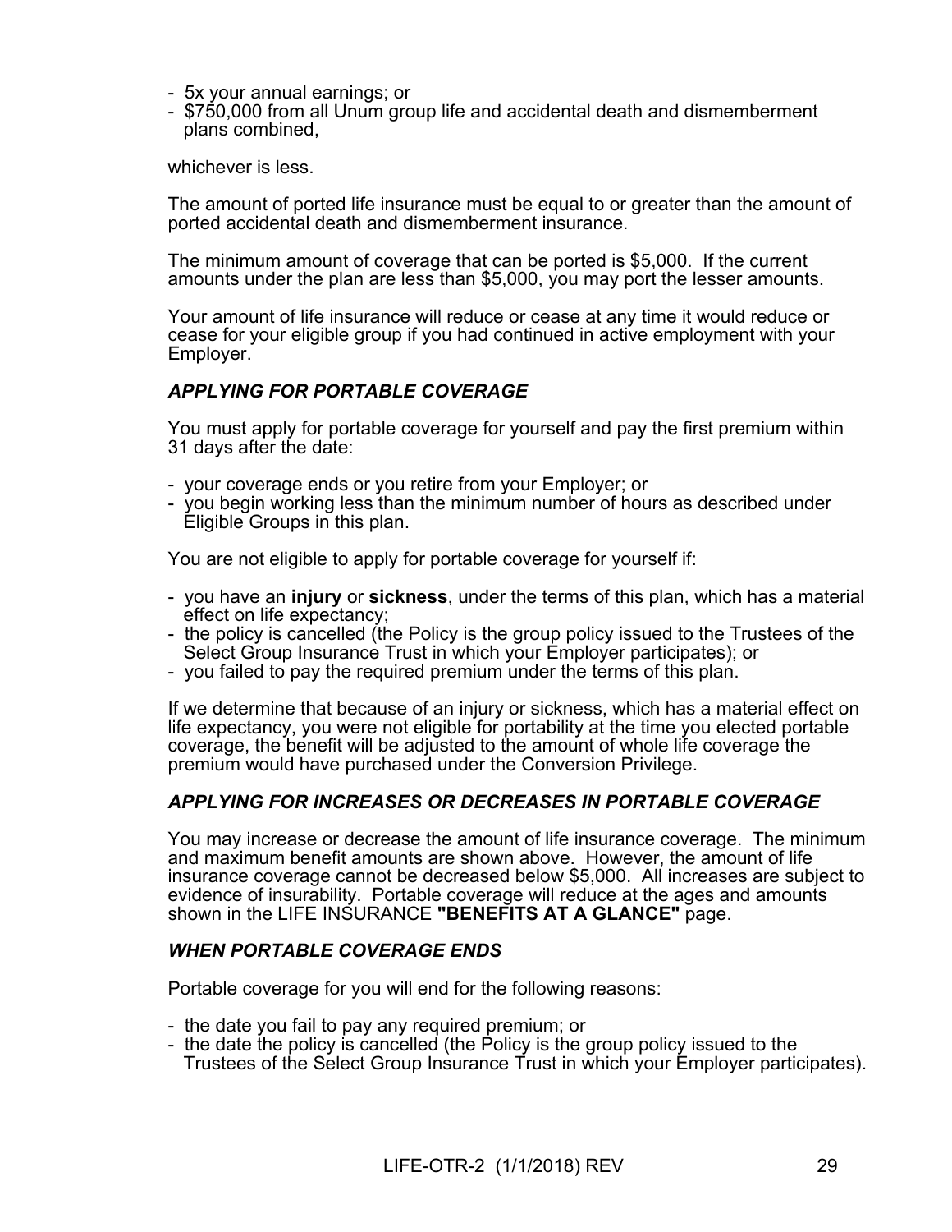- 5x your annual earnings; or
- $750,000 from all Unum group life and accidental death and dismemberment plans combined,

whichever is less.

The amount of ported life insurance must be equal to or greater than the amount of ported accidental death and dismemberment insurance.

The minimum amount of coverage that can be ported is $5,000. If the current amounts under the plan are less than $5,000, you may port the lesser amounts.

Your amount of life insurance will reduce or cease at any time it would reduce or cease for your eligible group if you had continued in active employment with your Employer.

### *APPLYING FOR PORTABLE COVERAGE*

You must apply for portable coverage for yourself and pay the first premium within 31 days after the date:

- your coverage ends or you retire from your Employer; or
- you begin working less than the minimum number of hours as described under Eligible Groups in this plan.

You are not eligible to apply for portable coverage for yourself if:

- you have an **injury** or **sickness**, under the terms of this plan, which has a material effect on life expectancy;
- the policy is cancelled (the Policy is the group policy issued to the Trustees of the Select Group Insurance Trust in which your Employer participates); or
- you failed to pay the required premium under the terms of this plan.

If we determine that because of an injury or sickness, which has a material effect on life expectancy, you were not eligible for portability at the time you elected portable coverage, the benefit will be adjusted to the amount of whole life coverage the premium would have purchased under the Conversion Privilege.

### *APPLYING FOR INCREASES OR DECREASES IN PORTABLE COVERAGE*

You may increase or decrease the amount of life insurance coverage. The minimum and maximum benefit amounts are shown above. However, the amount of life insurance coverage cannot be decreased below $5,000. All increases are subject to evidence of insurability. Portable coverage will reduce at the ages and amounts shown in the LIFE INSURANCE **"BENEFITS AT A GLANCE"** page.

### *WHEN PORTABLE COVERAGE ENDS*

Portable coverage for you will end for the following reasons:

- the date you fail to pay any required premium; or
- the date the policy is cancelled (the Policy is the group policy issued to the Trustees of the Select Group Insurance Trust in which your Employer participates).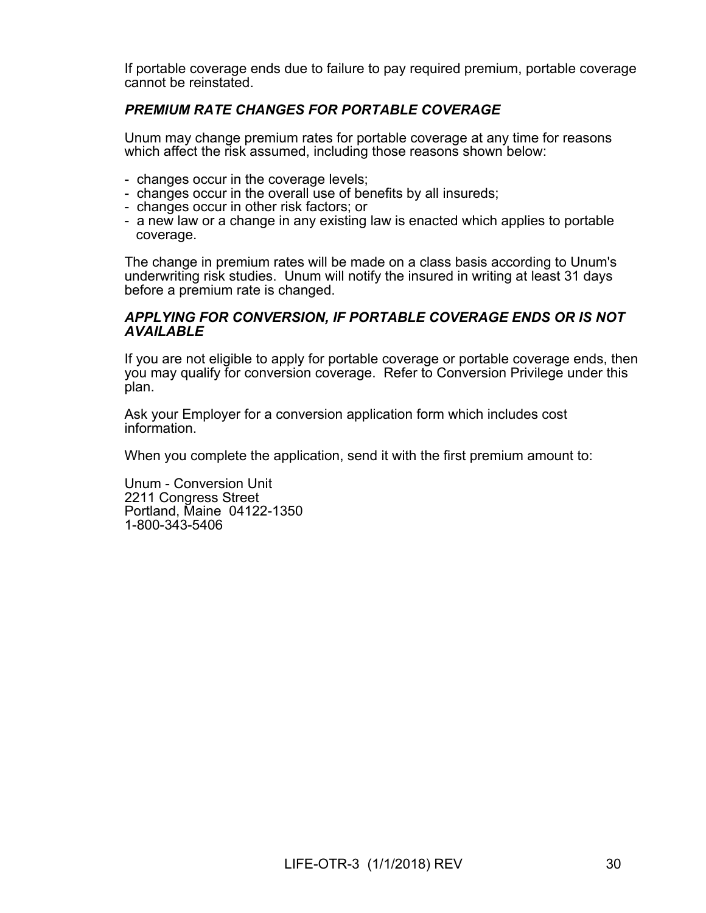If portable coverage ends due to failure to pay required premium, portable coverage cannot be reinstated.

***PREMIUM RATE CHANGES FOR PORTABLE COVERAGE***

Unum may change premium rates for portable coverage at any time for reasons which affect the risk assumed, including those reasons shown below:

- changes occur in the coverage levels;
- changes occur in the overall use of benefits by all insureds;
- changes occur in other risk factors; or
- a new law or a change in any existing law is enacted which applies to portable coverage.

The change in premium rates will be made on a class basis according to Unum's underwriting risk studies. Unum will notify the insured in writing at least 31 days before a premium rate is changed.

***APPLYING FOR CONVERSION, IF PORTABLE COVERAGE ENDS OR IS NOT AVAILABLE***

If you are not eligible to apply for portable coverage or portable coverage ends, then you may qualify for conversion coverage. Refer to Conversion Privilege under this plan.

Ask your Employer for a conversion application form which includes cost information.

When you complete the application, send it with the first premium amount to:

Unum - Conversion Unit
2211 Congress Street
Portland, Maine 04122-1350
1-800-343-5406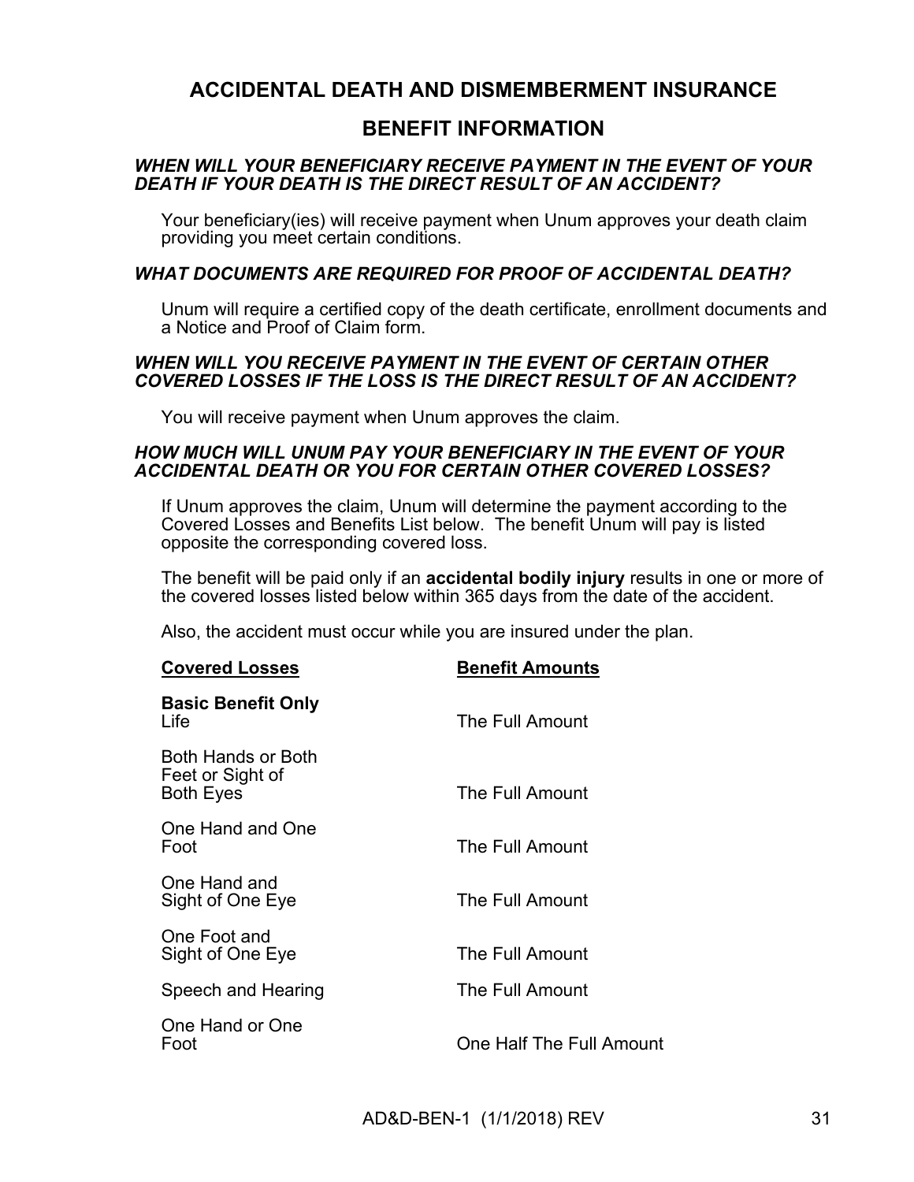# ACCIDENTAL DEATH AND DISMEMBERMENT INSURANCE

## BENEFIT INFORMATION

### *WHEN WILL YOUR BENEFICIARY RECEIVE PAYMENT IN THE EVENT OF YOUR DEATH IF YOUR DEATH IS THE DIRECT RESULT OF AN ACCIDENT?*

Your beneficiary(ies) will receive payment when Unum approves your death claim providing you meet certain conditions.

### *WHAT DOCUMENTS ARE REQUIRED FOR PROOF OF ACCIDENTAL DEATH?*

Unum will require a certified copy of the death certificate, enrollment documents and a Notice and Proof of Claim form.

### *WHEN WILL YOU RECEIVE PAYMENT IN THE EVENT OF CERTAIN OTHER COVERED LOSSES IF THE LOSS IS THE DIRECT RESULT OF AN ACCIDENT?*

You will receive payment when Unum approves the claim.

### *HOW MUCH WILL UNUM PAY YOUR BENEFICIARY IN THE EVENT OF YOUR ACCIDENTAL DEATH OR YOU FOR CERTAIN OTHER COVERED LOSSES?*

If Unum approves the claim, Unum will determine the payment according to the Covered Losses and Benefits List below. The benefit Unum will pay is listed opposite the corresponding covered loss.

The benefit will be paid only if an **accidental bodily injury** results in one or more of the covered losses listed below within 365 days from the date of the accident.

Also, the accident must occur while you are insured under the plan.

| Covered Losses | Benefit Amounts |
|---|---|
| **Basic Benefit Only** Life | The Full Amount |
| Both Hands or Both Feet or Sight of Both Eyes | The Full Amount |
| One Hand and One Foot | The Full Amount |
| One Hand and Sight of One Eye | The Full Amount |
| One Foot and Sight of One Eye | The Full Amount |
| Speech and Hearing | The Full Amount |
| One Hand or One Foot | One Half The Full Amount |

AD&D-BEN-1 (1/1/2018) REV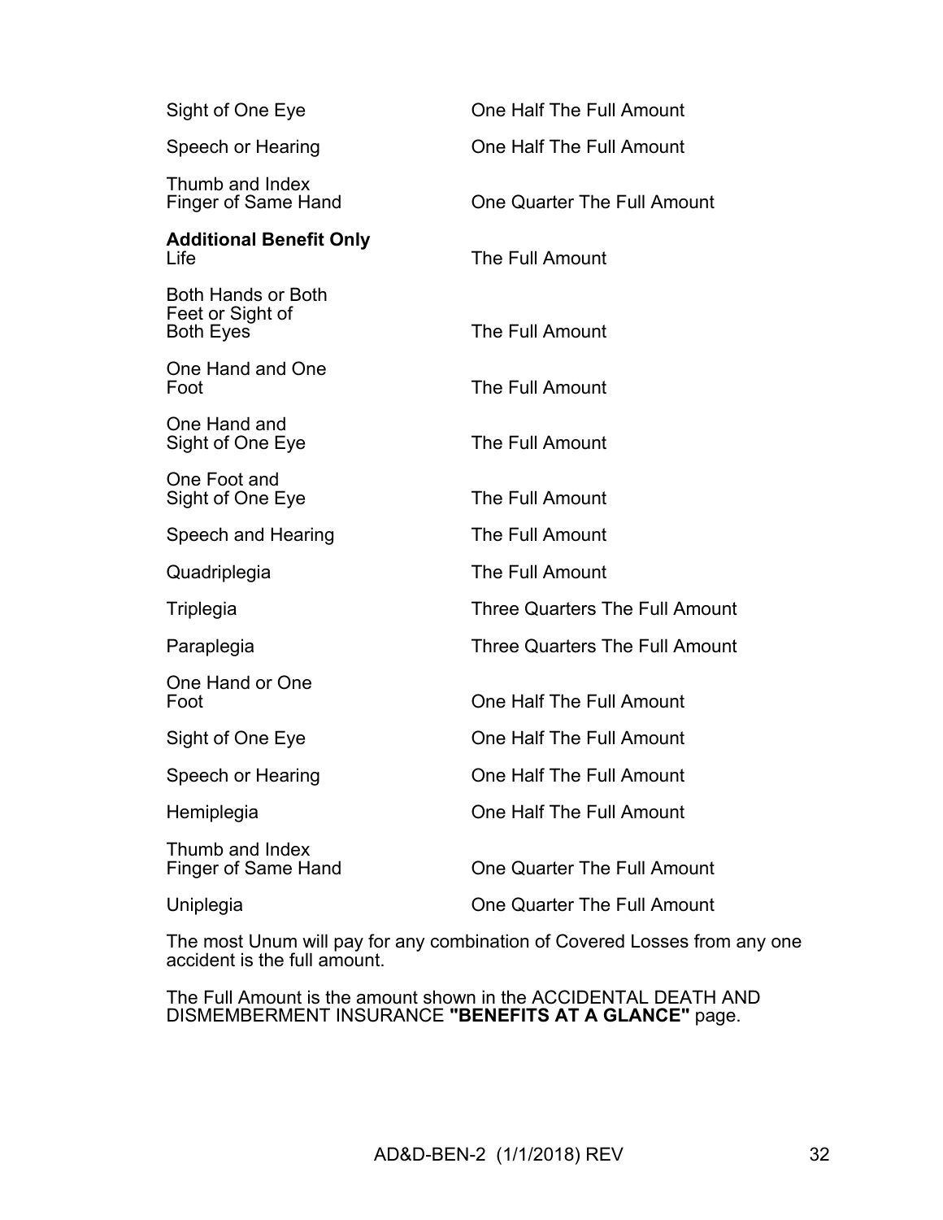| | |
|---|---|
| Sight of One Eye | One Half The Full Amount |
| Speech or Hearing | One Half The Full Amount |
| Thumb and Index Finger of Same Hand | One Quarter The Full Amount |

**Additional Benefit Only**

| | |
|---|---|
| Life | The Full Amount |
| Both Hands or Both Feet or Sight of Both Eyes | The Full Amount |
| One Hand and One Foot | The Full Amount |
| One Hand and Sight of One Eye | The Full Amount |
| One Foot and Sight of One Eye | The Full Amount |
| Speech and Hearing | The Full Amount |
| Quadriplegia | The Full Amount |
| Triplegia | Three Quarters The Full Amount |
| Paraplegia | Three Quarters The Full Amount |
| One Hand or One Foot | One Half The Full Amount |
| Sight of One Eye | One Half The Full Amount |
| Speech or Hearing | One Half The Full Amount |
| Hemiplegia | One Half The Full Amount |
| Thumb and Index Finger of Same Hand | One Quarter The Full Amount |
| Uniplegia | One Quarter The Full Amount |

The most Unum will pay for any combination of Covered Losses from any one accident is the full amount.

The Full Amount is the amount shown in the ACCIDENTAL DEATH AND DISMEMBERMENT INSURANCE **"BENEFITS AT A GLANCE"** page.

AD&D-BEN-2 (1/1/2018) REV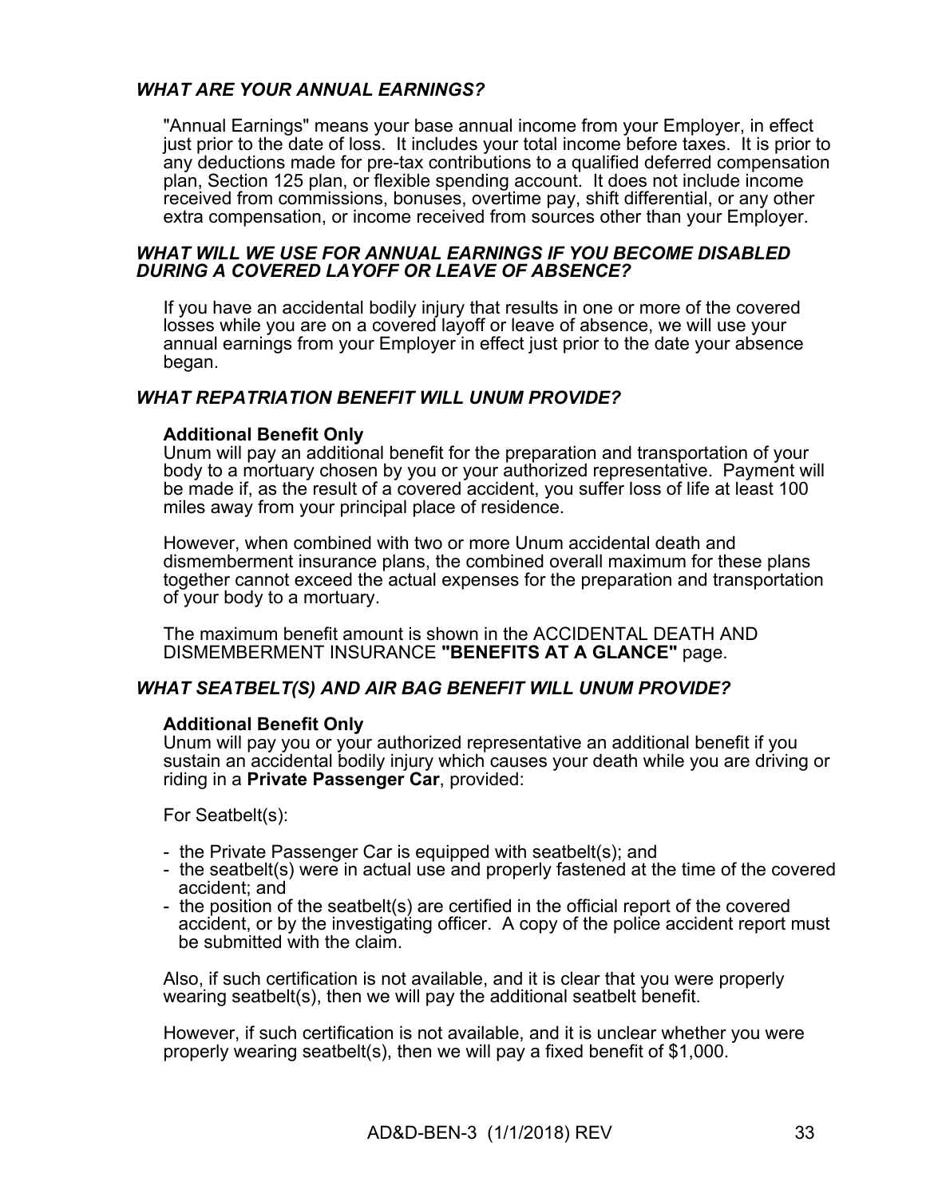### *WHAT ARE YOUR ANNUAL EARNINGS?*

"Annual Earnings" means your base annual income from your Employer, in effect just prior to the date of loss. It includes your total income before taxes. It is prior to any deductions made for pre-tax contributions to a qualified deferred compensation plan, Section 125 plan, or flexible spending account. It does not include income received from commissions, bonuses, overtime pay, shift differential, or any other extra compensation, or income received from sources other than your Employer.

### *WHAT WILL WE USE FOR ANNUAL EARNINGS IF YOU BECOME DISABLED DURING A COVERED LAYOFF OR LEAVE OF ABSENCE?*

If you have an accidental bodily injury that results in one or more of the covered losses while you are on a covered layoff or leave of absence, we will use your annual earnings from your Employer in effect just prior to the date your absence began.

### *WHAT REPATRIATION BENEFIT WILL UNUM PROVIDE?*

**Additional Benefit Only**
Unum will pay an additional benefit for the preparation and transportation of your body to a mortuary chosen by you or your authorized representative. Payment will be made if, as the result of a covered accident, you suffer loss of life at least 100 miles away from your principal place of residence.

However, when combined with two or more Unum accidental death and dismemberment insurance plans, the combined overall maximum for these plans together cannot exceed the actual expenses for the preparation and transportation of your body to a mortuary.

The maximum benefit amount is shown in the ACCIDENTAL DEATH AND DISMEMBERMENT INSURANCE **"BENEFITS AT A GLANCE"** page.

### *WHAT SEATBELT(S) AND AIR BAG BENEFIT WILL UNUM PROVIDE?*

**Additional Benefit Only**
Unum will pay you or your authorized representative an additional benefit if you sustain an accidental bodily injury which causes your death while you are driving or riding in a **Private Passenger Car**, provided:

For Seatbelt(s):

- the Private Passenger Car is equipped with seatbelt(s); and
- the seatbelt(s) were in actual use and properly fastened at the time of the covered accident; and
- the position of the seatbelt(s) are certified in the official report of the covered accident, or by the investigating officer. A copy of the police accident report must be submitted with the claim.

Also, if such certification is not available, and it is clear that you were properly wearing seatbelt(s), then we will pay the additional seatbelt benefit.

However, if such certification is not available, and it is unclear whether you were properly wearing seatbelt(s), then we will pay a fixed benefit of $1,000.

AD&D-BEN-3 (1/1/2018) REV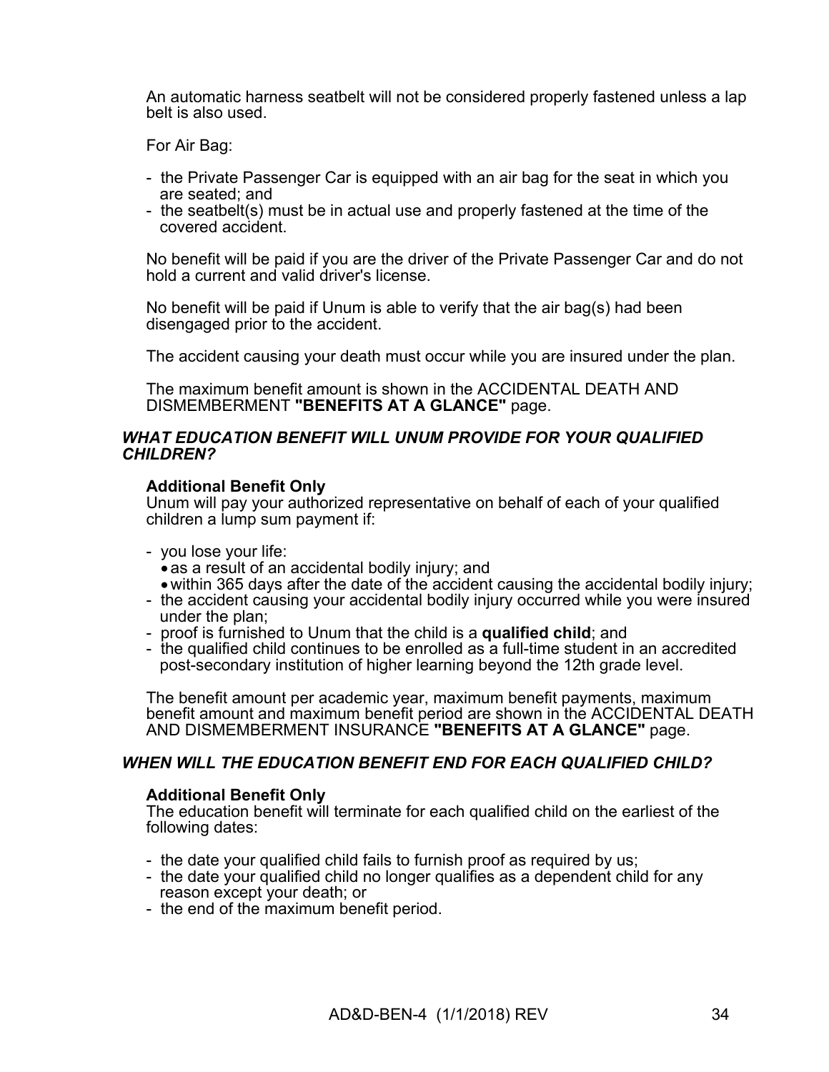An automatic harness seatbelt will not be considered properly fastened unless a lap belt is also used.

For Air Bag:

- the Private Passenger Car is equipped with an air bag for the seat in which you are seated; and
- the seatbelt(s) must be in actual use and properly fastened at the time of the covered accident.

No benefit will be paid if you are the driver of the Private Passenger Car and do not hold a current and valid driver's license.

No benefit will be paid if Unum is able to verify that the air bag(s) had been disengaged prior to the accident.

The accident causing your death must occur while you are insured under the plan.

The maximum benefit amount is shown in the ACCIDENTAL DEATH AND DISMEMBERMENT **"BENEFITS AT A GLANCE"** page.

### *WHAT EDUCATION BENEFIT WILL UNUM PROVIDE FOR YOUR QUALIFIED CHILDREN?*

**Additional Benefit Only**
Unum will pay your authorized representative on behalf of each of your qualified children a lump sum payment if:

- you lose your life:
  - as a result of an accidental bodily injury; and
  - within 365 days after the date of the accident causing the accidental bodily injury;
- the accident causing your accidental bodily injury occurred while you were insured under the plan;
- proof is furnished to Unum that the child is a **qualified child**; and
- the qualified child continues to be enrolled as a full-time student in an accredited post-secondary institution of higher learning beyond the 12th grade level.

The benefit amount per academic year, maximum benefit payments, maximum benefit amount and maximum benefit period are shown in the ACCIDENTAL DEATH AND DISMEMBERMENT INSURANCE **"BENEFITS AT A GLANCE"** page.

### *WHEN WILL THE EDUCATION BENEFIT END FOR EACH QUALIFIED CHILD?*

**Additional Benefit Only**
The education benefit will terminate for each qualified child on the earliest of the following dates:

- the date your qualified child fails to furnish proof as required by us;
- the date your qualified child no longer qualifies as a dependent child for any reason except your death; or
- the end of the maximum benefit period.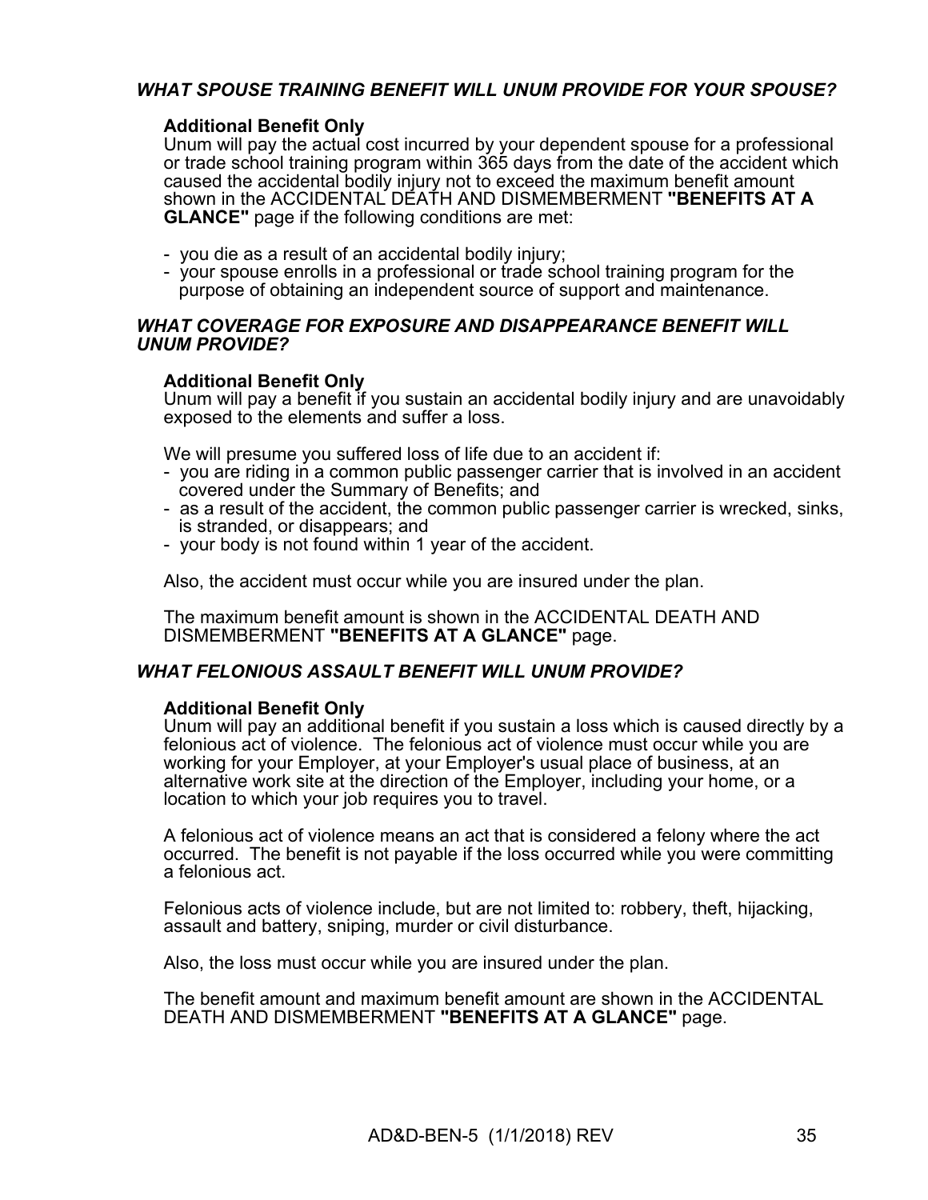### *WHAT SPOUSE TRAINING BENEFIT WILL UNUM PROVIDE FOR YOUR SPOUSE?*

**Additional Benefit Only**
Unum will pay the actual cost incurred by your dependent spouse for a professional or trade school training program within 365 days from the date of the accident which caused the accidental bodily injury not to exceed the maximum benefit amount shown in the ACCIDENTAL DEATH AND DISMEMBERMENT **"BENEFITS AT A GLANCE"** page if the following conditions are met:

- you die as a result of an accidental bodily injury;
- your spouse enrolls in a professional or trade school training program for the purpose of obtaining an independent source of support and maintenance.

### *WHAT COVERAGE FOR EXPOSURE AND DISAPPEARANCE BENEFIT WILL UNUM PROVIDE?*

**Additional Benefit Only**
Unum will pay a benefit if you sustain an accidental bodily injury and are unavoidably exposed to the elements and suffer a loss.

We will presume you suffered loss of life due to an accident if:
- you are riding in a common public passenger carrier that is involved in an accident covered under the Summary of Benefits; and
- as a result of the accident, the common public passenger carrier is wrecked, sinks, is stranded, or disappears; and
- your body is not found within 1 year of the accident.

Also, the accident must occur while you are insured under the plan.

The maximum benefit amount is shown in the ACCIDENTAL DEATH AND DISMEMBERMENT **"BENEFITS AT A GLANCE"** page.

### *WHAT FELONIOUS ASSAULT BENEFIT WILL UNUM PROVIDE?*

**Additional Benefit Only**
Unum will pay an additional benefit if you sustain a loss which is caused directly by a felonious act of violence. The felonious act of violence must occur while you are working for your Employer, at your Employer's usual place of business, at an alternative work site at the direction of the Employer, including your home, or a location to which your job requires you to travel.

A felonious act of violence means an act that is considered a felony where the act occurred. The benefit is not payable if the loss occurred while you were committing a felonious act.

Felonious acts of violence include, but are not limited to: robbery, theft, hijacking, assault and battery, sniping, murder or civil disturbance.

Also, the loss must occur while you are insured under the plan.

The benefit amount and maximum benefit amount are shown in the ACCIDENTAL DEATH AND DISMEMBERMENT **"BENEFITS AT A GLANCE"** page.

AD&D-BEN-5 (1/1/2018) REV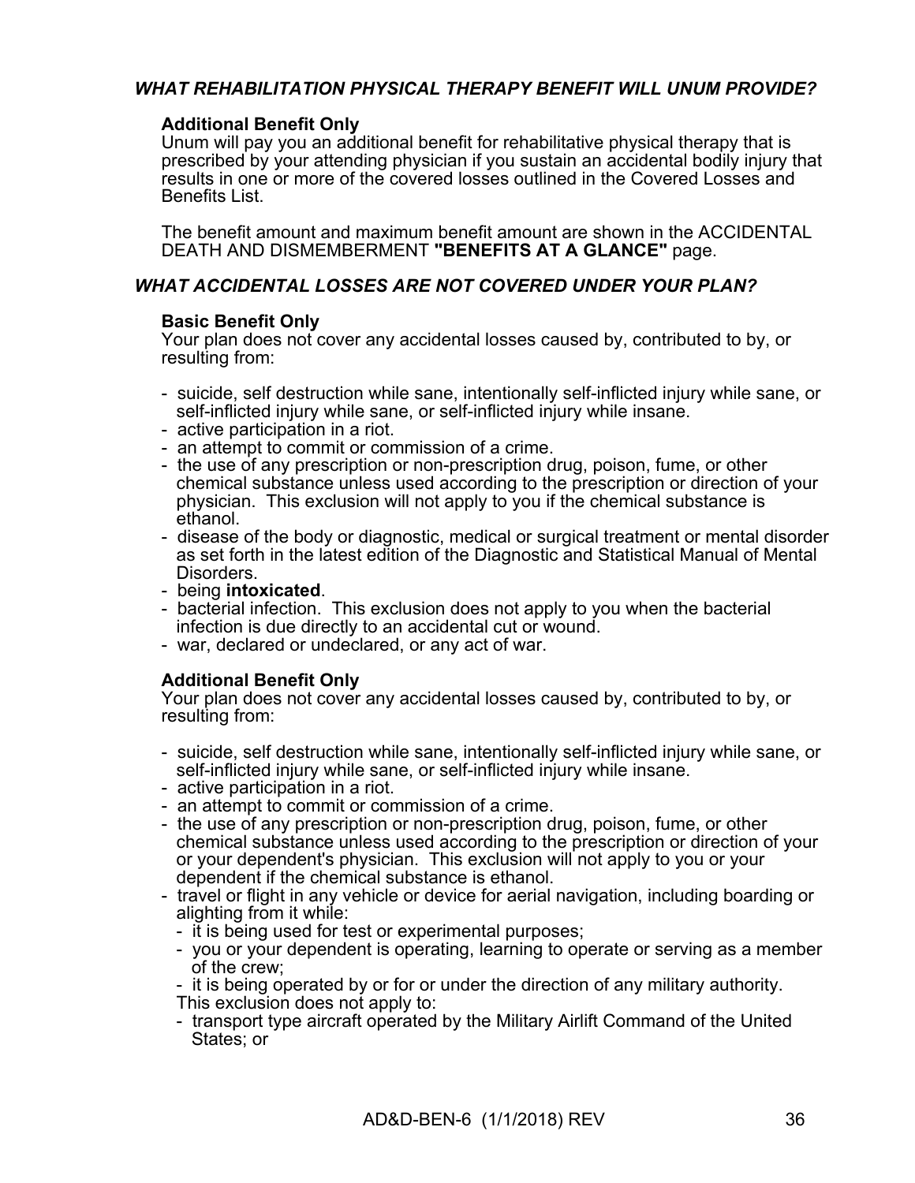### *WHAT REHABILITATION PHYSICAL THERAPY BENEFIT WILL UNUM PROVIDE?*

**Additional Benefit Only**
Unum will pay you an additional benefit for rehabilitative physical therapy that is prescribed by your attending physician if you sustain an accidental bodily injury that results in one or more of the covered losses outlined in the Covered Losses and Benefits List.

The benefit amount and maximum benefit amount are shown in the ACCIDENTAL DEATH AND DISMEMBERMENT **"BENEFITS AT A GLANCE"** page.

### *WHAT ACCIDENTAL LOSSES ARE NOT COVERED UNDER YOUR PLAN?*

**Basic Benefit Only**
Your plan does not cover any accidental losses caused by, contributed to by, or resulting from:

- suicide, self destruction while sane, intentionally self-inflicted injury while sane, or self-inflicted injury while sane, or self-inflicted injury while insane.
- active participation in a riot.
- an attempt to commit or commission of a crime.
- the use of any prescription or non-prescription drug, poison, fume, or other chemical substance unless used according to the prescription or direction of your physician. This exclusion will not apply to you if the chemical substance is ethanol.
- disease of the body or diagnostic, medical or surgical treatment or mental disorder as set forth in the latest edition of the Diagnostic and Statistical Manual of Mental Disorders.
- being **intoxicated**.
- bacterial infection. This exclusion does not apply to you when the bacterial infection is due directly to an accidental cut or wound.
- war, declared or undeclared, or any act of war.

**Additional Benefit Only**
Your plan does not cover any accidental losses caused by, contributed to by, or resulting from:

- suicide, self destruction while sane, intentionally self-inflicted injury while sane, or self-inflicted injury while sane, or self-inflicted injury while insane.
- active participation in a riot.
- an attempt to commit or commission of a crime.
- the use of any prescription or non-prescription drug, poison, fume, or other chemical substance unless used according to the prescription or direction of your or your dependent's physician. This exclusion will not apply to you or your dependent if the chemical substance is ethanol.
- travel or flight in any vehicle or device for aerial navigation, including boarding or alighting from it while:
  - it is being used for test or experimental purposes;
  - you or your dependent is operating, learning to operate or serving as a member of the crew;
  - it is being operated by or for or under the direction of any military authority.

  This exclusion does not apply to:
  - transport type aircraft operated by the Military Airlift Command of the United States; or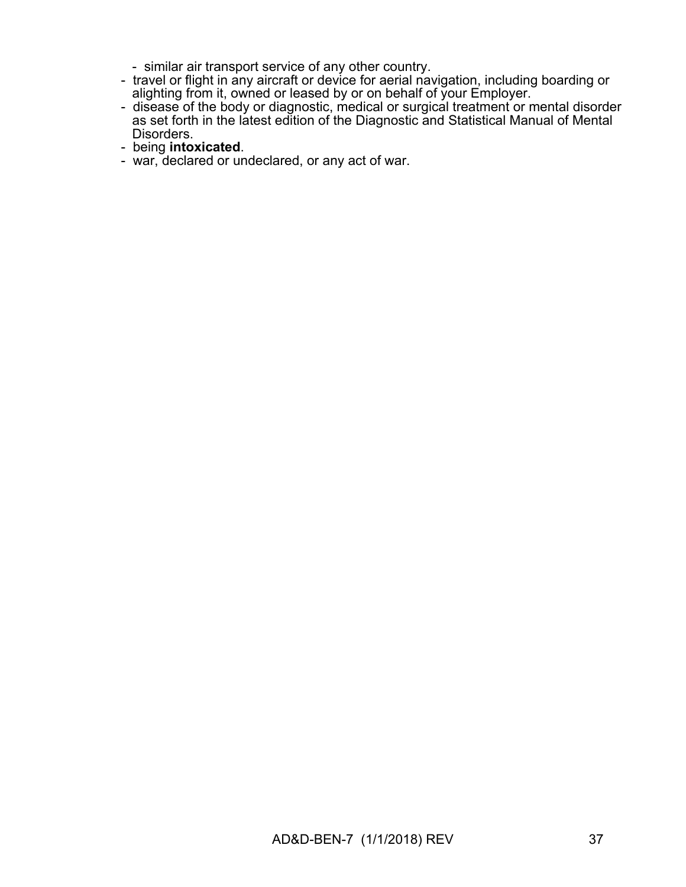- similar air transport service of any other country.
- travel or flight in any aircraft or device for aerial navigation, including boarding or alighting from it, owned or leased by or on behalf of your Employer.
- disease of the body or diagnostic, medical or surgical treatment or mental disorder as set forth in the latest edition of the Diagnostic and Statistical Manual of Mental Disorders.
- being **intoxicated**.
- war, declared or undeclared, or any act of war.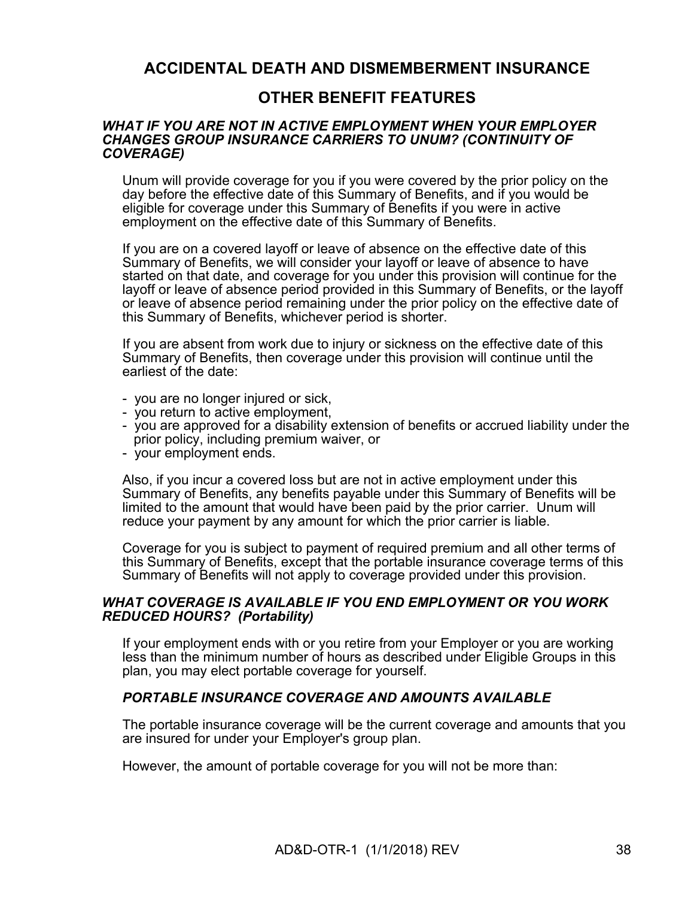# ACCIDENTAL DEATH AND DISMEMBERMENT INSURANCE

## OTHER BENEFIT FEATURES

### *WHAT IF YOU ARE NOT IN ACTIVE EMPLOYMENT WHEN YOUR EMPLOYER CHANGES GROUP INSURANCE CARRIERS TO UNUM? (CONTINUITY OF COVERAGE)*

Unum will provide coverage for you if you were covered by the prior policy on the day before the effective date of this Summary of Benefits, and if you would be eligible for coverage under this Summary of Benefits if you were in active employment on the effective date of this Summary of Benefits.

If you are on a covered layoff or leave of absence on the effective date of this Summary of Benefits, we will consider your layoff or leave of absence to have started on that date, and coverage for you under this provision will continue for the layoff or leave of absence period provided in this Summary of Benefits, or the layoff or leave of absence period remaining under the prior policy on the effective date of this Summary of Benefits, whichever period is shorter.

If you are absent from work due to injury or sickness on the effective date of this Summary of Benefits, then coverage under this provision will continue until the earliest of the date:

- you are no longer injured or sick,
- you return to active employment,
- you are approved for a disability extension of benefits or accrued liability under the prior policy, including premium waiver, or
- your employment ends.

Also, if you incur a covered loss but are not in active employment under this Summary of Benefits, any benefits payable under this Summary of Benefits will be limited to the amount that would have been paid by the prior carrier. Unum will reduce your payment by any amount for which the prior carrier is liable.

Coverage for you is subject to payment of required premium and all other terms of this Summary of Benefits, except that the portable insurance coverage terms of this Summary of Benefits will not apply to coverage provided under this provision.

### *WHAT COVERAGE IS AVAILABLE IF YOU END EMPLOYMENT OR YOU WORK REDUCED HOURS? (Portability)*

If your employment ends with or you retire from your Employer or you are working less than the minimum number of hours as described under Eligible Groups in this plan, you may elect portable coverage for yourself.

#### *PORTABLE INSURANCE COVERAGE AND AMOUNTS AVAILABLE*

The portable insurance coverage will be the current coverage and amounts that you are insured for under your Employer's group plan.

However, the amount of portable coverage for you will not be more than: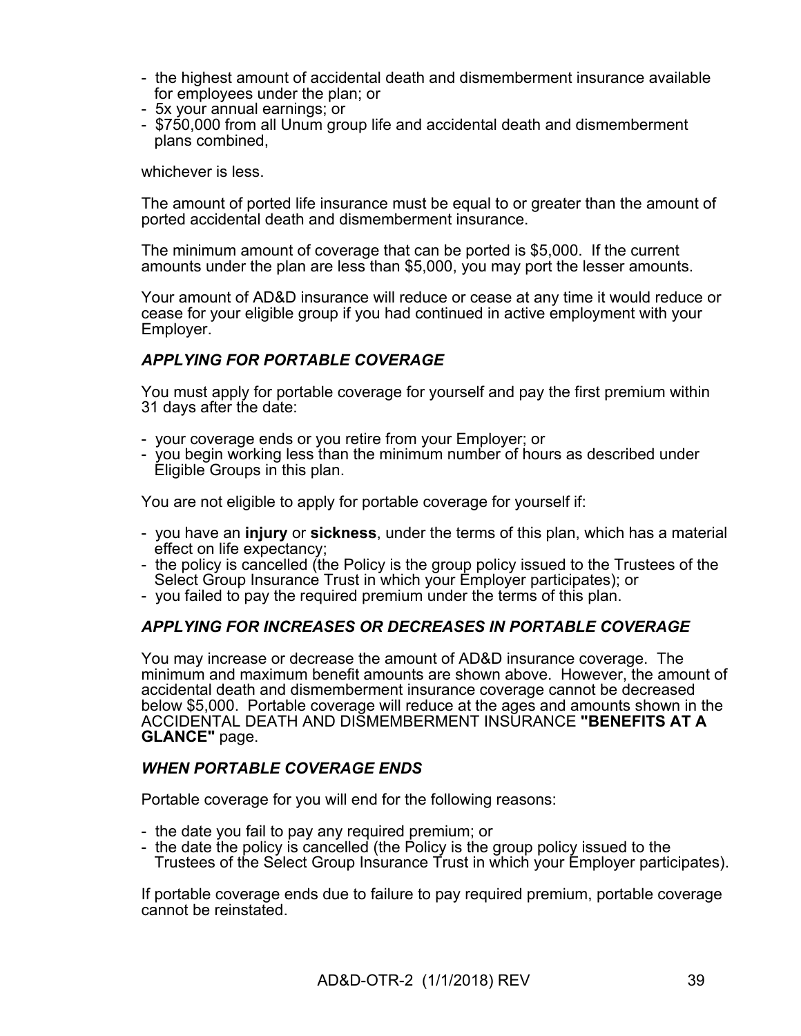- the highest amount of accidental death and dismemberment insurance available for employees under the plan; or
- 5x your annual earnings; or
- $750,000 from all Unum group life and accidental death and dismemberment plans combined,

whichever is less.

The amount of ported life insurance must be equal to or greater than the amount of ported accidental death and dismemberment insurance.

The minimum amount of coverage that can be ported is $5,000. If the current amounts under the plan are less than $5,000, you may port the lesser amounts.

Your amount of AD&D insurance will reduce or cease at any time it would reduce or cease for your eligible group if you had continued in active employment with your Employer.

### *APPLYING FOR PORTABLE COVERAGE*

You must apply for portable coverage for yourself and pay the first premium within 31 days after the date:

- your coverage ends or you retire from your Employer; or
- you begin working less than the minimum number of hours as described under Eligible Groups in this plan.

You are not eligible to apply for portable coverage for yourself if:

- you have an **injury** or **sickness**, under the terms of this plan, which has a material effect on life expectancy;
- the policy is cancelled (the Policy is the group policy issued to the Trustees of the Select Group Insurance Trust in which your Employer participates); or
- you failed to pay the required premium under the terms of this plan.

### *APPLYING FOR INCREASES OR DECREASES IN PORTABLE COVERAGE*

You may increase or decrease the amount of AD&D insurance coverage. The minimum and maximum benefit amounts are shown above. However, the amount of accidental death and dismemberment insurance coverage cannot be decreased below $5,000. Portable coverage will reduce at the ages and amounts shown in the ACCIDENTAL DEATH AND DISMEMBERMENT INSURANCE **"BENEFITS AT A GLANCE"** page.

### *WHEN PORTABLE COVERAGE ENDS*

Portable coverage for you will end for the following reasons:

- the date you fail to pay any required premium; or
- the date the policy is cancelled (the Policy is the group policy issued to the Trustees of the Select Group Insurance Trust in which your Employer participates).

If portable coverage ends due to failure to pay required premium, portable coverage cannot be reinstated.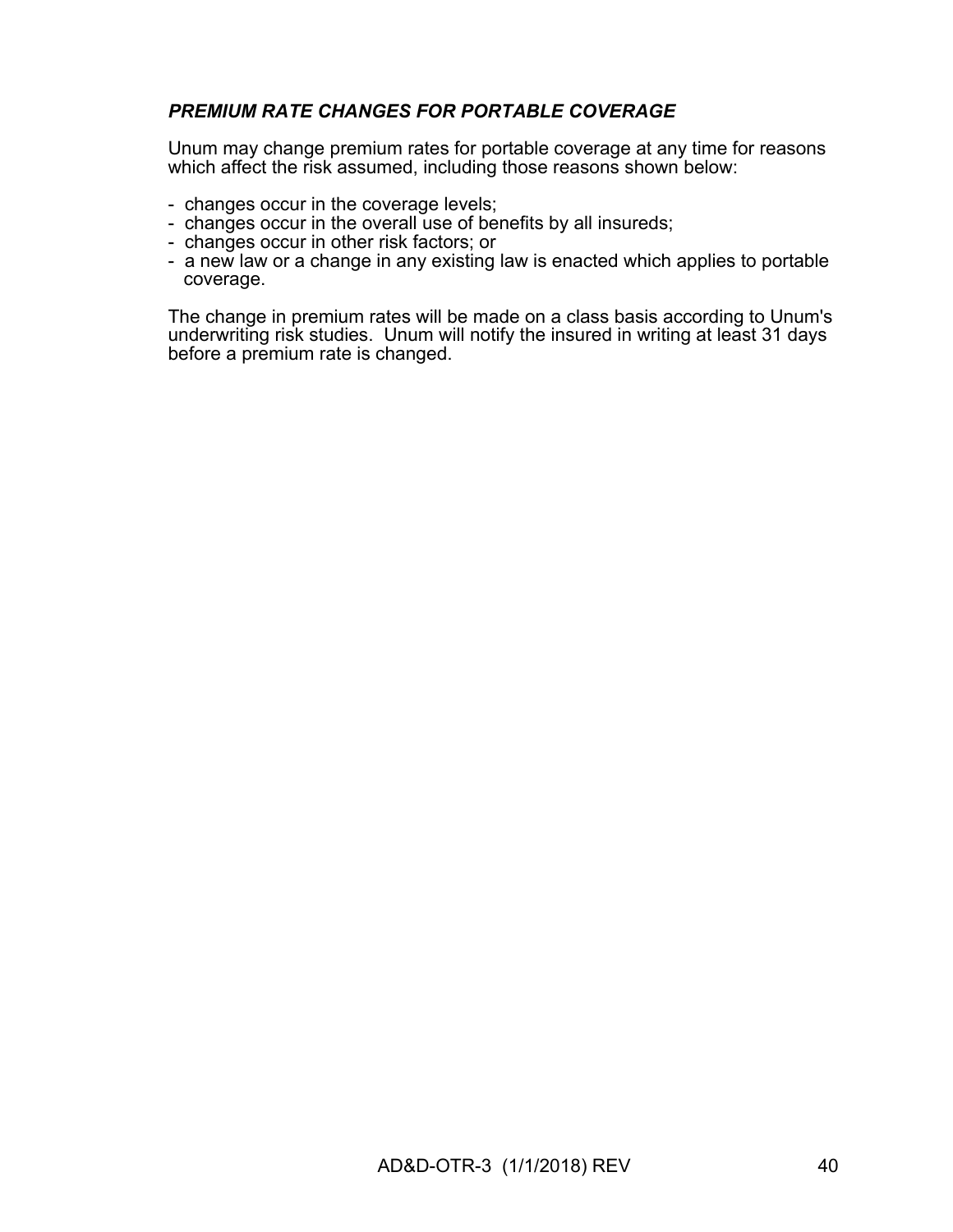### ***PREMIUM RATE CHANGES FOR PORTABLE COVERAGE***

Unum may change premium rates for portable coverage at any time for reasons which affect the risk assumed, including those reasons shown below:

- changes occur in the coverage levels;
- changes occur in the overall use of benefits by all insureds;
- changes occur in other risk factors; or
- a new law or a change in any existing law is enacted which applies to portable coverage.

The change in premium rates will be made on a class basis according to Unum's underwriting risk studies. Unum will notify the insured in writing at least 31 days before a premium rate is changed.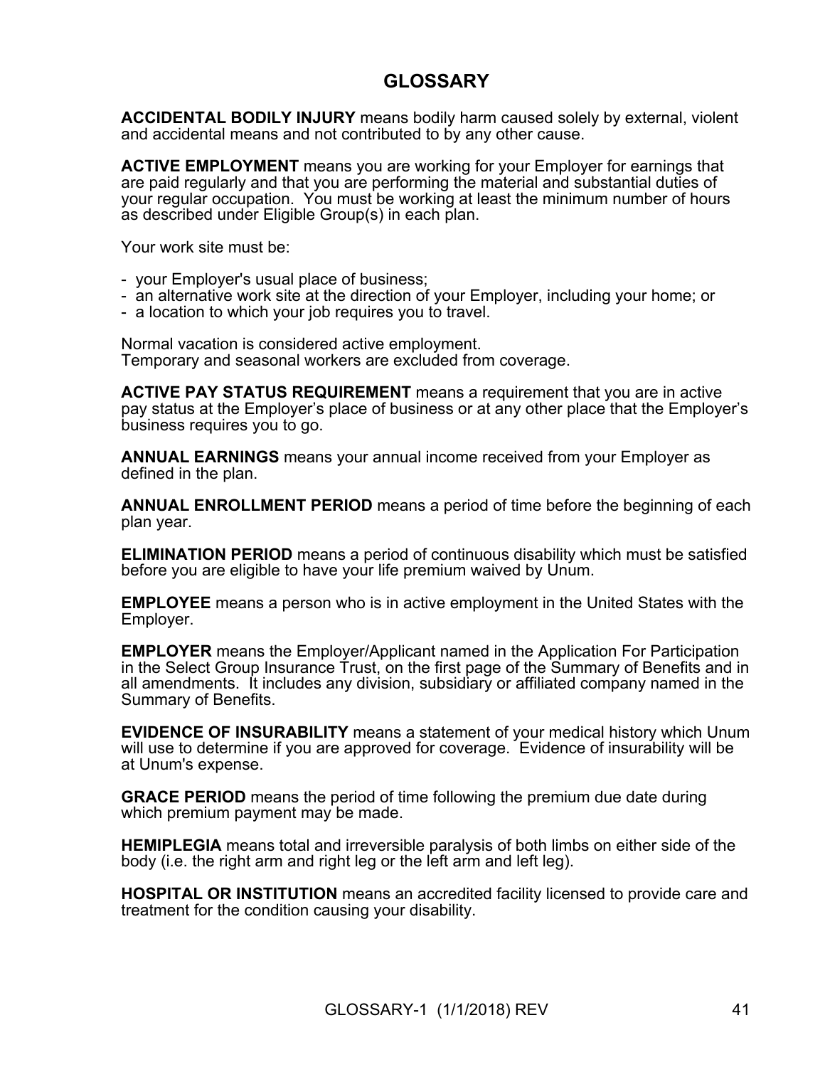# GLOSSARY

**ACCIDENTAL BODILY INJURY** means bodily harm caused solely by external, violent and accidental means and not contributed to by any other cause.

**ACTIVE EMPLOYMENT** means you are working for your Employer for earnings that are paid regularly and that you are performing the material and substantial duties of your regular occupation. You must be working at least the minimum number of hours as described under Eligible Group(s) in each plan.

Your work site must be:

- your Employer's usual place of business;
- an alternative work site at the direction of your Employer, including your home; or
- a location to which your job requires you to travel.

Normal vacation is considered active employment.
Temporary and seasonal workers are excluded from coverage.

**ACTIVE PAY STATUS REQUIREMENT** means a requirement that you are in active pay status at the Employer's place of business or at any other place that the Employer's business requires you to go.

**ANNUAL EARNINGS** means your annual income received from your Employer as defined in the plan.

**ANNUAL ENROLLMENT PERIOD** means a period of time before the beginning of each plan year.

**ELIMINATION PERIOD** means a period of continuous disability which must be satisfied before you are eligible to have your life premium waived by Unum.

**EMPLOYEE** means a person who is in active employment in the United States with the Employer.

**EMPLOYER** means the Employer/Applicant named in the Application For Participation in the Select Group Insurance Trust, on the first page of the Summary of Benefits and in all amendments. It includes any division, subsidiary or affiliated company named in the Summary of Benefits.

**EVIDENCE OF INSURABILITY** means a statement of your medical history which Unum will use to determine if you are approved for coverage. Evidence of insurability will be at Unum's expense.

**GRACE PERIOD** means the period of time following the premium due date during which premium payment may be made.

**HEMIPLEGIA** means total and irreversible paralysis of both limbs on either side of the body (i.e. the right arm and right leg or the left arm and left leg).

**HOSPITAL OR INSTITUTION** means an accredited facility licensed to provide care and treatment for the condition causing your disability.

GLOSSARY-1 (1/1/2018) REV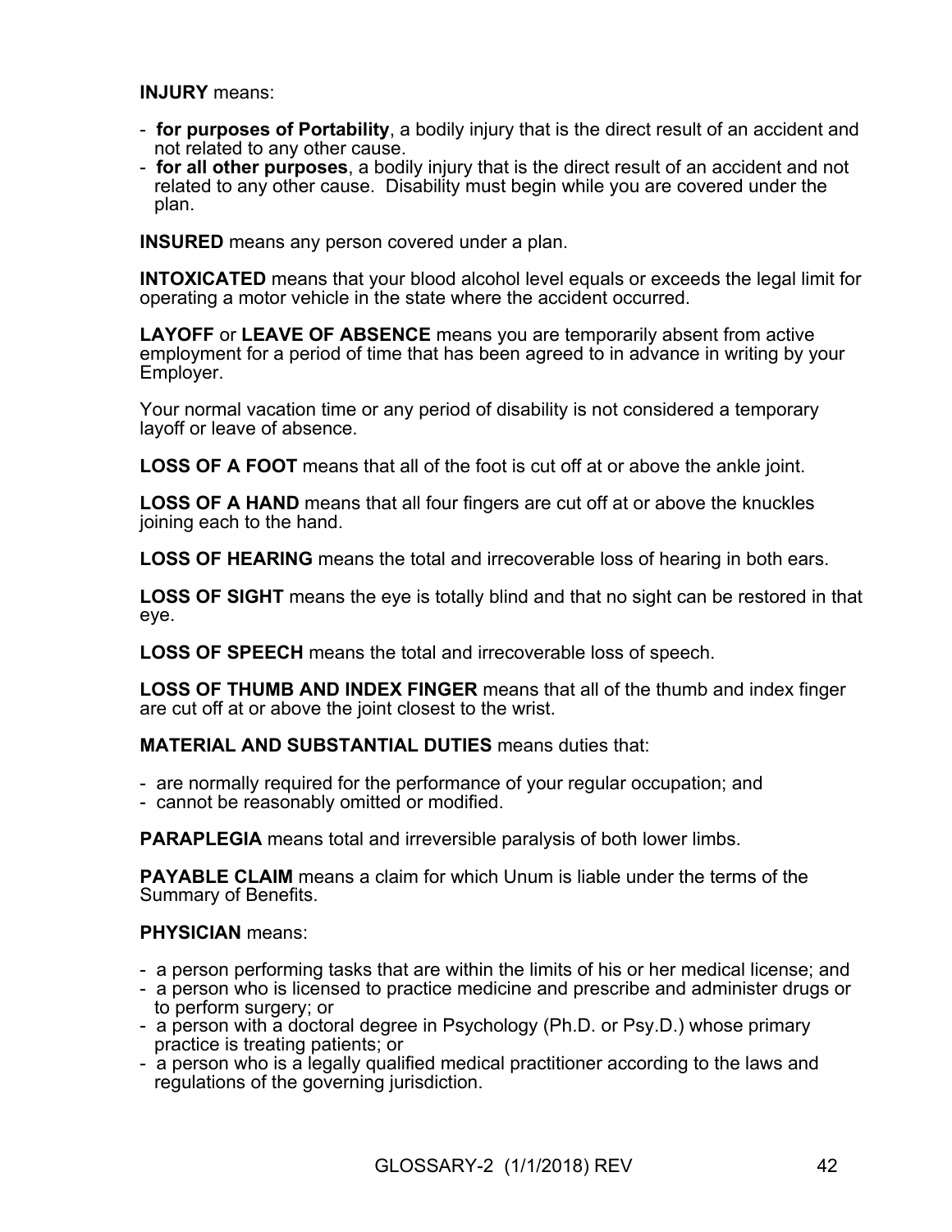**INJURY** means:

- **for purposes of Portability**, a bodily injury that is the direct result of an accident and not related to any other cause.
- **for all other purposes**, a bodily injury that is the direct result of an accident and not related to any other cause. Disability must begin while you are covered under the plan.

**INSURED** means any person covered under a plan.

**INTOXICATED** means that your blood alcohol level equals or exceeds the legal limit for operating a motor vehicle in the state where the accident occurred.

**LAYOFF** or **LEAVE OF ABSENCE** means you are temporarily absent from active employment for a period of time that has been agreed to in advance in writing by your Employer.

Your normal vacation time or any period of disability is not considered a temporary layoff or leave of absence.

**LOSS OF A FOOT** means that all of the foot is cut off at or above the ankle joint.

**LOSS OF A HAND** means that all four fingers are cut off at or above the knuckles joining each to the hand.

**LOSS OF HEARING** means the total and irrecoverable loss of hearing in both ears.

**LOSS OF SIGHT** means the eye is totally blind and that no sight can be restored in that eye.

**LOSS OF SPEECH** means the total and irrecoverable loss of speech.

**LOSS OF THUMB AND INDEX FINGER** means that all of the thumb and index finger are cut off at or above the joint closest to the wrist.

**MATERIAL AND SUBSTANTIAL DUTIES** means duties that:

- are normally required for the performance of your regular occupation; and
- cannot be reasonably omitted or modified.

**PARAPLEGIA** means total and irreversible paralysis of both lower limbs.

**PAYABLE CLAIM** means a claim for which Unum is liable under the terms of the Summary of Benefits.

**PHYSICIAN** means:

- a person performing tasks that are within the limits of his or her medical license; and
- a person who is licensed to practice medicine and prescribe and administer drugs or to perform surgery; or
- a person with a doctoral degree in Psychology (Ph.D. or Psy.D.) whose primary practice is treating patients; or
- a person who is a legally qualified medical practitioner according to the laws and regulations of the governing jurisdiction.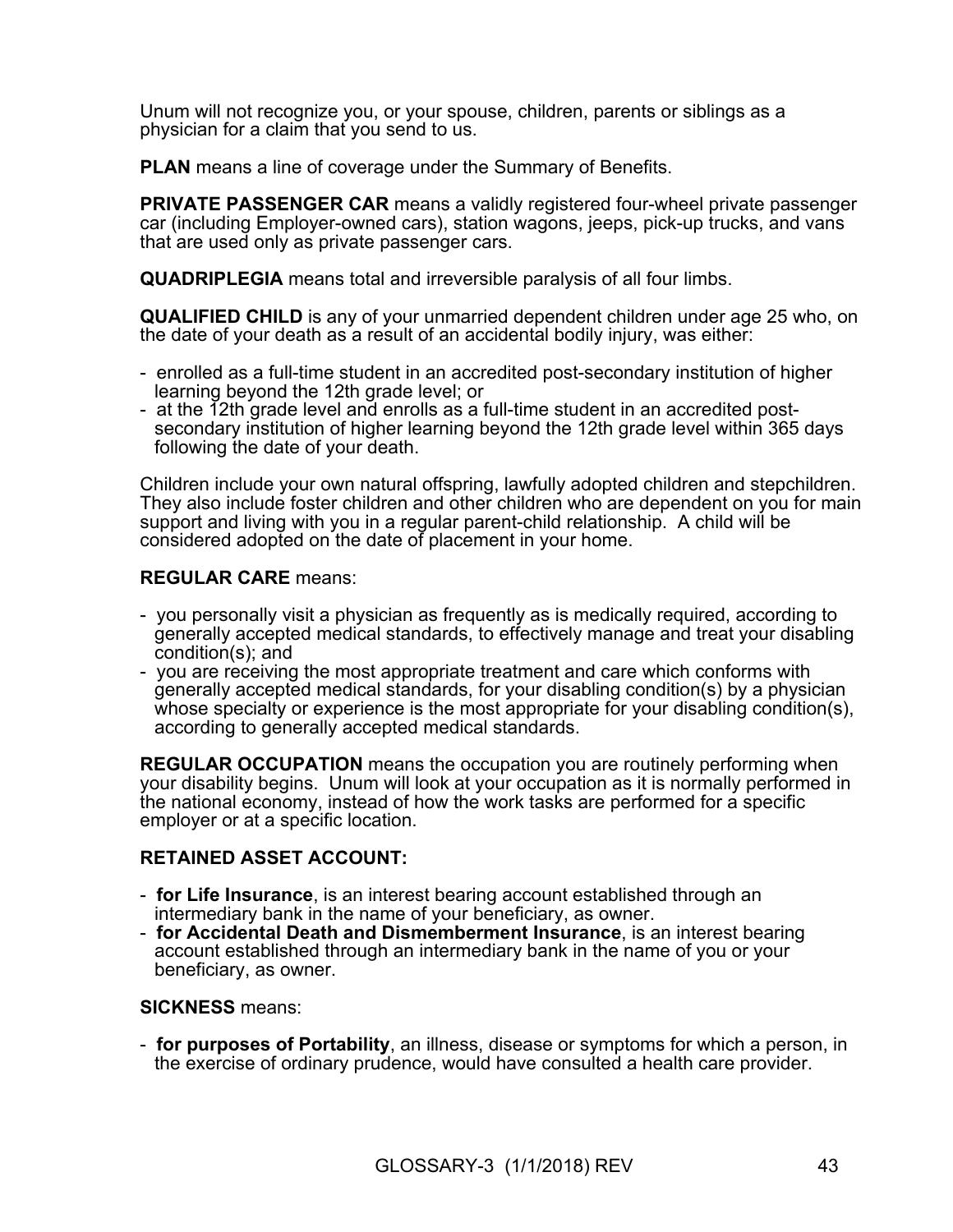Unum will not recognize you, or your spouse, children, parents or siblings as a physician for a claim that you send to us.

**PLAN** means a line of coverage under the Summary of Benefits.

**PRIVATE PASSENGER CAR** means a validly registered four-wheel private passenger car (including Employer-owned cars), station wagons, jeeps, pick-up trucks, and vans that are used only as private passenger cars.

**QUADRIPLEGIA** means total and irreversible paralysis of all four limbs.

**QUALIFIED CHILD** is any of your unmarried dependent children under age 25 who, on the date of your death as a result of an accidental bodily injury, was either:

- enrolled as a full-time student in an accredited post-secondary institution of higher learning beyond the 12th grade level; or
- at the 12th grade level and enrolls as a full-time student in an accredited post-secondary institution of higher learning beyond the 12th grade level within 365 days following the date of your death.

Children include your own natural offspring, lawfully adopted children and stepchildren. They also include foster children and other children who are dependent on you for main support and living with you in a regular parent-child relationship. A child will be considered adopted on the date of placement in your home.

**REGULAR CARE** means:

- you personally visit a physician as frequently as is medically required, according to generally accepted medical standards, to effectively manage and treat your disabling condition(s); and
- you are receiving the most appropriate treatment and care which conforms with generally accepted medical standards, for your disabling condition(s) by a physician whose specialty or experience is the most appropriate for your disabling condition(s), according to generally accepted medical standards.

**REGULAR OCCUPATION** means the occupation you are routinely performing when your disability begins. Unum will look at your occupation as it is normally performed in the national economy, instead of how the work tasks are performed for a specific employer or at a specific location.

**RETAINED ASSET ACCOUNT:**

- **for Life Insurance**, is an interest bearing account established through an intermediary bank in the name of your beneficiary, as owner.
- **for Accidental Death and Dismemberment Insurance**, is an interest bearing account established through an intermediary bank in the name of you or your beneficiary, as owner.

**SICKNESS** means:

- **for purposes of Portability**, an illness, disease or symptoms for which a person, in the exercise of ordinary prudence, would have consulted a health care provider.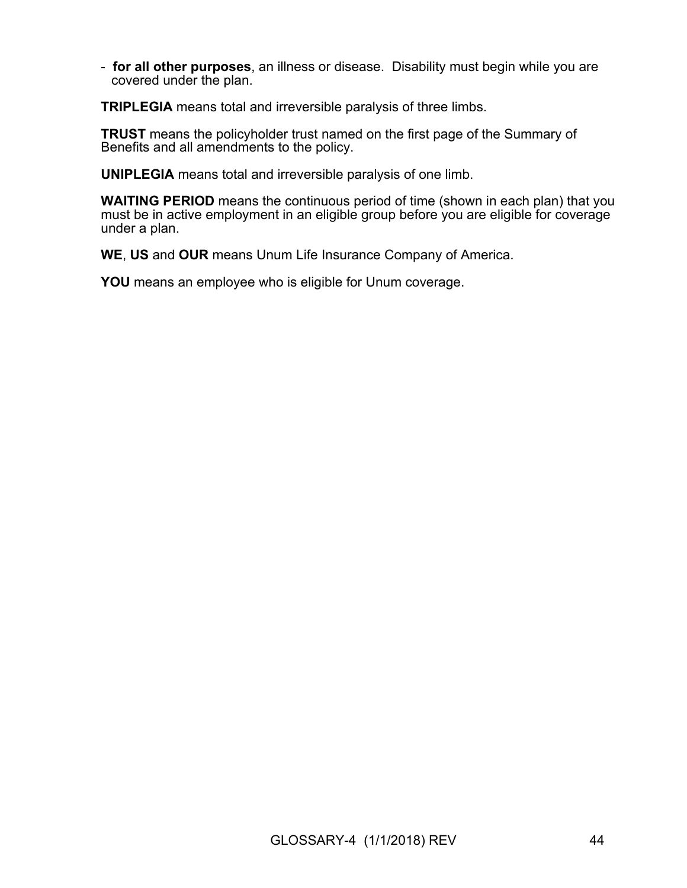- **for all other purposes**, an illness or disease. Disability must begin while you are covered under the plan.

**TRIPLEGIA** means total and irreversible paralysis of three limbs.

**TRUST** means the policyholder trust named on the first page of the Summary of Benefits and all amendments to the policy.

**UNIPLEGIA** means total and irreversible paralysis of one limb.

**WAITING PERIOD** means the continuous period of time (shown in each plan) that you must be in active employment in an eligible group before you are eligible for coverage under a plan.

**WE**, **US** and **OUR** means Unum Life Insurance Company of America.

**YOU** means an employee who is eligible for Unum coverage.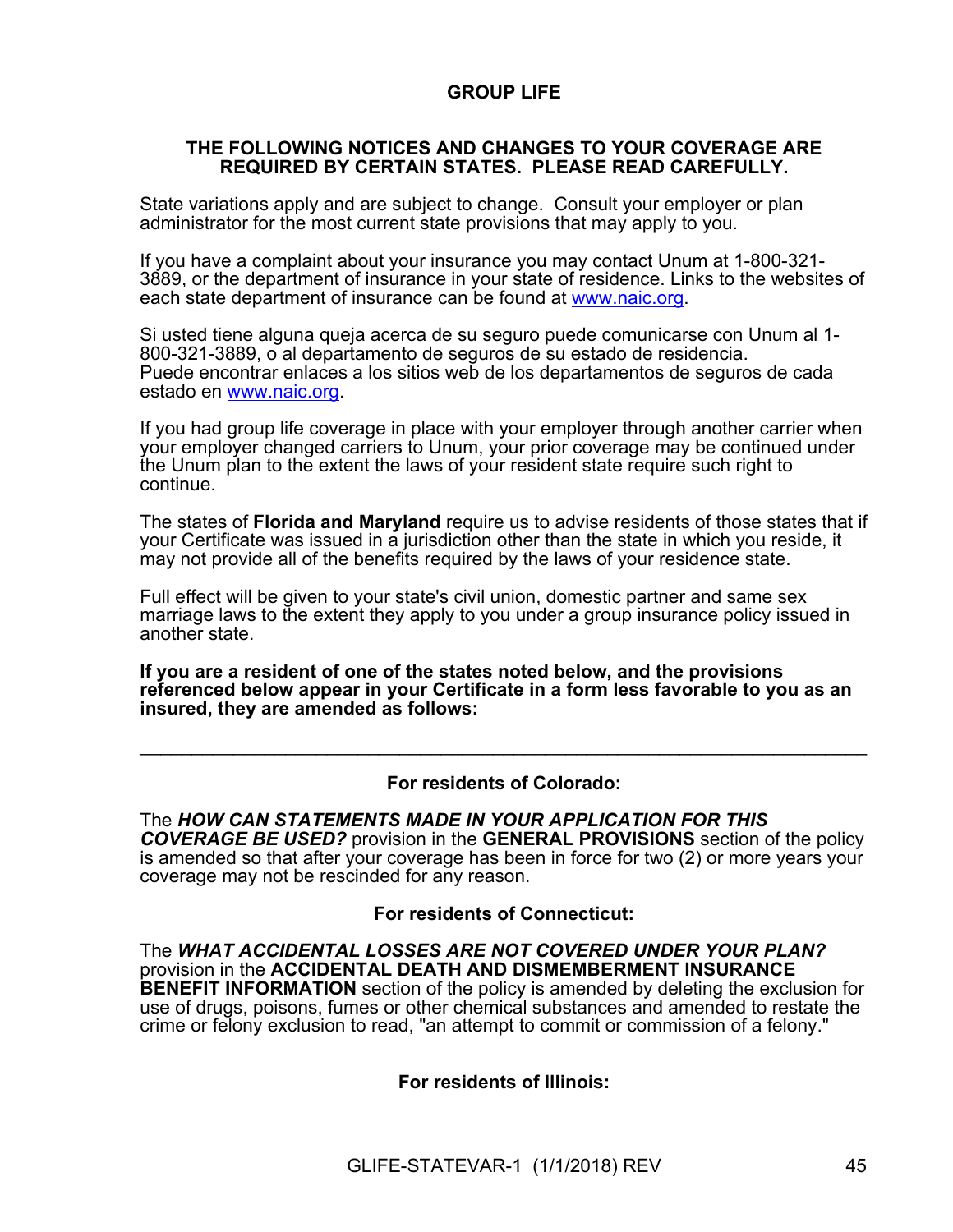# GROUP LIFE

## THE FOLLOWING NOTICES AND CHANGES TO YOUR COVERAGE ARE REQUIRED BY CERTAIN STATES. PLEASE READ CAREFULLY.

State variations apply and are subject to change. Consult your employer or plan administrator for the most current state provisions that may apply to you.

If you have a complaint about your insurance you may contact Unum at 1-800-321-3889, or the department of insurance in your state of residence. Links to the websites of each state department of insurance can be found at www.naic.org.

Si usted tiene alguna queja acerca de su seguro puede comunicarse con Unum al 1-800-321-3889, o al departamento de seguros de su estado de residencia. Puede encontrar enlaces a los sitios web de los departamentos de seguros de cada estado en www.naic.org.

If you had group life coverage in place with your employer through another carrier when your employer changed carriers to Unum, your prior coverage may be continued under the Unum plan to the extent the laws of your resident state require such right to continue.

The states of **Florida and Maryland** require us to advise residents of those states that if your Certificate was issued in a jurisdiction other than the state in which you reside, it may not provide all of the benefits required by the laws of your residence state.

Full effect will be given to your state's civil union, domestic partner and same sex marriage laws to the extent they apply to you under a group insurance policy issued in another state.

**If you are a resident of one of the states noted below, and the provisions referenced below appear in your Certificate in a form less favorable to you as an insured, they are amended as follows:**

---

### For residents of Colorado:

The ***HOW CAN STATEMENTS MADE IN YOUR APPLICATION FOR THIS COVERAGE BE USED?*** provision in the **GENERAL PROVISIONS** section of the policy is amended so that after your coverage has been in force for two (2) or more years your coverage may not be rescinded for any reason.

### For residents of Connecticut:

The ***WHAT ACCIDENTAL LOSSES ARE NOT COVERED UNDER YOUR PLAN?*** provision in the **ACCIDENTAL DEATH AND DISMEMBERMENT INSURANCE BENEFIT INFORMATION** section of the policy is amended by deleting the exclusion for use of drugs, poisons, fumes or other chemical substances and amended to restate the crime or felony exclusion to read, "an attempt to commit or commission of a felony."

### For residents of Illinois:

GLIFE-STATEVAR-1 (1/1/2018) REV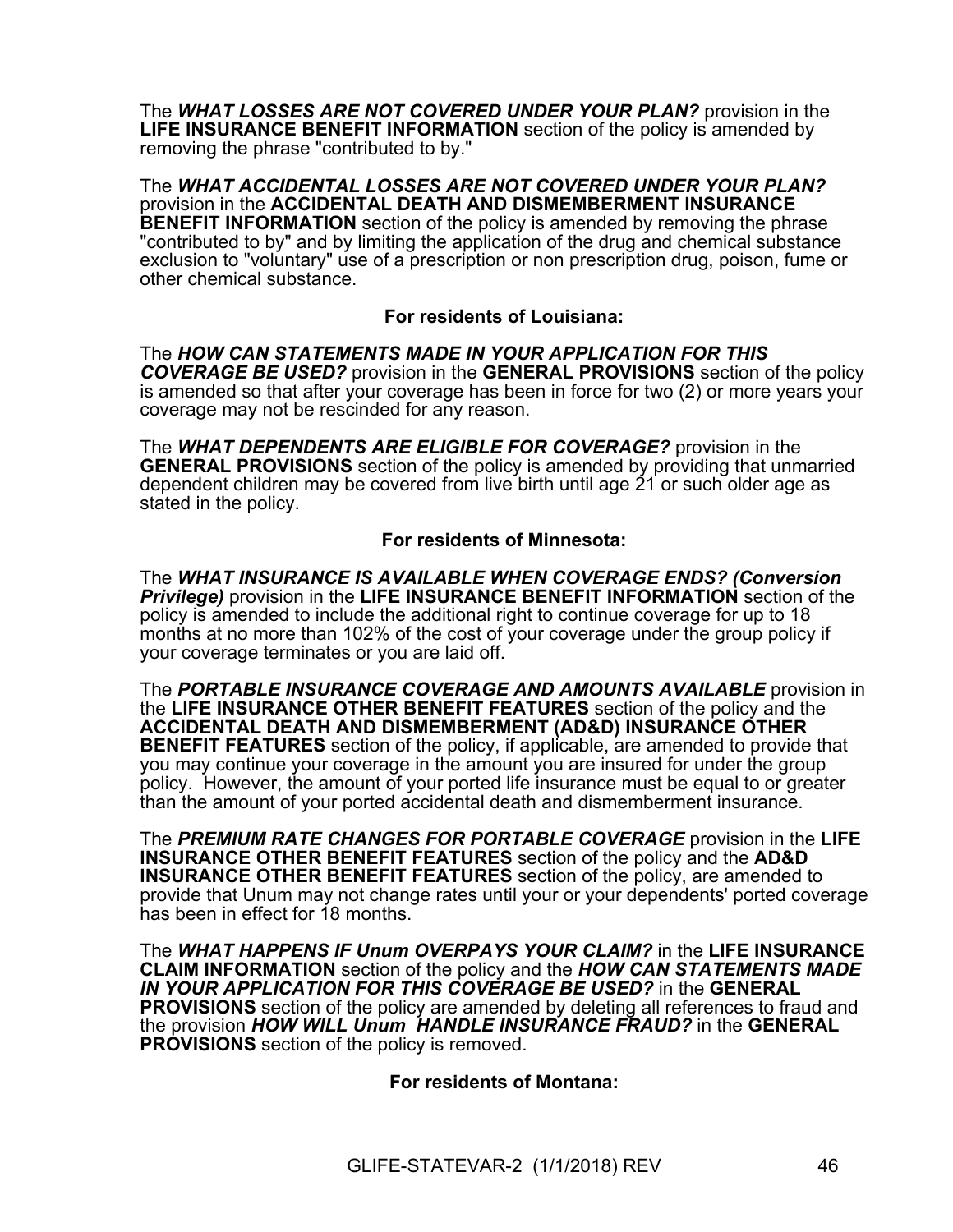The ***WHAT LOSSES ARE NOT COVERED UNDER YOUR PLAN?*** provision in the **LIFE INSURANCE BENEFIT INFORMATION** section of the policy is amended by removing the phrase "contributed to by."

The ***WHAT ACCIDENTAL LOSSES ARE NOT COVERED UNDER YOUR PLAN?*** provision in the **ACCIDENTAL DEATH AND DISMEMBERMENT INSURANCE BENEFIT INFORMATION** section of the policy is amended by removing the phrase "contributed to by" and by limiting the application of the drug and chemical substance exclusion to "voluntary" use of a prescription or non prescription drug, poison, fume or other chemical substance.

**For residents of Louisiana:**

The ***HOW CAN STATEMENTS MADE IN YOUR APPLICATION FOR THIS COVERAGE BE USED?*** provision in the **GENERAL PROVISIONS** section of the policy is amended so that after your coverage has been in force for two (2) or more years your coverage may not be rescinded for any reason.

The ***WHAT DEPENDENTS ARE ELIGIBLE FOR COVERAGE?*** provision in the **GENERAL PROVISIONS** section of the policy is amended by providing that unmarried dependent children may be covered from live birth until age 21 or such older age as stated in the policy.

**For residents of Minnesota:**

The ***WHAT INSURANCE IS AVAILABLE WHEN COVERAGE ENDS? (Conversion Privilege)*** provision in the **LIFE INSURANCE BENEFIT INFORMATION** section of the policy is amended to include the additional right to continue coverage for up to 18 months at no more than 102% of the cost of your coverage under the group policy if your coverage terminates or you are laid off.

The ***PORTABLE INSURANCE COVERAGE AND AMOUNTS AVAILABLE*** provision in the **LIFE INSURANCE OTHER BENEFIT FEATURES** section of the policy and the **ACCIDENTAL DEATH AND DISMEMBERMENT (AD&D) INSURANCE OTHER BENEFIT FEATURES** section of the policy, if applicable, are amended to provide that you may continue your coverage in the amount you are insured for under the group policy. However, the amount of your ported life insurance must be equal to or greater than the amount of your ported accidental death and dismemberment insurance.

The ***PREMIUM RATE CHANGES FOR PORTABLE COVERAGE*** provision in the **LIFE INSURANCE OTHER BENEFIT FEATURES** section of the policy and the **AD&D INSURANCE OTHER BENEFIT FEATURES** section of the policy, are amended to provide that Unum may not change rates until your or your dependents' ported coverage has been in effect for 18 months.

The ***WHAT HAPPENS IF Unum OVERPAYS YOUR CLAIM?*** in the **LIFE INSURANCE CLAIM INFORMATION** section of the policy and the ***HOW CAN STATEMENTS MADE IN YOUR APPLICATION FOR THIS COVERAGE BE USED?*** in the **GENERAL PROVISIONS** section of the policy are amended by deleting all references to fraud and the provision ***HOW WILL Unum HANDLE INSURANCE FRAUD?*** in the **GENERAL PROVISIONS** section of the policy is removed.

**For residents of Montana:**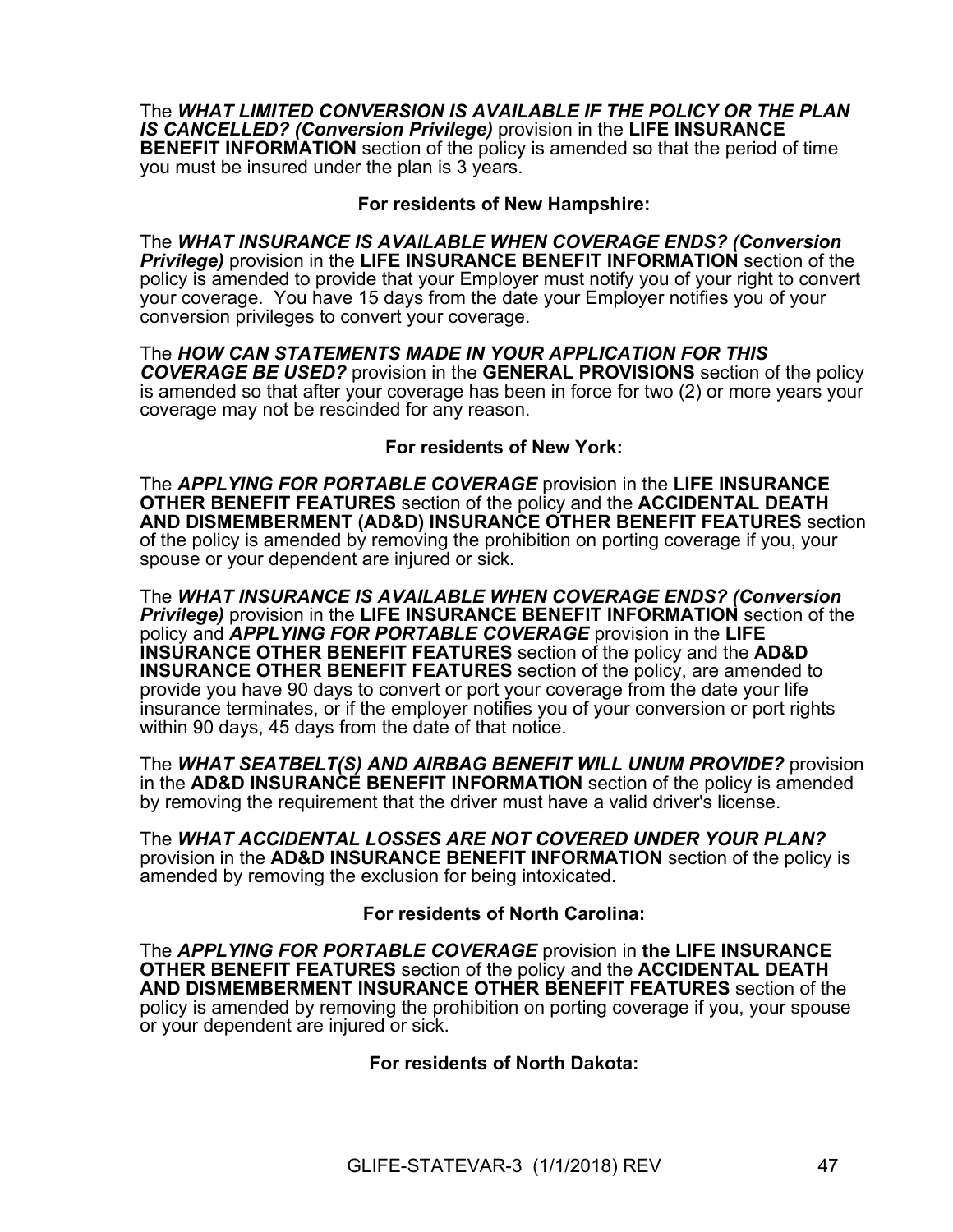The ***WHAT LIMITED CONVERSION IS AVAILABLE IF THE POLICY OR THE PLAN IS CANCELLED? (Conversion Privilege)*** provision in the **LIFE INSURANCE BENEFIT INFORMATION** section of the policy is amended so that the period of time you must be insured under the plan is 3 years.

**For residents of New Hampshire:**

The ***WHAT INSURANCE IS AVAILABLE WHEN COVERAGE ENDS? (Conversion Privilege)*** provision in the **LIFE INSURANCE BENEFIT INFORMATION** section of the policy is amended to provide that your Employer must notify you of your right to convert your coverage. You have 15 days from the date your Employer notifies you of your conversion privileges to convert your coverage.

The ***HOW CAN STATEMENTS MADE IN YOUR APPLICATION FOR THIS COVERAGE BE USED?*** provision in the **GENERAL PROVISIONS** section of the policy is amended so that after your coverage has been in force for two (2) or more years your coverage may not be rescinded for any reason.

**For residents of New York:**

The ***APPLYING FOR PORTABLE COVERAGE*** provision in the **LIFE INSURANCE OTHER BENEFIT FEATURES** section of the policy and the **ACCIDENTAL DEATH AND DISMEMBERMENT (AD&D) INSURANCE OTHER BENEFIT FEATURES** section of the policy is amended by removing the prohibition on porting coverage if you, your spouse or your dependent are injured or sick.

The ***WHAT INSURANCE IS AVAILABLE WHEN COVERAGE ENDS? (Conversion Privilege)*** provision in the **LIFE INSURANCE BENEFIT INFORMATION** section of the policy and ***APPLYING FOR PORTABLE COVERAGE*** provision in the **LIFE INSURANCE OTHER BENEFIT FEATURES** section of the policy and the **AD&D INSURANCE OTHER BENEFIT FEATURES** section of the policy, are amended to provide you have 90 days to convert or port your coverage from the date your life insurance terminates, or if the employer notifies you of your conversion or port rights within 90 days, 45 days from the date of that notice.

The ***WHAT SEATBELT(S) AND AIRBAG BENEFIT WILL UNUM PROVIDE?*** provision in the **AD&D INSURANCE BENEFIT INFORMATION** section of the policy is amended by removing the requirement that the driver must have a valid driver's license.

The ***WHAT ACCIDENTAL LOSSES ARE NOT COVERED UNDER YOUR PLAN?*** provision in the **AD&D INSURANCE BENEFIT INFORMATION** section of the policy is amended by removing the exclusion for being intoxicated.

**For residents of North Carolina:**

The ***APPLYING FOR PORTABLE COVERAGE*** provision in **the LIFE INSURANCE OTHER BENEFIT FEATURES** section of the policy and the **ACCIDENTAL DEATH AND DISMEMBERMENT INSURANCE OTHER BENEFIT FEATURES** section of the policy is amended by removing the prohibition on porting coverage if you, your spouse or your dependent are injured or sick.

**For residents of North Dakota:**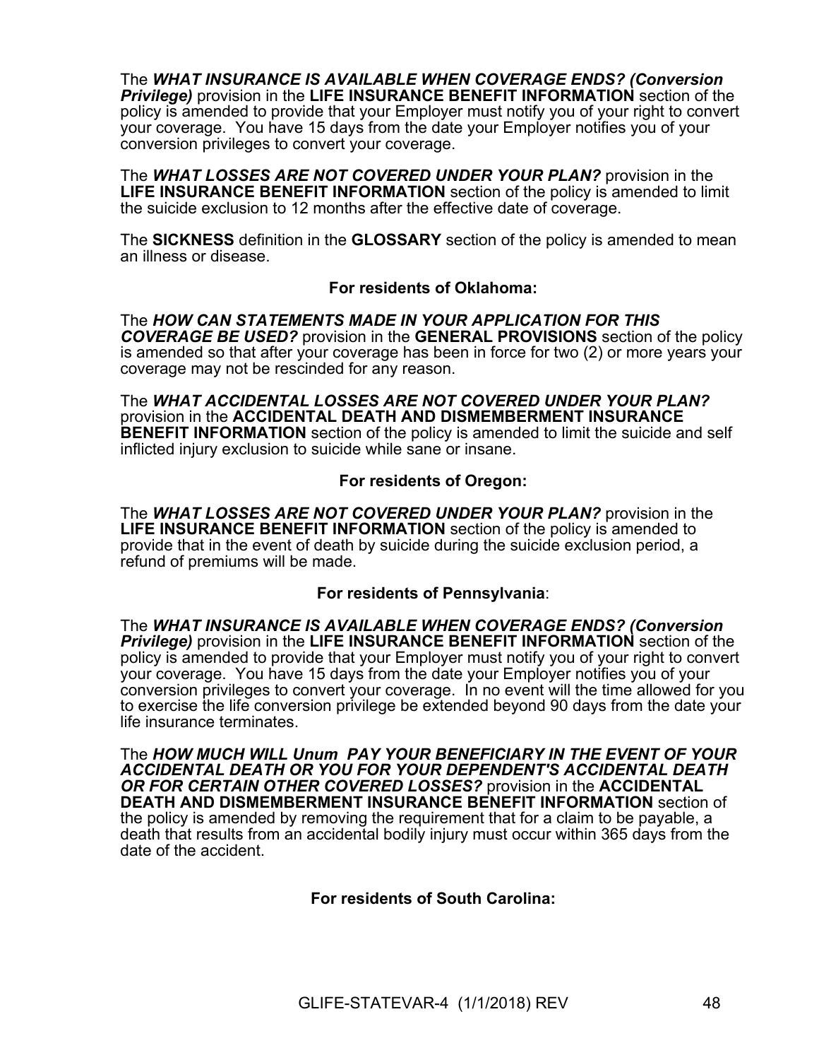The ***WHAT INSURANCE IS AVAILABLE WHEN COVERAGE ENDS? (Conversion Privilege)*** provision in the **LIFE INSURANCE BENEFIT INFORMATION** section of the policy is amended to provide that your Employer must notify you of your right to convert your coverage. You have 15 days from the date your Employer notifies you of your conversion privileges to convert your coverage.

The ***WHAT LOSSES ARE NOT COVERED UNDER YOUR PLAN?*** provision in the **LIFE INSURANCE BENEFIT INFORMATION** section of the policy is amended to limit the suicide exclusion to 12 months after the effective date of coverage.

The **SICKNESS** definition in the **GLOSSARY** section of the policy is amended to mean an illness or disease.

**For residents of Oklahoma:**

The ***HOW CAN STATEMENTS MADE IN YOUR APPLICATION FOR THIS COVERAGE BE USED?*** provision in the **GENERAL PROVISIONS** section of the policy is amended so that after your coverage has been in force for two (2) or more years your coverage may not be rescinded for any reason.

The ***WHAT ACCIDENTAL LOSSES ARE NOT COVERED UNDER YOUR PLAN?*** provision in the **ACCIDENTAL DEATH AND DISMEMBERMENT INSURANCE BENEFIT INFORMATION** section of the policy is amended to limit the suicide and self inflicted injury exclusion to suicide while sane or insane.

**For residents of Oregon:**

The ***WHAT LOSSES ARE NOT COVERED UNDER YOUR PLAN?*** provision in the **LIFE INSURANCE BENEFIT INFORMATION** section of the policy is amended to provide that in the event of death by suicide during the suicide exclusion period, a refund of premiums will be made.

**For residents of Pennsylvania**:

The ***WHAT INSURANCE IS AVAILABLE WHEN COVERAGE ENDS? (Conversion Privilege)*** provision in the **LIFE INSURANCE BENEFIT INFORMATION** section of the policy is amended to provide that your Employer must notify you of your right to convert your coverage. You have 15 days from the date your Employer notifies you of your conversion privileges to convert your coverage. In no event will the time allowed for you to exercise the life conversion privilege be extended beyond 90 days from the date your life insurance terminates.

The ***HOW MUCH WILL Unum PAY YOUR BENEFICIARY IN THE EVENT OF YOUR ACCIDENTAL DEATH OR YOU FOR YOUR DEPENDENT'S ACCIDENTAL DEATH OR FOR CERTAIN OTHER COVERED LOSSES?*** provision in the **ACCIDENTAL DEATH AND DISMEMBERMENT INSURANCE BENEFIT INFORMATION** section of the policy is amended by removing the requirement that for a claim to be payable, a death that results from an accidental bodily injury must occur within 365 days from the date of the accident.

**For residents of South Carolina:**

GLIFE-STATEVAR-4 (1/1/2018) REV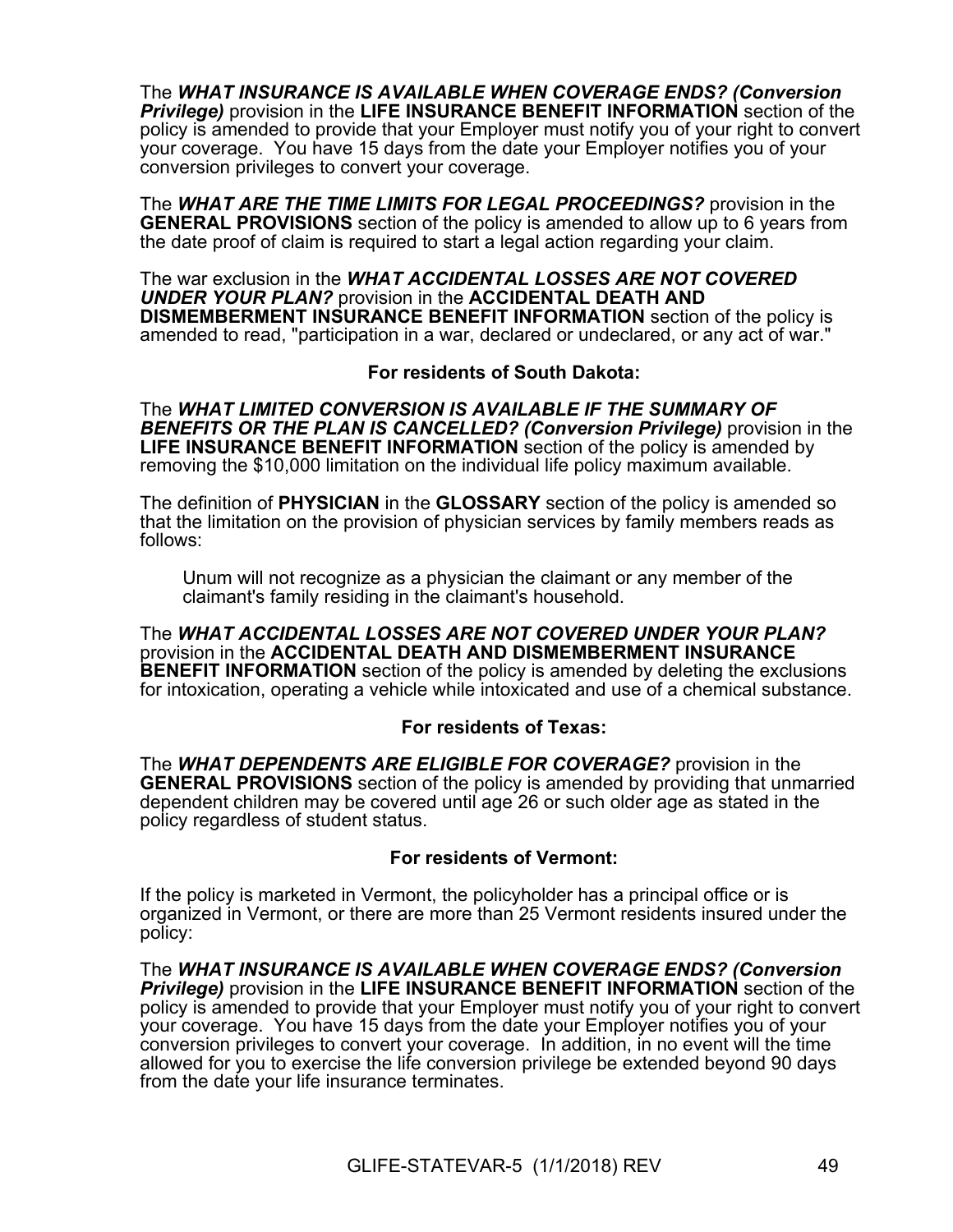The ***WHAT INSURANCE IS AVAILABLE WHEN COVERAGE ENDS? (Conversion Privilege)*** provision in the **LIFE INSURANCE BENEFIT INFORMATION** section of the policy is amended to provide that your Employer must notify you of your right to convert your coverage. You have 15 days from the date your Employer notifies you of your conversion privileges to convert your coverage.

The ***WHAT ARE THE TIME LIMITS FOR LEGAL PROCEEDINGS?*** provision in the **GENERAL PROVISIONS** section of the policy is amended to allow up to 6 years from the date proof of claim is required to start a legal action regarding your claim.

The war exclusion in the ***WHAT ACCIDENTAL LOSSES ARE NOT COVERED UNDER YOUR PLAN?*** provision in the **ACCIDENTAL DEATH AND DISMEMBERMENT INSURANCE BENEFIT INFORMATION** section of the policy is amended to read, "participation in a war, declared or undeclared, or any act of war."

**For residents of South Dakota:**

The ***WHAT LIMITED CONVERSION IS AVAILABLE IF THE SUMMARY OF BENEFITS OR THE PLAN IS CANCELLED? (Conversion Privilege)*** provision in the **LIFE INSURANCE BENEFIT INFORMATION** section of the policy is amended by removing the $10,000 limitation on the individual life policy maximum available.

The definition of **PHYSICIAN** in the **GLOSSARY** section of the policy is amended so that the limitation on the provision of physician services by family members reads as follows:

> Unum will not recognize as a physician the claimant or any member of the claimant's family residing in the claimant's household.

The ***WHAT ACCIDENTAL LOSSES ARE NOT COVERED UNDER YOUR PLAN?*** provision in the **ACCIDENTAL DEATH AND DISMEMBERMENT INSURANCE BENEFIT INFORMATION** section of the policy is amended by deleting the exclusions for intoxication, operating a vehicle while intoxicated and use of a chemical substance.

**For residents of Texas:**

The ***WHAT DEPENDENTS ARE ELIGIBLE FOR COVERAGE?*** provision in the **GENERAL PROVISIONS** section of the policy is amended by providing that unmarried dependent children may be covered until age 26 or such older age as stated in the policy regardless of student status.

**For residents of Vermont:**

If the policy is marketed in Vermont, the policyholder has a principal office or is organized in Vermont, or there are more than 25 Vermont residents insured under the policy:

The ***WHAT INSURANCE IS AVAILABLE WHEN COVERAGE ENDS? (Conversion Privilege)*** provision in the **LIFE INSURANCE BENEFIT INFORMATION** section of the policy is amended to provide that your Employer must notify you of your right to convert your coverage. You have 15 days from the date your Employer notifies you of your conversion privileges to convert your coverage. In addition, in no event will the time allowed for you to exercise the life conversion privilege be extended beyond 90 days from the date your life insurance terminates.

GLIFE-STATEVAR-5 (1/1/2018) REV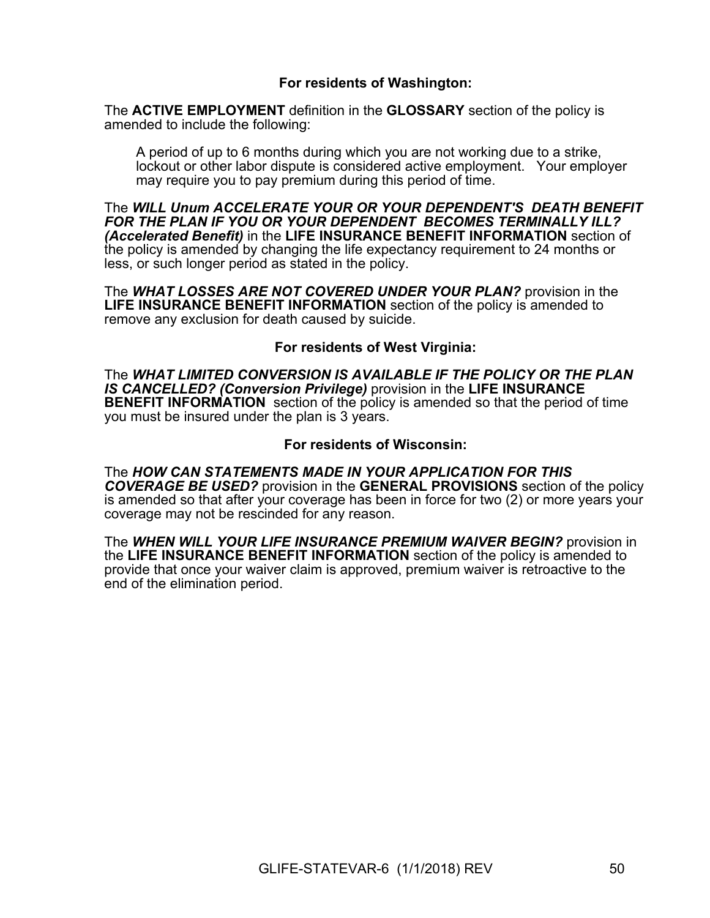**For residents of Washington:**

The **ACTIVE EMPLOYMENT** definition in the **GLOSSARY** section of the policy is amended to include the following:

> A period of up to 6 months during which you are not working due to a strike, lockout or other labor dispute is considered active employment. Your employer may require you to pay premium during this period of time.

The ***WILL Unum ACCELERATE YOUR OR YOUR DEPENDENT'S DEATH BENEFIT FOR THE PLAN IF YOU OR YOUR DEPENDENT BECOMES TERMINALLY ILL? (Accelerated Benefit)*** in the **LIFE INSURANCE BENEFIT INFORMATION** section of the policy is amended by changing the life expectancy requirement to 24 months or less, or such longer period as stated in the policy.

The ***WHAT LOSSES ARE NOT COVERED UNDER YOUR PLAN?*** provision in the **LIFE INSURANCE BENEFIT INFORMATION** section of the policy is amended to remove any exclusion for death caused by suicide.

**For residents of West Virginia:**

The ***WHAT LIMITED CONVERSION IS AVAILABLE IF THE POLICY OR THE PLAN IS CANCELLED? (Conversion Privilege)*** provision in the **LIFE INSURANCE BENEFIT INFORMATION** section of the policy is amended so that the period of time you must be insured under the plan is 3 years.

**For residents of Wisconsin:**

The ***HOW CAN STATEMENTS MADE IN YOUR APPLICATION FOR THIS COVERAGE BE USED?*** provision in the **GENERAL PROVISIONS** section of the policy is amended so that after your coverage has been in force for two (2) or more years your coverage may not be rescinded for any reason.

The ***WHEN WILL YOUR LIFE INSURANCE PREMIUM WAIVER BEGIN?*** provision in the **LIFE INSURANCE BENEFIT INFORMATION** section of the policy is amended to provide that once your waiver claim is approved, premium waiver is retroactive to the end of the elimination period.

GLIFE-STATEVAR-6 (1/1/2018) REV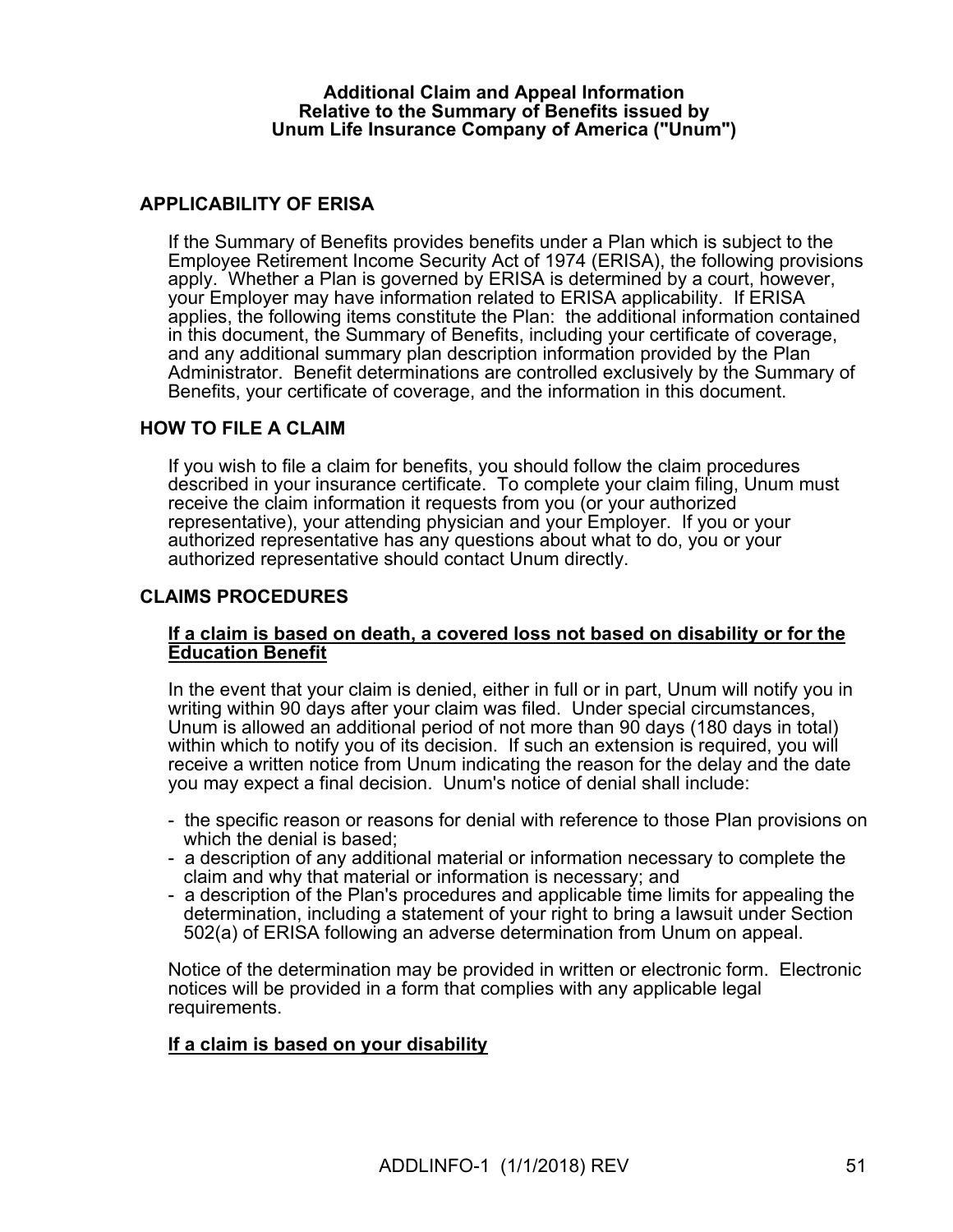### Additional Claim and Appeal Information
### Relative to the Summary of Benefits issued by
### Unum Life Insurance Company of America ("Unum")

## APPLICABILITY OF ERISA

If the Summary of Benefits provides benefits under a Plan which is subject to the Employee Retirement Income Security Act of 1974 (ERISA), the following provisions apply. Whether a Plan is governed by ERISA is determined by a court, however, your Employer may have information related to ERISA applicability. If ERISA applies, the following items constitute the Plan: the additional information contained in this document, the Summary of Benefits, including your certificate of coverage, and any additional summary plan description information provided by the Plan Administrator. Benefit determinations are controlled exclusively by the Summary of Benefits, your certificate of coverage, and the information in this document.

## HOW TO FILE A CLAIM

If you wish to file a claim for benefits, you should follow the claim procedures described in your insurance certificate. To complete your claim filing, Unum must receive the claim information it requests from you (or your authorized representative), your attending physician and your Employer. If you or your authorized representative has any questions about what to do, you or your authorized representative should contact Unum directly.

## CLAIMS PROCEDURES

**If a claim is based on death, a covered loss not based on disability or for the Education Benefit**

In the event that your claim is denied, either in full or in part, Unum will notify you in writing within 90 days after your claim was filed. Under special circumstances, Unum is allowed an additional period of not more than 90 days (180 days in total) within which to notify you of its decision. If such an extension is required, you will receive a written notice from Unum indicating the reason for the delay and the date you may expect a final decision. Unum's notice of denial shall include:

- the specific reason or reasons for denial with reference to those Plan provisions on which the denial is based;
- a description of any additional material or information necessary to complete the claim and why that material or information is necessary; and
- a description of the Plan's procedures and applicable time limits for appealing the determination, including a statement of your right to bring a lawsuit under Section 502(a) of ERISA following an adverse determination from Unum on appeal.

Notice of the determination may be provided in written or electronic form. Electronic notices will be provided in a form that complies with any applicable legal requirements.

**If a claim is based on your disability**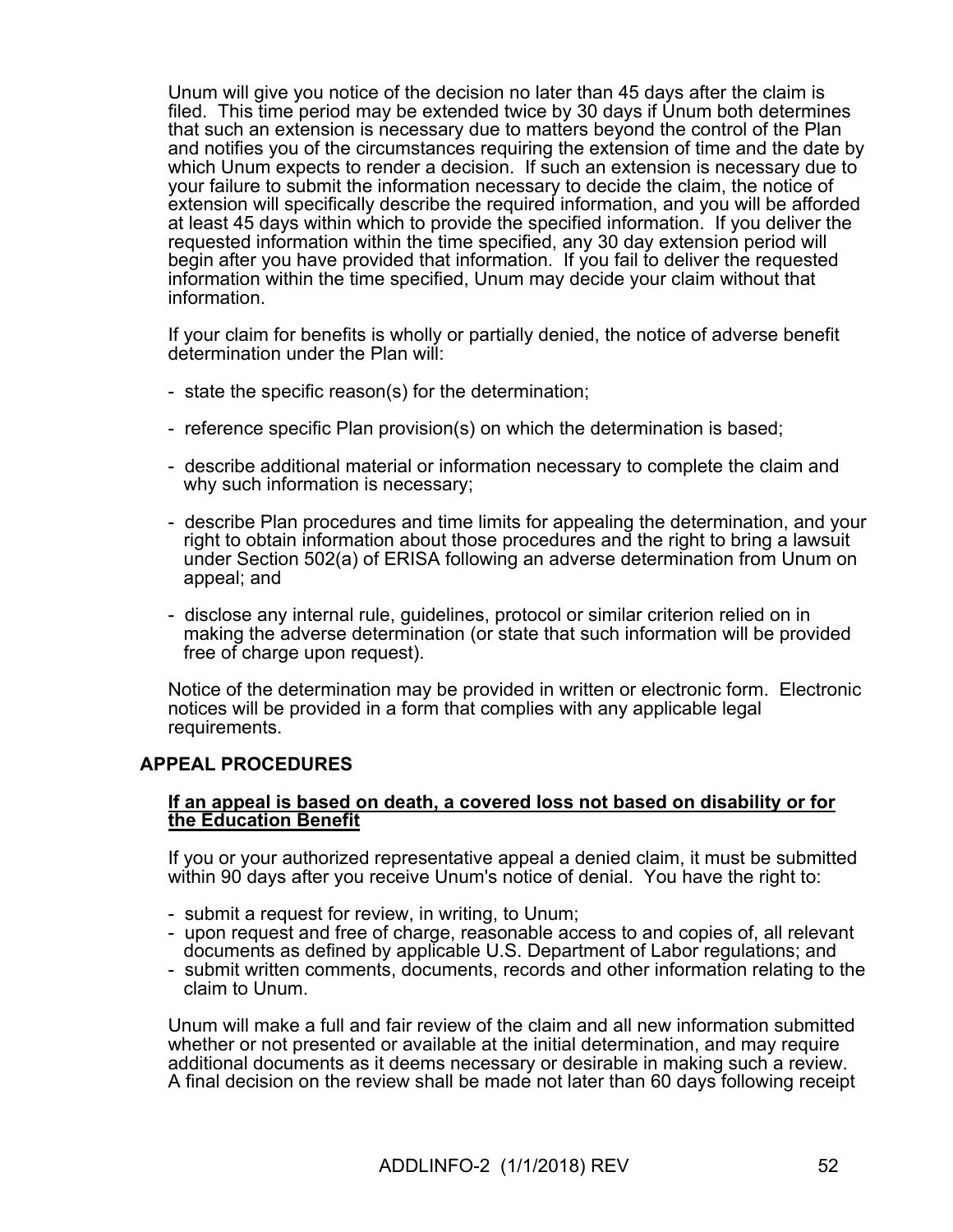Unum will give you notice of the decision no later than 45 days after the claim is filed. This time period may be extended twice by 30 days if Unum both determines that such an extension is necessary due to matters beyond the control of the Plan and notifies you of the circumstances requiring the extension of time and the date by which Unum expects to render a decision. If such an extension is necessary due to your failure to submit the information necessary to decide the claim, the notice of extension will specifically describe the required information, and you will be afforded at least 45 days within which to provide the specified information. If you deliver the requested information within the time specified, any 30 day extension period will begin after you have provided that information. If you fail to deliver the requested information within the time specified, Unum may decide your claim without that information.

If your claim for benefits is wholly or partially denied, the notice of adverse benefit determination under the Plan will:

- state the specific reason(s) for the determination;
- reference specific Plan provision(s) on which the determination is based;
- describe additional material or information necessary to complete the claim and why such information is necessary;
- describe Plan procedures and time limits for appealing the determination, and your right to obtain information about those procedures and the right to bring a lawsuit under Section 502(a) of ERISA following an adverse determination from Unum on appeal; and
- disclose any internal rule, guidelines, protocol or similar criterion relied on in making the adverse determination (or state that such information will be provided free of charge upon request).

Notice of the determination may be provided in written or electronic form. Electronic notices will be provided in a form that complies with any applicable legal requirements.

## APPEAL PROCEDURES

**If an appeal is based on death, a covered loss not based on disability or for the Education Benefit**

If you or your authorized representative appeal a denied claim, it must be submitted within 90 days after you receive Unum's notice of denial. You have the right to:

- submit a request for review, in writing, to Unum;
- upon request and free of charge, reasonable access to and copies of, all relevant documents as defined by applicable U.S. Department of Labor regulations; and
- submit written comments, documents, records and other information relating to the claim to Unum.

Unum will make a full and fair review of the claim and all new information submitted whether or not presented or available at the initial determination, and may require additional documents as it deems necessary or desirable in making such a review. A final decision on the review shall be made not later than 60 days following receipt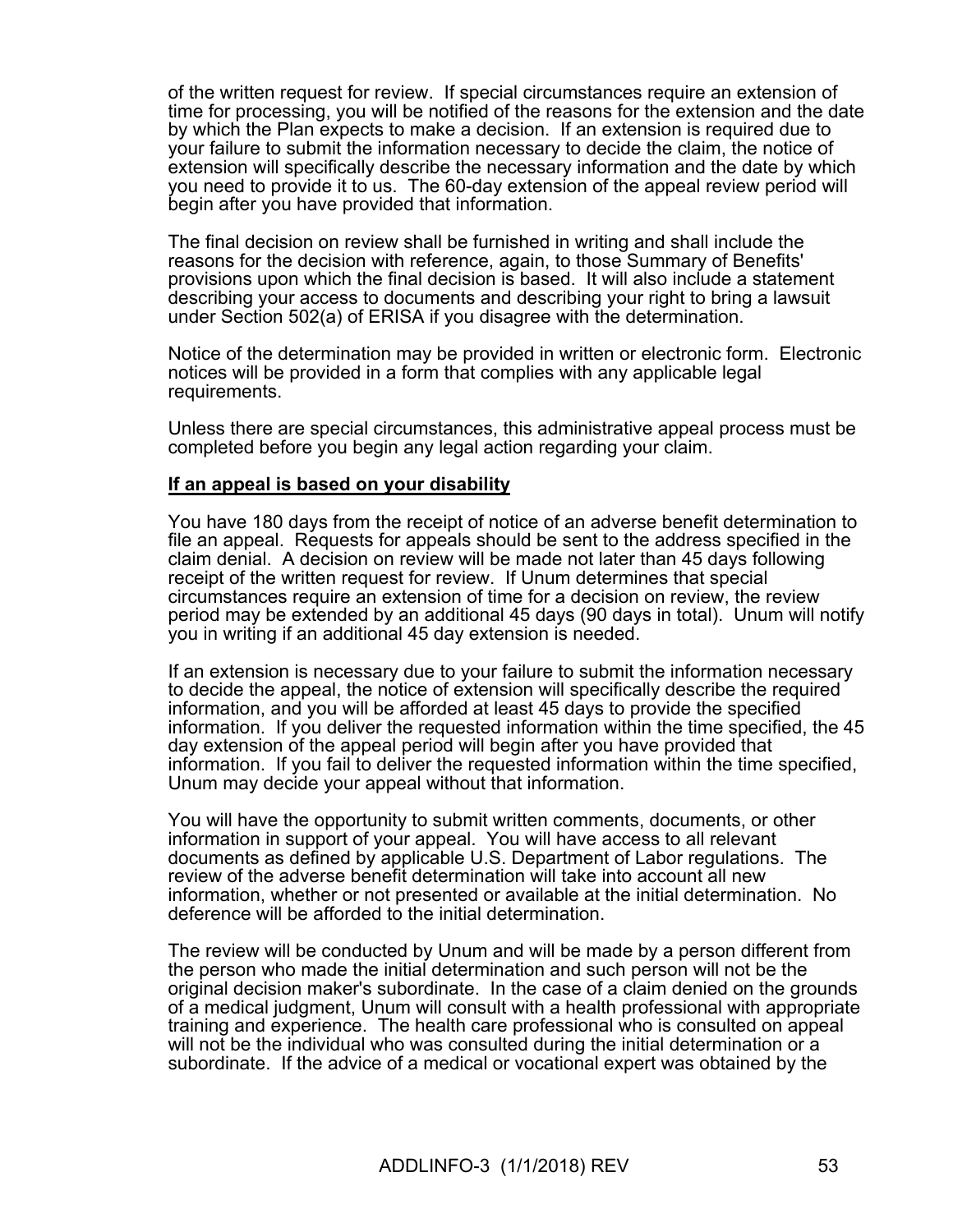of the written request for review. If special circumstances require an extension of time for processing, you will be notified of the reasons for the extension and the date by which the Plan expects to make a decision. If an extension is required due to your failure to submit the information necessary to decide the claim, the notice of extension will specifically describe the necessary information and the date by which you need to provide it to us. The 60-day extension of the appeal review period will begin after you have provided that information.

The final decision on review shall be furnished in writing and shall include the reasons for the decision with reference, again, to those Summary of Benefits' provisions upon which the final decision is based. It will also include a statement describing your access to documents and describing your right to bring a lawsuit under Section 502(a) of ERISA if you disagree with the determination.

Notice of the determination may be provided in written or electronic form. Electronic notices will be provided in a form that complies with any applicable legal requirements.

Unless there are special circumstances, this administrative appeal process must be completed before you begin any legal action regarding your claim.

**If an appeal is based on your disability**

You have 180 days from the receipt of notice of an adverse benefit determination to file an appeal. Requests for appeals should be sent to the address specified in the claim denial. A decision on review will be made not later than 45 days following receipt of the written request for review. If Unum determines that special circumstances require an extension of time for a decision on review, the review period may be extended by an additional 45 days (90 days in total). Unum will notify you in writing if an additional 45 day extension is needed.

If an extension is necessary due to your failure to submit the information necessary to decide the appeal, the notice of extension will specifically describe the required information, and you will be afforded at least 45 days to provide the specified information. If you deliver the requested information within the time specified, the 45 day extension of the appeal period will begin after you have provided that information. If you fail to deliver the requested information within the time specified, Unum may decide your appeal without that information.

You will have the opportunity to submit written comments, documents, or other information in support of your appeal. You will have access to all relevant documents as defined by applicable U.S. Department of Labor regulations. The review of the adverse benefit determination will take into account all new information, whether or not presented or available at the initial determination. No deference will be afforded to the initial determination.

The review will be conducted by Unum and will be made by a person different from the person who made the initial determination and such person will not be the original decision maker's subordinate. In the case of a claim denied on the grounds of a medical judgment, Unum will consult with a health professional with appropriate training and experience. The health care professional who is consulted on appeal will not be the individual who was consulted during the initial determination or a subordinate. If the advice of a medical or vocational expert was obtained by the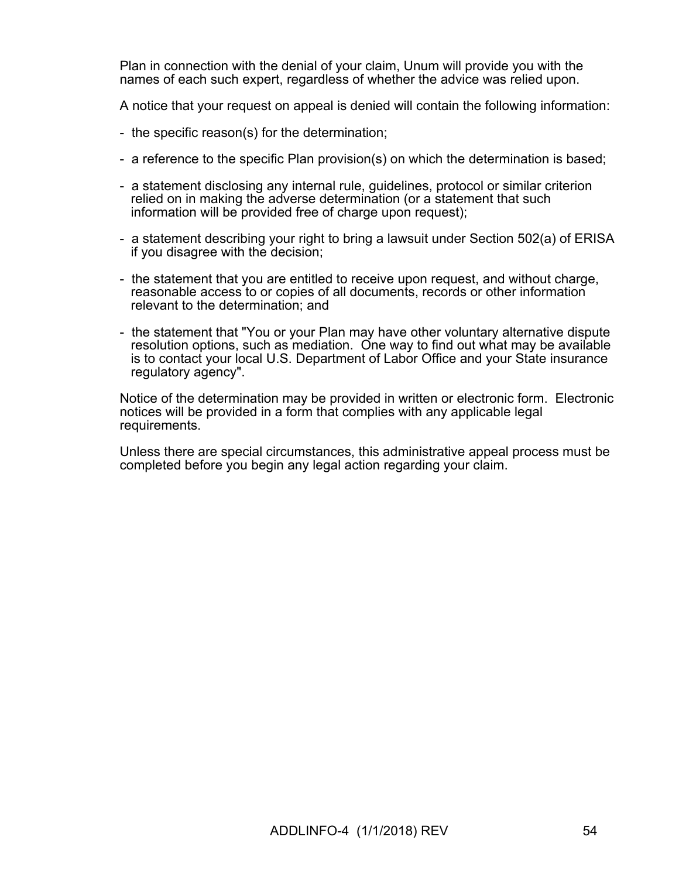Plan in connection with the denial of your claim, Unum will provide you with the names of each such expert, regardless of whether the advice was relied upon.

A notice that your request on appeal is denied will contain the following information:

- the specific reason(s) for the determination;
- a reference to the specific Plan provision(s) on which the determination is based;
- a statement disclosing any internal rule, guidelines, protocol or similar criterion relied on in making the adverse determination (or a statement that such information will be provided free of charge upon request);
- a statement describing your right to bring a lawsuit under Section 502(a) of ERISA if you disagree with the decision;
- the statement that you are entitled to receive upon request, and without charge, reasonable access to or copies of all documents, records or other information relevant to the determination; and
- the statement that "You or your Plan may have other voluntary alternative dispute resolution options, such as mediation. One way to find out what may be available is to contact your local U.S. Department of Labor Office and your State insurance regulatory agency".

Notice of the determination may be provided in written or electronic form. Electronic notices will be provided in a form that complies with any applicable legal requirements.

Unless there are special circumstances, this administrative appeal process must be completed before you begin any legal action regarding your claim.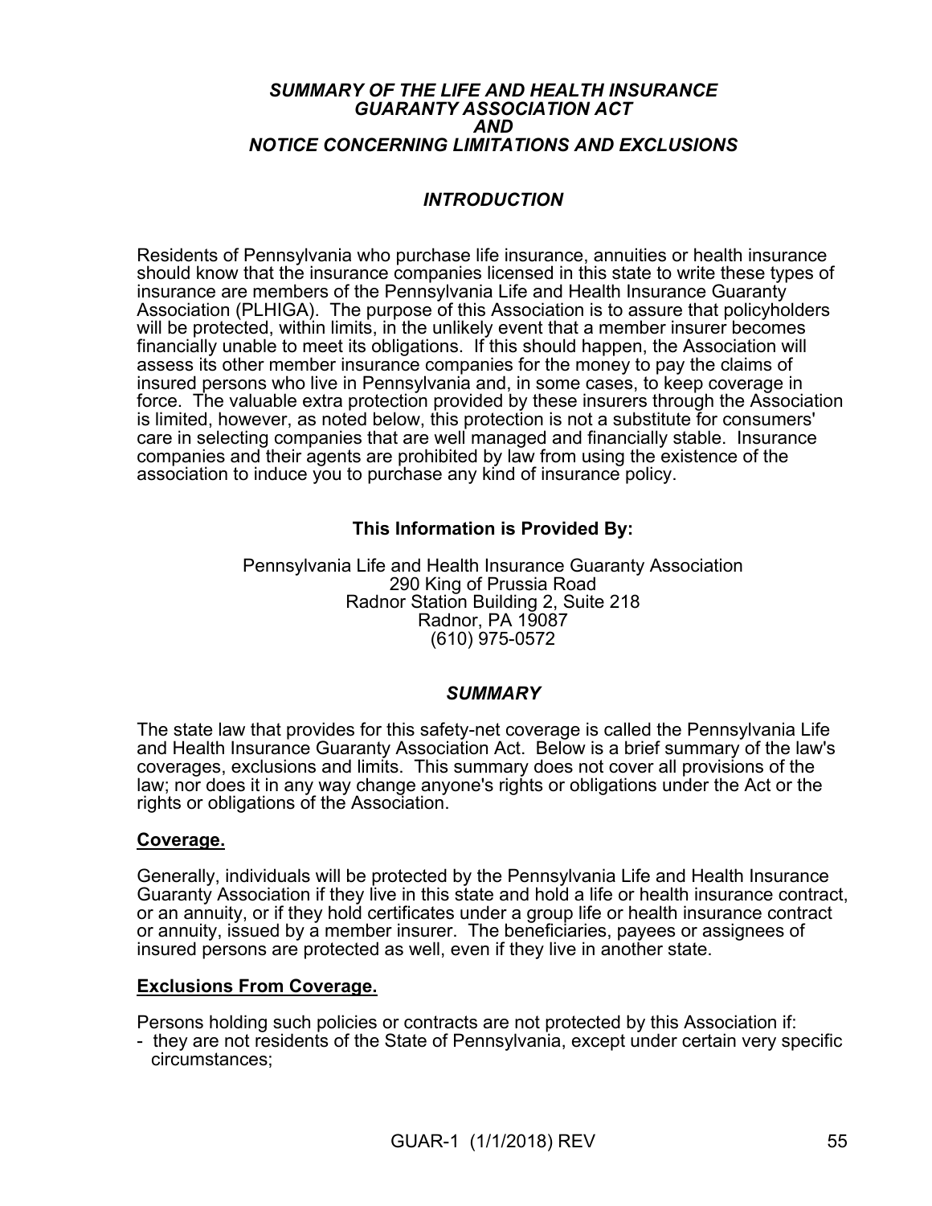# *SUMMARY OF THE LIFE AND HEALTH INSURANCE GUARANTY ASSOCIATION ACT AND NOTICE CONCERNING LIMITATIONS AND EXCLUSIONS*

## *INTRODUCTION*

Residents of Pennsylvania who purchase life insurance, annuities or health insurance should know that the insurance companies licensed in this state to write these types of insurance are members of the Pennsylvania Life and Health Insurance Guaranty Association (PLHIGA). The purpose of this Association is to assure that policyholders will be protected, within limits, in the unlikely event that a member insurer becomes financially unable to meet its obligations. If this should happen, the Association will assess its other member insurance companies for the money to pay the claims of insured persons who live in Pennsylvania and, in some cases, to keep coverage in force. The valuable extra protection provided by these insurers through the Association is limited, however, as noted below, this protection is not a substitute for consumers' care in selecting companies that are well managed and financially stable. Insurance companies and their agents are prohibited by law from using the existence of the association to induce you to purchase any kind of insurance policy.

**This Information is Provided By:**

Pennsylvania Life and Health Insurance Guaranty Association
290 King of Prussia Road
Radnor Station Building 2, Suite 218
Radnor, PA 19087
(610) 975-0572

## *SUMMARY*

The state law that provides for this safety-net coverage is called the Pennsylvania Life and Health Insurance Guaranty Association Act. Below is a brief summary of the law's coverages, exclusions and limits. This summary does not cover all provisions of the law; nor does it in any way change anyone's rights or obligations under the Act or the rights or obligations of the Association.

### Coverage.

Generally, individuals will be protected by the Pennsylvania Life and Health Insurance Guaranty Association if they live in this state and hold a life or health insurance contract, or an annuity, or if they hold certificates under a group life or health insurance contract or annuity, issued by a member insurer. The beneficiaries, payees or assignees of insured persons are protected as well, even if they live in another state.

### Exclusions From Coverage.

Persons holding such policies or contracts are not protected by this Association if:

- they are not residents of the State of Pennsylvania, except under certain very specific circumstances;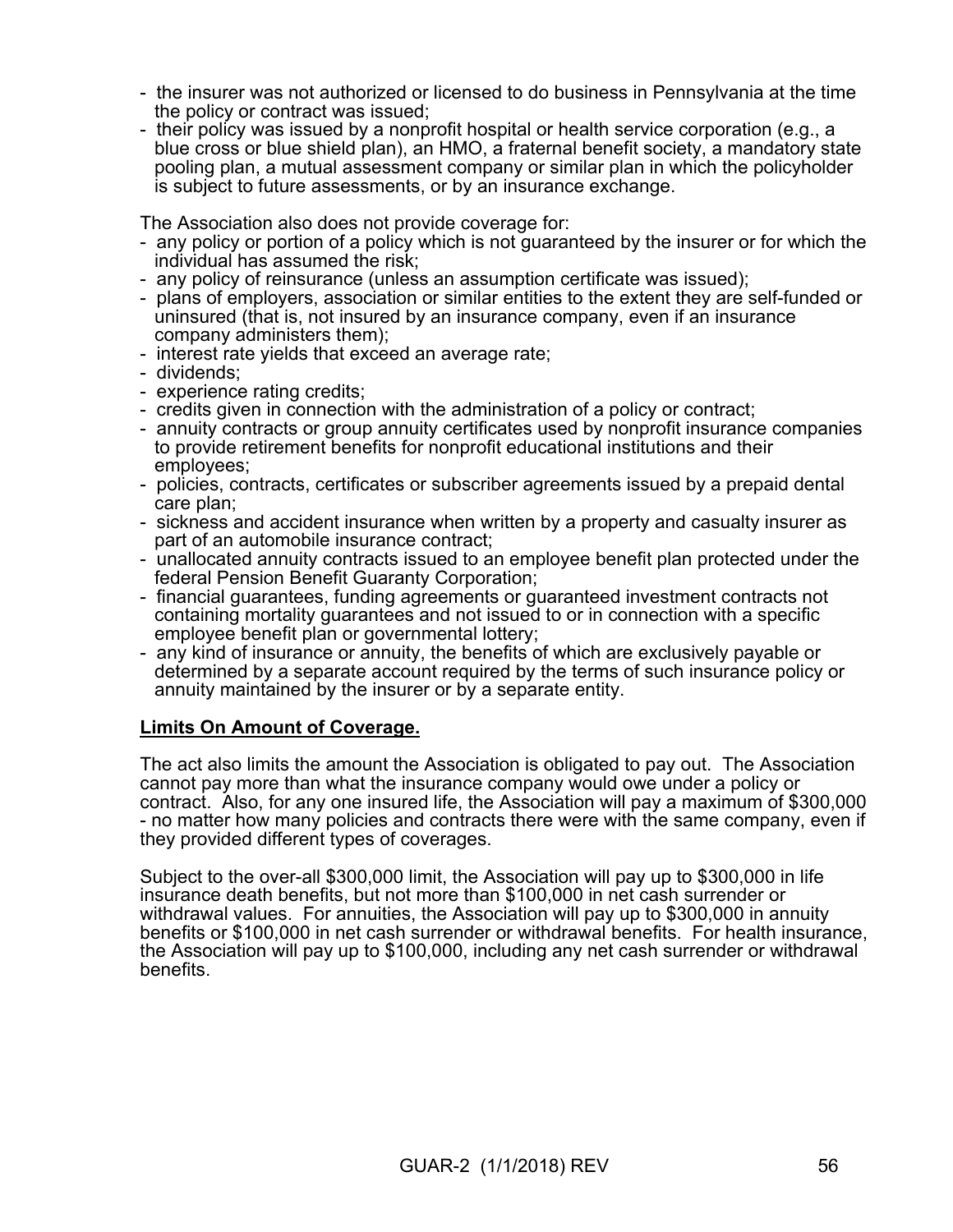- the insurer was not authorized or licensed to do business in Pennsylvania at the time the policy or contract was issued;
- their policy was issued by a nonprofit hospital or health service corporation (e.g., a blue cross or blue shield plan), an HMO, a fraternal benefit society, a mandatory state pooling plan, a mutual assessment company or similar plan in which the policyholder is subject to future assessments, or by an insurance exchange.

The Association also does not provide coverage for:

- any policy or portion of a policy which is not guaranteed by the insurer or for which the individual has assumed the risk;
- any policy of reinsurance (unless an assumption certificate was issued);
- plans of employers, association or similar entities to the extent they are self-funded or uninsured (that is, not insured by an insurance company, even if an insurance company administers them);
- interest rate yields that exceed an average rate;
- dividends;
- experience rating credits;
- credits given in connection with the administration of a policy or contract;
- annuity contracts or group annuity certificates used by nonprofit insurance companies to provide retirement benefits for nonprofit educational institutions and their employees;
- policies, contracts, certificates or subscriber agreements issued by a prepaid dental care plan;
- sickness and accident insurance when written by a property and casualty insurer as part of an automobile insurance contract;
- unallocated annuity contracts issued to an employee benefit plan protected under the federal Pension Benefit Guaranty Corporation;
- financial guarantees, funding agreements or guaranteed investment contracts not containing mortality guarantees and not issued to or in connection with a specific employee benefit plan or governmental lottery;
- any kind of insurance or annuity, the benefits of which are exclusively payable or determined by a separate account required by the terms of such insurance policy or annuity maintained by the insurer or by a separate entity.

**Limits On Amount of Coverage.**

The act also limits the amount the Association is obligated to pay out. The Association cannot pay more than what the insurance company would owe under a policy or contract. Also, for any one insured life, the Association will pay a maximum of $300,000 - no matter how many policies and contracts there were with the same company, even if they provided different types of coverages.

Subject to the over-all $300,000 limit, the Association will pay up to $300,000 in life insurance death benefits, but not more than $100,000 in net cash surrender or withdrawal values. For annuities, the Association will pay up to $300,000 in annuity benefits or $100,000 in net cash surrender or withdrawal benefits. For health insurance, the Association will pay up to $100,000, including any net cash surrender or withdrawal benefits.

GUAR-2 (1/1/2018) REV